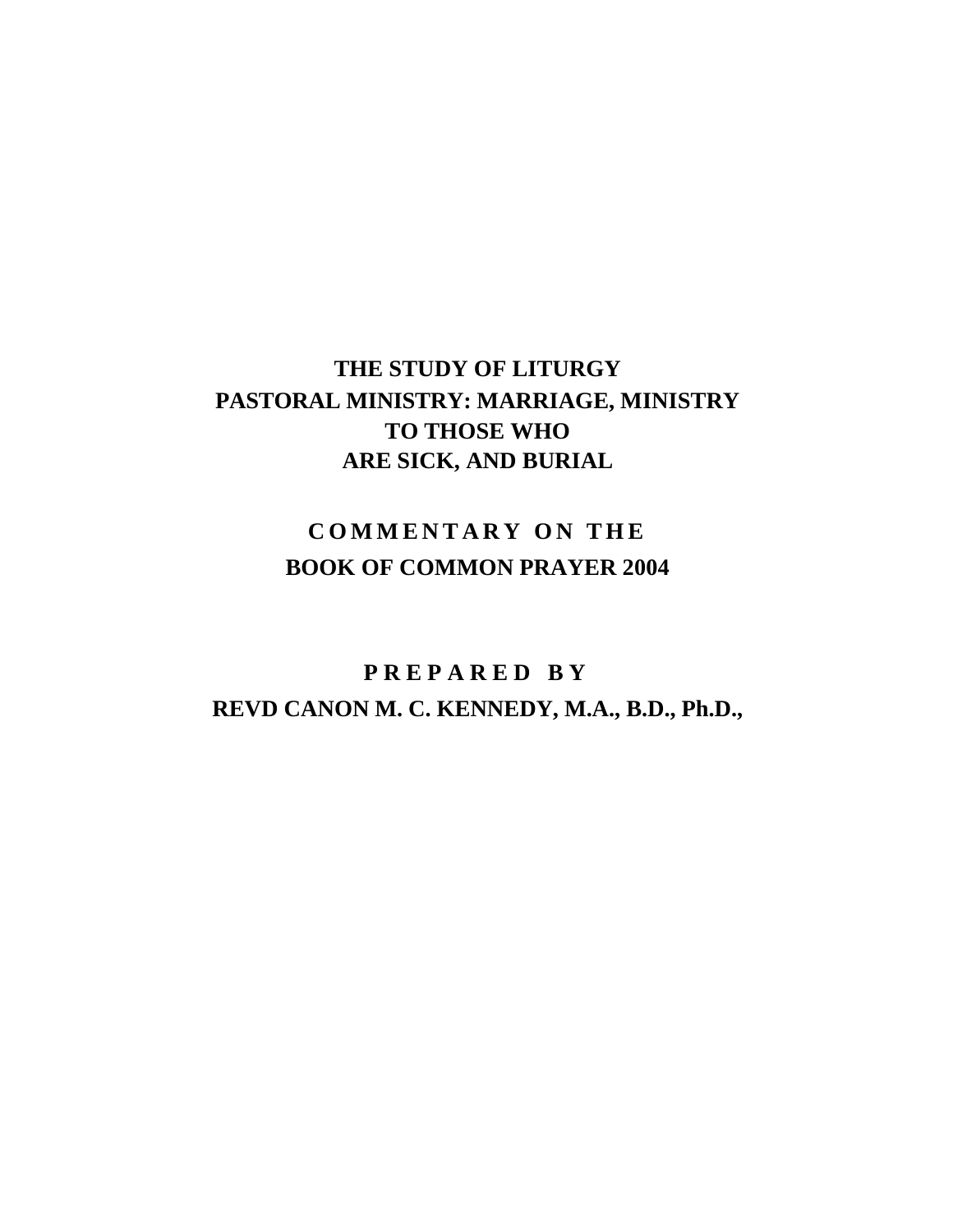# THE STUDY OF LITURGY
# PASTORAL MINISTRY: MARRIAGE, MINISTRY TO THOSE WHO ARE SICK, AND BURIAL

## COMMENTARY ON THE BOOK OF COMMON PRAYER 2004

**PREPARED BY**

**REVD CANON M. C. KENNEDY, M.A., B.D., Ph.D.,**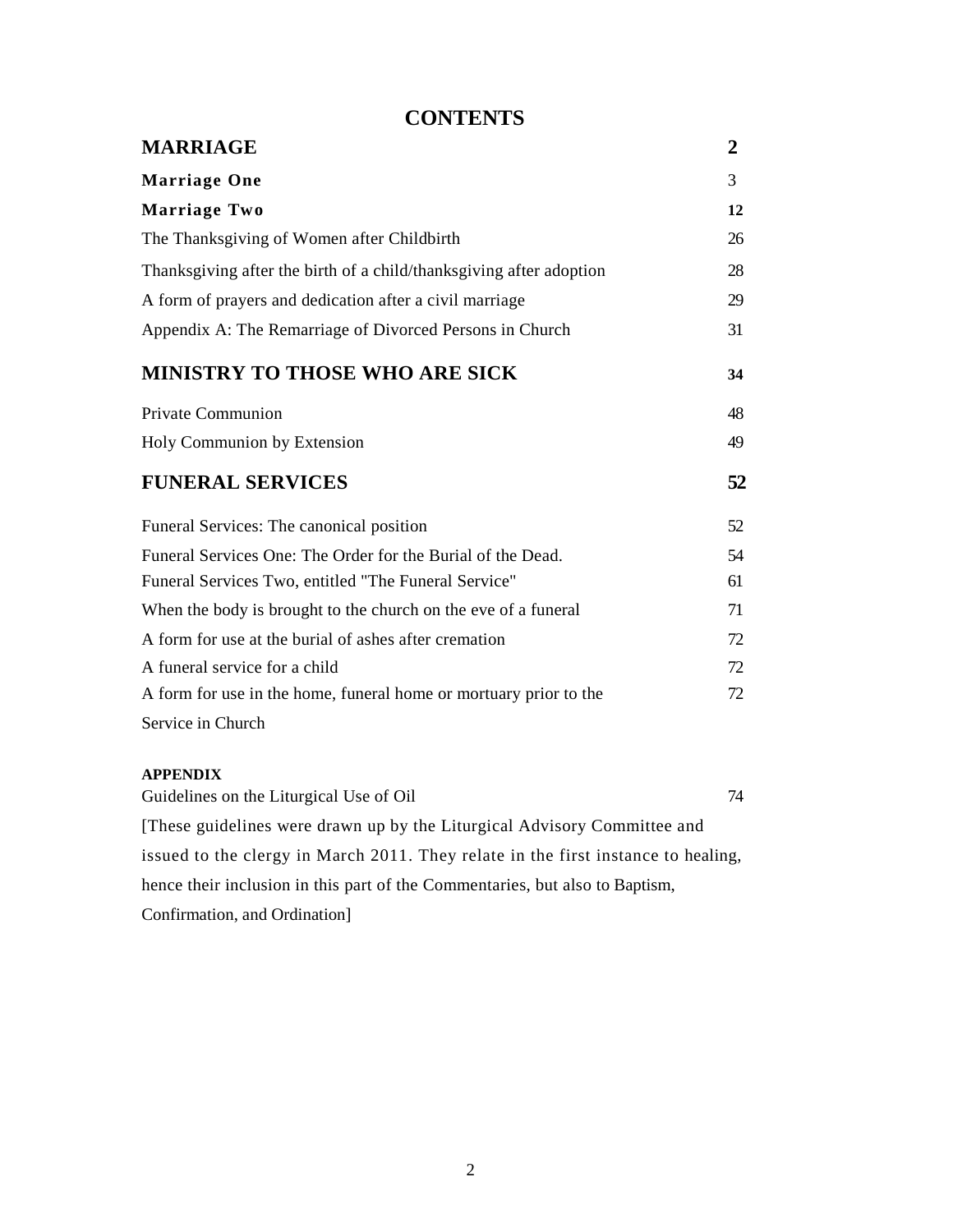# CONTENTS

| | |
|---|---|
| **MARRIAGE** | **2** |
| **Marriage One** | 3 |
| **Marriage Two** | **12** |
| The Thanksgiving of Women after Childbirth | 26 |
| Thanksgiving after the birth of a child/thanksgiving after adoption | 28 |
| A form of prayers and dedication after a civil marriage | 29 |
| Appendix A: The Remarriage of Divorced Persons in Church | 31 |
| **MINISTRY TO THOSE WHO ARE SICK** | **34** |
| Private Communion | 48 |
| Holy Communion by Extension | 49 |
| **FUNERAL SERVICES** | **52** |
| Funeral Services: The canonical position | 52 |
| Funeral Services One: The Order for the Burial of the Dead. | 54 |
| Funeral Services Two, entitled "The Funeral Service" | 61 |
| When the body is brought to the church on the eve of a funeral | 71 |
| A form for use at the burial of ashes after cremation | 72 |
| A funeral service for a child | 72 |
| A form for use in the home, funeral home or mortuary prior to the Service in Church | 72 |

**APPENDIX**

| | |
|---|---|
| Guidelines on the Liturgical Use of Oil | 74 |

[These guidelines were drawn up by the Liturgical Advisory Committee and issued to the clergy in March 2011. They relate in the first instance to healing, hence their inclusion in this part of the Commentaries, but also to Baptism, Confirmation, and Ordination]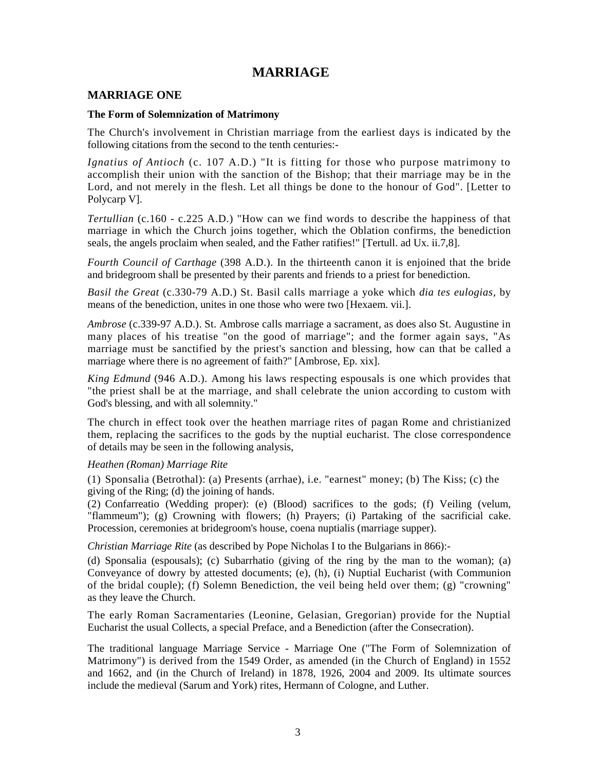# MARRIAGE

## MARRIAGE ONE

### The Form of Solemnization of Matrimony

The Church's involvement in Christian marriage from the earliest days is indicated by the following citations from the second to the tenth centuries:-

*Ignatius of Antioch* (c. 107 A.D.) "It is fitting for those who purpose matrimony to accomplish their union with the sanction of the Bishop; that their marriage may be in the Lord, and not merely in the flesh. Let all things be done to the honour of God". [Letter to Polycarp V].

*Tertullian* (c.160 - c.225 A.D.) "How can we find words to describe the happiness of that marriage in which the Church joins together, which the Oblation confirms, the benediction seals, the angels proclaim when sealed, and the Father ratifies!" [Tertull. ad Ux. ii.7,8].

*Fourth Council of Carthage* (398 A.D.). In the thirteenth canon it is enjoined that the bride and bridegroom shall be presented by their parents and friends to a priest for benediction.

*Basil the Great* (c.330-79 A.D.) St. Basil calls marriage a yoke which *dia tes eulogias*, by means of the benediction, unites in one those who were two [Hexaem. vii.].

*Ambrose* (c.339-97 A.D.). St. Ambrose calls marriage a sacrament, as does also St. Augustine in many places of his treatise "on the good of marriage"; and the former again says, "As marriage must be sanctified by the priest's sanction and blessing, how can that be called a marriage where there is no agreement of faith?" [Ambrose, Ep. xix].

*King Edmund* (946 A.D.). Among his laws respecting espousals is one which provides that "the priest shall be at the marriage, and shall celebrate the union according to custom with God's blessing, and with all solemnity."

The church in effect took over the heathen marriage rites of pagan Rome and christianized them, replacing the sacrifices to the gods by the nuptial eucharist. The close correspondence of details may be seen in the following analysis,

*Heathen (Roman) Marriage Rite*

(1) Sponsalia (Betrothal): (a) Presents (arrhae), i.e. "earnest" money; (b) The Kiss; (c) the giving of the Ring; (d) the joining of hands.
(2) Confarreatio (Wedding proper): (e) (Blood) sacrifices to the gods; (f) Veiling (velum, "flammeum"); (g) Crowning with flowers; (h) Prayers; (i) Partaking of the sacrificial cake. Procession, ceremonies at bridegroom's house, coena nuptialis (marriage supper).

*Christian Marriage Rite* (as described by Pope Nicholas I to the Bulgarians in 866):-

(d) Sponsalia (espousals); (c) Subarrhatio (giving of the ring by the man to the woman); (a) Conveyance of dowry by attested documents; (e), (h), (i) Nuptial Eucharist (with Communion of the bridal couple); (f) Solemn Benediction, the veil being held over them; (g) "crowning" as they leave the Church.

The early Roman Sacramentaries (Leonine, Gelasian, Gregorian) provide for the Nuptial Eucharist the usual Collects, a special Preface, and a Benediction (after the Consecration).

The traditional language Marriage Service - Marriage One ("The Form of Solemnization of Matrimony") is derived from the 1549 Order, as amended (in the Church of England) in 1552 and 1662, and (in the Church of Ireland) in 1878, 1926, 2004 and 2009. Its ultimate sources include the medieval (Sarum and York) rites, Hermann of Cologne, and Luther.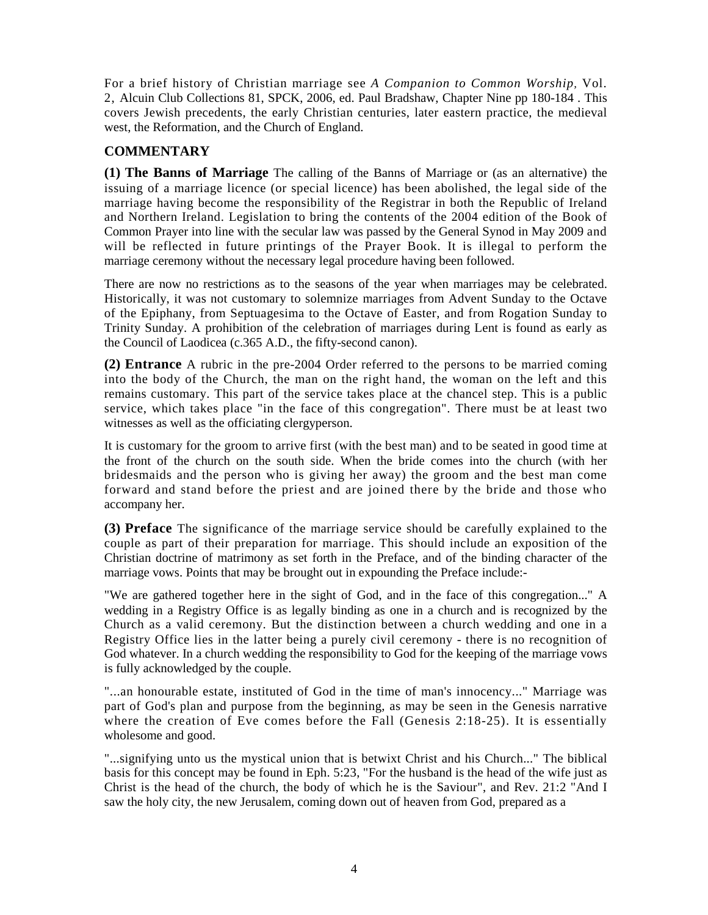For a brief history of Christian marriage see *A Companion to Common Worship,* Vol. 2, Alcuin Club Collections 81, SPCK, 2006, ed. Paul Bradshaw, Chapter Nine pp 180-184 . This covers Jewish precedents, the early Christian centuries, later eastern practice, the medieval west, the Reformation, and the Church of England.

## COMMENTARY

**(1) The Banns of Marriage** The calling of the Banns of Marriage or (as an alternative) the issuing of a marriage licence (or special licence) has been abolished, the legal side of the marriage having become the responsibility of the Registrar in both the Republic of Ireland and Northern Ireland. Legislation to bring the contents of the 2004 edition of the Book of Common Prayer into line with the secular law was passed by the General Synod in May 2009 and will be reflected in future printings of the Prayer Book. It is illegal to perform the marriage ceremony without the necessary legal procedure having been followed.

There are now no restrictions as to the seasons of the year when marriages may be celebrated. Historically, it was not customary to solemnize marriages from Advent Sunday to the Octave of the Epiphany, from Septuagesima to the Octave of Easter, and from Rogation Sunday to Trinity Sunday. A prohibition of the celebration of marriages during Lent is found as early as the Council of Laodicea (c.365 A.D., the fifty-second canon).

**(2) Entrance** A rubric in the pre-2004 Order referred to the persons to be married coming into the body of the Church, the man on the right hand, the woman on the left and this remains customary. This part of the service takes place at the chancel step. This is a public service, which takes place "in the face of this congregation". There must be at least two witnesses as well as the officiating clergyperson.

It is customary for the groom to arrive first (with the best man) and to be seated in good time at the front of the church on the south side. When the bride comes into the church (with her bridesmaids and the person who is giving her away) the groom and the best man come forward and stand before the priest and are joined there by the bride and those who accompany her.

**(3) Preface** The significance of the marriage service should be carefully explained to the couple as part of their preparation for marriage. This should include an exposition of the Christian doctrine of matrimony as set forth in the Preface, and of the binding character of the marriage vows. Points that may be brought out in expounding the Preface include:-

"We are gathered together here in the sight of God, and in the face of this congregation..." A wedding in a Registry Office is as legally binding as one in a church and is recognized by the Church as a valid ceremony. But the distinction between a church wedding and one in a Registry Office lies in the latter being a purely civil ceremony - there is no recognition of God whatever. In a church wedding the responsibility to God for the keeping of the marriage vows is fully acknowledged by the couple.

"...an honourable estate, instituted of God in the time of man's innocency..." Marriage was part of God's plan and purpose from the beginning, as may be seen in the Genesis narrative where the creation of Eve comes before the Fall (Genesis 2:18-25). It is essentially wholesome and good.

"...signifying unto us the mystical union that is betwixt Christ and his Church..." The biblical basis for this concept may be found in Eph. 5:23, "For the husband is the head of the wife just as Christ is the head of the church, the body of which he is the Saviour", and Rev. 21:2 "And I saw the holy city, the new Jerusalem, coming down out of heaven from God, prepared as a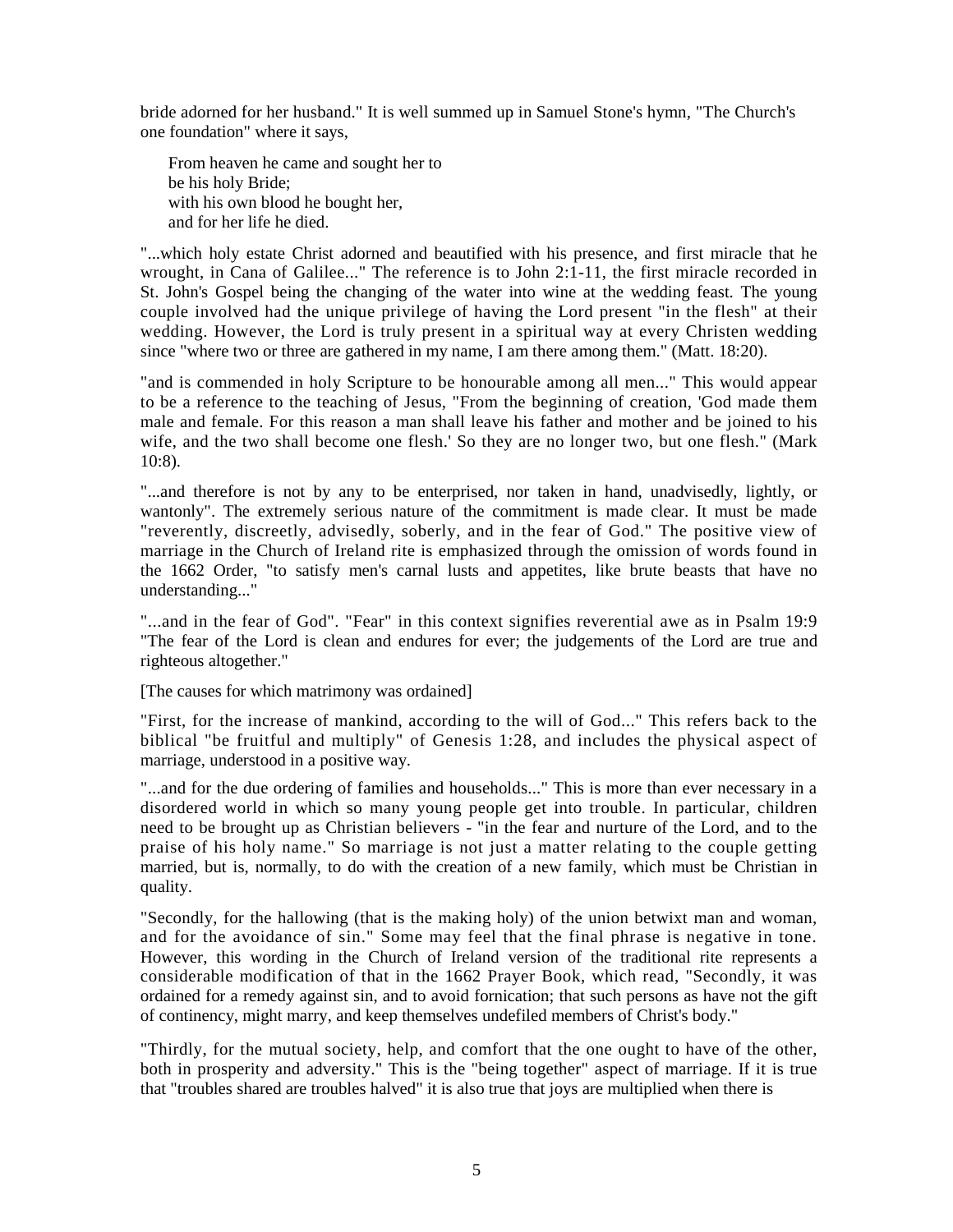bride adorned for her husband." It is well summed up in Samuel Stone's hymn, "The Church's one foundation" where it says,

> From heaven he came and sought her to
> be his holy Bride;
> with his own blood he bought her,
> and for her life he died.

"...which holy estate Christ adorned and beautified with his presence, and first miracle that he wrought, in Cana of Galilee..." The reference is to John 2:1-11, the first miracle recorded in St. John's Gospel being the changing of the water into wine at the wedding feast. The young couple involved had the unique privilege of having the Lord present "in the flesh" at their wedding. However, the Lord is truly present in a spiritual way at every Christen wedding since "where two or three are gathered in my name, I am there among them." (Matt. 18:20).

"and is commended in holy Scripture to be honourable among all men..." This would appear to be a reference to the teaching of Jesus, "From the beginning of creation, 'God made them male and female. For this reason a man shall leave his father and mother and be joined to his wife, and the two shall become one flesh.' So they are no longer two, but one flesh." (Mark 10:8).

"...and therefore is not by any to be enterprised, nor taken in hand, unadvisedly, lightly, or wantonly". The extremely serious nature of the commitment is made clear. It must be made "reverently, discreetly, advisedly, soberly, and in the fear of God." The positive view of marriage in the Church of Ireland rite is emphasized through the omission of words found in the 1662 Order, "to satisfy men's carnal lusts and appetites, like brute beasts that have no understanding..."

"...and in the fear of God". "Fear" in this context signifies reverential awe as in Psalm 19:9 "The fear of the Lord is clean and endures for ever; the judgements of the Lord are true and righteous altogether."

[The causes for which matrimony was ordained]

"First, for the increase of mankind, according to the will of God..." This refers back to the biblical "be fruitful and multiply" of Genesis 1:28, and includes the physical aspect of marriage, understood in a positive way.

"...and for the due ordering of families and households..." This is more than ever necessary in a disordered world in which so many young people get into trouble. In particular, children need to be brought up as Christian believers - "in the fear and nurture of the Lord, and to the praise of his holy name." So marriage is not just a matter relating to the couple getting married, but is, normally, to do with the creation of a new family, which must be Christian in quality.

"Secondly, for the hallowing (that is the making holy) of the union betwixt man and woman, and for the avoidance of sin." Some may feel that the final phrase is negative in tone. However, this wording in the Church of Ireland version of the traditional rite represents a considerable modification of that in the 1662 Prayer Book, which read, "Secondly, it was ordained for a remedy against sin, and to avoid fornication; that such persons as have not the gift of continency, might marry, and keep themselves undefiled members of Christ's body."

"Thirdly, for the mutual society, help, and comfort that the one ought to have of the other, both in prosperity and adversity." This is the "being together" aspect of marriage. If it is true that "troubles shared are troubles halved" it is also true that joys are multiplied when there is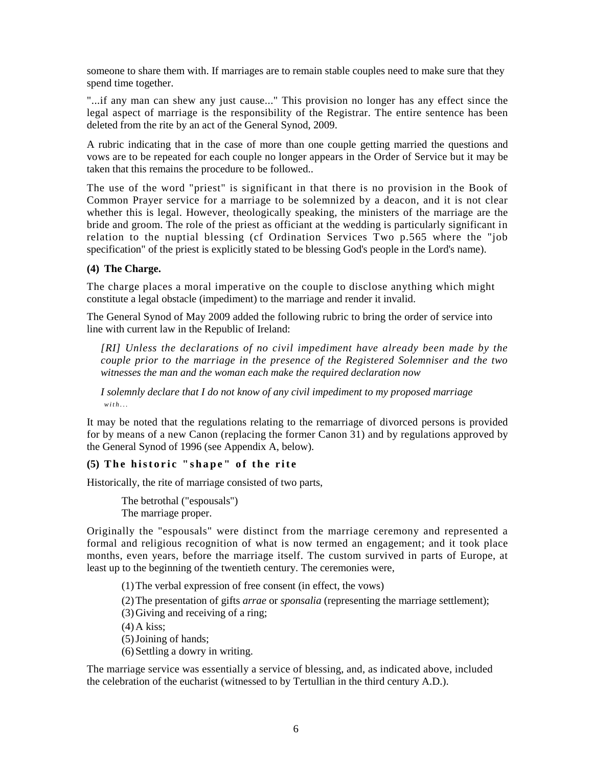someone to share them with. If marriages are to remain stable couples need to make sure that they spend time together.

"...if any man can shew any just cause..." This provision no longer has any effect since the legal aspect of marriage is the responsibility of the Registrar. The entire sentence has been deleted from the rite by an act of the General Synod, 2009.

A rubric indicating that in the case of more than one couple getting married the questions and vows are to be repeated for each couple no longer appears in the Order of Service but it may be taken that this remains the procedure to be followed..

The use of the word "priest" is significant in that there is no provision in the Book of Common Prayer service for a marriage to be solemnized by a deacon, and it is not clear whether this is legal. However, theologically speaking, the ministers of the marriage are the bride and groom. The role of the priest as officiant at the wedding is particularly significant in relation to the nuptial blessing (cf Ordination Services Two p.565 where the "job specification" of the priest is explicitly stated to be blessing God's people in the Lord's name).

**(4) The Charge.**

The charge places a moral imperative on the couple to disclose anything which might constitute a legal obstacle (impediment) to the marriage and render it invalid.

The General Synod of May 2009 added the following rubric to bring the order of service into line with current law in the Republic of Ireland:

> *[RI] Unless the declarations of no civil impediment have already been made by the couple prior to the marriage in the presence of the Registered Solemniser and the two witnesses the man and the woman each make the required declaration now*
>
> *I solemnly declare that I do not know of any civil impediment to my proposed marriage with...*

It may be noted that the regulations relating to the remarriage of divorced persons is provided for by means of a new Canon (replacing the former Canon 31) and by regulations approved by the General Synod of 1996 (see Appendix A, below).

**(5) The historic "shape" of the rite**

Historically, the rite of marriage consisted of two parts,

The betrothal ("espousals")
The marriage proper.

Originally the "espousals" were distinct from the marriage ceremony and represented a formal and religious recognition of what is now termed an engagement; and it took place months, even years, before the marriage itself. The custom survived in parts of Europe, at least up to the beginning of the twentieth century. The ceremonies were,

(1) The verbal expression of free consent (in effect, the vows)
(2) The presentation of gifts *arrae* or *sponsalia* (representing the marriage settlement);
(3) Giving and receiving of a ring;
(4) A kiss;
(5) Joining of hands;
(6) Settling a dowry in writing.

The marriage service was essentially a service of blessing, and, as indicated above, included the celebration of the eucharist (witnessed to by Tertullian in the third century A.D.).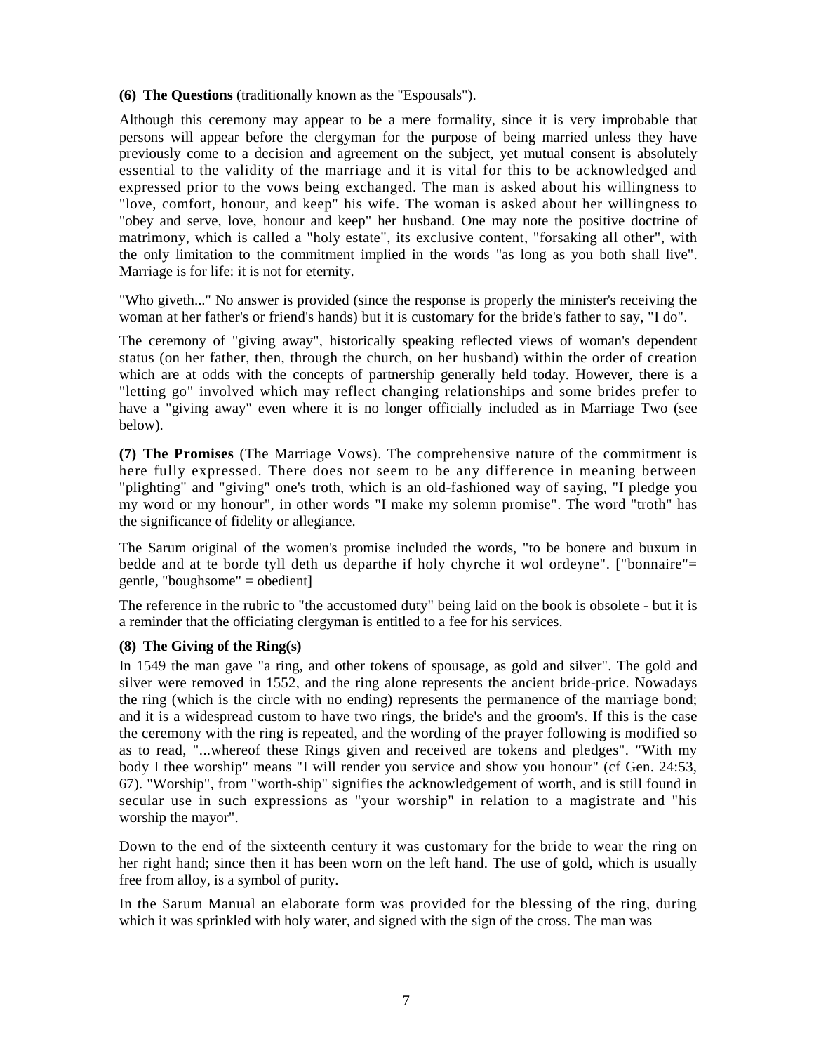**(6) The Questions** (traditionally known as the "Espousals").

Although this ceremony may appear to be a mere formality, since it is very improbable that persons will appear before the clergyman for the purpose of being married unless they have previously come to a decision and agreement on the subject, yet mutual consent is absolutely essential to the validity of the marriage and it is vital for this to be acknowledged and expressed prior to the vows being exchanged. The man is asked about his willingness to "love, comfort, honour, and keep" his wife. The woman is asked about her willingness to "obey and serve, love, honour and keep" her husband. One may note the positive doctrine of matrimony, which is called a "holy estate", its exclusive content, "forsaking all other", with the only limitation to the commitment implied in the words "as long as you both shall live". Marriage is for life: it is not for eternity.

"Who giveth..." No answer is provided (since the response is properly the minister's receiving the woman at her father's or friend's hands) but it is customary for the bride's father to say, "I do".

The ceremony of "giving away", historically speaking reflected views of woman's dependent status (on her father, then, through the church, on her husband) within the order of creation which are at odds with the concepts of partnership generally held today. However, there is a "letting go" involved which may reflect changing relationships and some brides prefer to have a "giving away" even where it is no longer officially included as in Marriage Two (see below).

**(7) The Promises** (The Marriage Vows). The comprehensive nature of the commitment is here fully expressed. There does not seem to be any difference in meaning between "plighting" and "giving" one's troth, which is an old-fashioned way of saying, "I pledge you my word or my honour", in other words "I make my solemn promise". The word "troth" has the significance of fidelity or allegiance.

The Sarum original of the women's promise included the words, "to be bonere and buxum in bedde and at te borde tyll deth us departhe if holy chyrche it wol ordeyne". ["bonnaire"= gentle, "boughsome" = obedient]

The reference in the rubric to "the accustomed duty" being laid on the book is obsolete - but it is a reminder that the officiating clergyman is entitled to a fee for his services.

**(8) The Giving of the Ring(s)**

In 1549 the man gave "a ring, and other tokens of spousage, as gold and silver". The gold and silver were removed in 1552, and the ring alone represents the ancient bride-price. Nowadays the ring (which is the circle with no ending) represents the permanence of the marriage bond; and it is a widespread custom to have two rings, the bride's and the groom's. If this is the case the ceremony with the ring is repeated, and the wording of the prayer following is modified so as to read, "...whereof these Rings given and received are tokens and pledges". "With my body I thee worship" means "I will render you service and show you honour" (cf Gen. 24:53, 67). "Worship", from "worth-ship" signifies the acknowledgement of worth, and is still found in secular use in such expressions as "your worship" in relation to a magistrate and "his worship the mayor".

Down to the end of the sixteenth century it was customary for the bride to wear the ring on her right hand; since then it has been worn on the left hand. The use of gold, which is usually free from alloy, is a symbol of purity.

In the Sarum Manual an elaborate form was provided for the blessing of the ring, during which it was sprinkled with holy water, and signed with the sign of the cross. The man was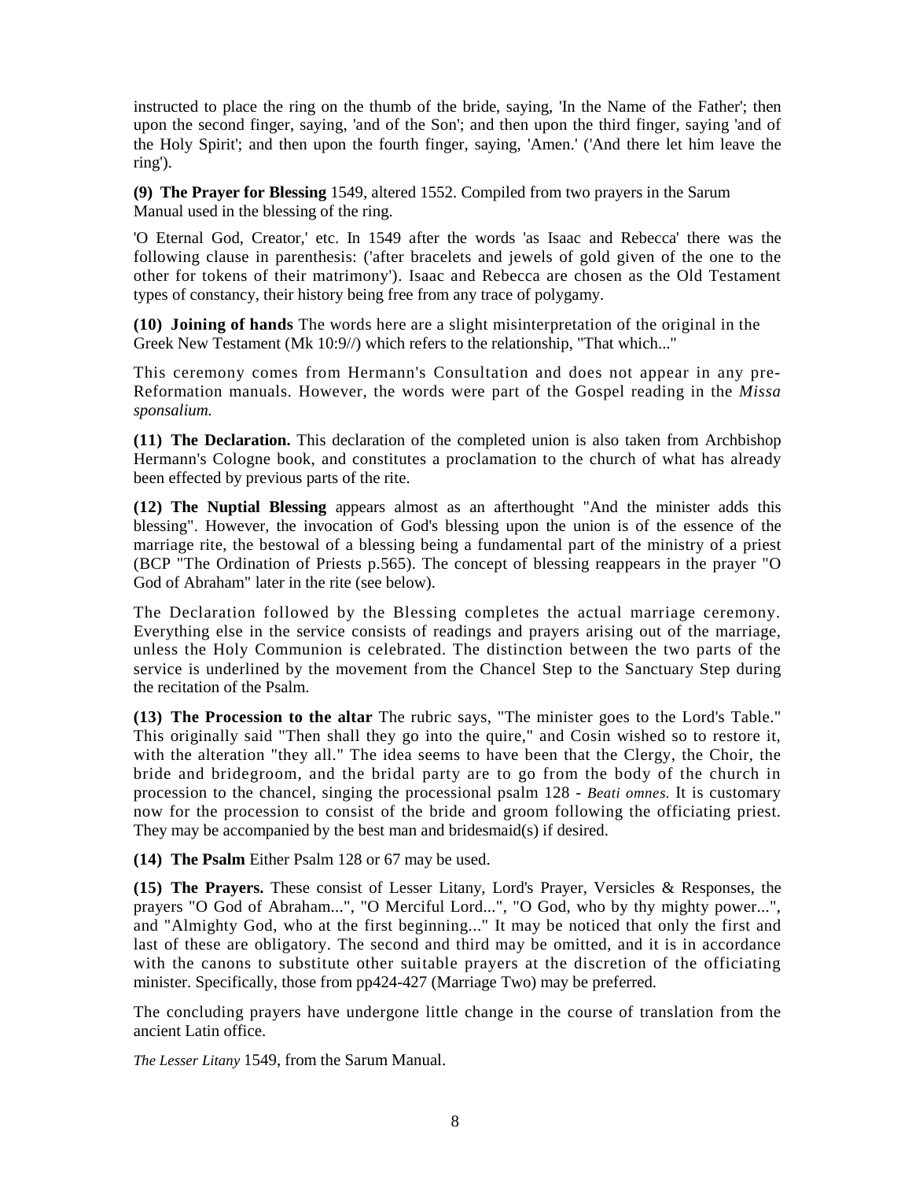instructed to place the ring on the thumb of the bride, saying, 'In the Name of the Father'; then upon the second finger, saying, 'and of the Son'; and then upon the third finger, saying 'and of the Holy Spirit'; and then upon the fourth finger, saying, 'Amen.' ('And there let him leave the ring').

**(9) The Prayer for Blessing** 1549, altered 1552. Compiled from two prayers in the Sarum Manual used in the blessing of the ring.

'O Eternal God, Creator,' etc. In 1549 after the words 'as Isaac and Rebecca' there was the following clause in parenthesis: ('after bracelets and jewels of gold given of the one to the other for tokens of their matrimony'). Isaac and Rebecca are chosen as the Old Testament types of constancy, their history being free from any trace of polygamy.

**(10) Joining of hands** The words here are a slight misinterpretation of the original in the Greek New Testament (Mk 10:9//) which refers to the relationship, "That which..."

This ceremony comes from Hermann's Consultation and does not appear in any pre-Reformation manuals. However, the words were part of the Gospel reading in the *Missa sponsalium.*

**(11) The Declaration.** This declaration of the completed union is also taken from Archbishop Hermann's Cologne book, and constitutes a proclamation to the church of what has already been effected by previous parts of the rite.

**(12) The Nuptial Blessing** appears almost as an afterthought "And the minister adds this blessing". However, the invocation of God's blessing upon the union is of the essence of the marriage rite, the bestowal of a blessing being a fundamental part of the ministry of a priest (BCP "The Ordination of Priests p.565). The concept of blessing reappears in the prayer "O God of Abraham" later in the rite (see below).

The Declaration followed by the Blessing completes the actual marriage ceremony. Everything else in the service consists of readings and prayers arising out of the marriage, unless the Holy Communion is celebrated. The distinction between the two parts of the service is underlined by the movement from the Chancel Step to the Sanctuary Step during the recitation of the Psalm.

**(13) The Procession to the altar** The rubric says, "The minister goes to the Lord's Table." This originally said "Then shall they go into the quire," and Cosin wished so to restore it, with the alteration "they all." The idea seems to have been that the Clergy, the Choir, the bride and bridegroom, and the bridal party are to go from the body of the church in procession to the chancel, singing the processional psalm 128 - *Beati omnes.* It is customary now for the procession to consist of the bride and groom following the officiating priest. They may be accompanied by the best man and bridesmaid(s) if desired.

**(14) The Psalm** Either Psalm 128 or 67 may be used.

**(15) The Prayers.** These consist of Lesser Litany, Lord's Prayer, Versicles & Responses, the prayers "O God of Abraham...", "O Merciful Lord...", "O God, who by thy mighty power...", and "Almighty God, who at the first beginning..." It may be noticed that only the first and last of these are obligatory. The second and third may be omitted, and it is in accordance with the canons to substitute other suitable prayers at the discretion of the officiating minister. Specifically, those from pp424-427 (Marriage Two) may be preferred.

The concluding prayers have undergone little change in the course of translation from the ancient Latin office.

*The Lesser Litany* 1549, from the Sarum Manual.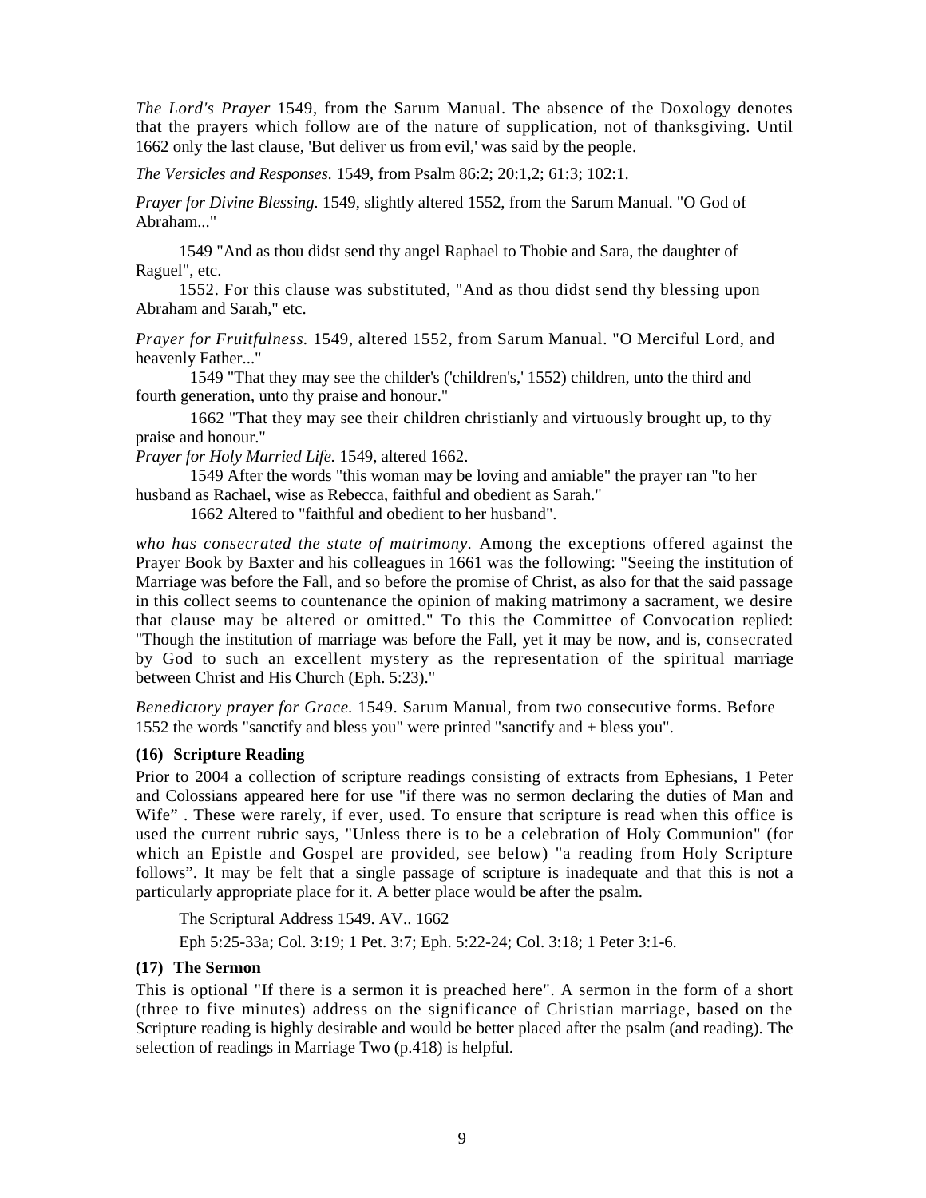*The Lord's Prayer* 1549, from the Sarum Manual. The absence of the Doxology denotes that the prayers which follow are of the nature of supplication, not of thanksgiving. Until 1662 only the last clause, 'But deliver us from evil,' was said by the people.

*The Versicles and Responses.* 1549, from Psalm 86:2; 20:1,2; 61:3; 102:1.

*Prayer for Divine Blessing.* 1549, slightly altered 1552, from the Sarum Manual. "O God of Abraham..."

1549 "And as thou didst send thy angel Raphael to Thobie and Sara, the daughter of Raguel", etc.

1552. For this clause was substituted, "And as thou didst send thy blessing upon Abraham and Sarah," etc.

*Prayer for Fruitfulness.* 1549, altered 1552, from Sarum Manual. "O Merciful Lord, and heavenly Father..."

1549 "That they may see the childer's ('children's,' 1552) children, unto the third and fourth generation, unto thy praise and honour."

1662 "That they may see their children christianly and virtuously brought up, to thy praise and honour."

*Prayer for Holy Married Life.* 1549, altered 1662.

1549 After the words "this woman may be loving and amiable" the prayer ran "to her husband as Rachael, wise as Rebecca, faithful and obedient as Sarah."

1662 Altered to "faithful and obedient to her husband".

*who has consecrated the state of matrimony.* Among the exceptions offered against the Prayer Book by Baxter and his colleagues in 1661 was the following: "Seeing the institution of Marriage was before the Fall, and so before the promise of Christ, as also for that the said passage in this collect seems to countenance the opinion of making matrimony a sacrament, we desire that clause may be altered or omitted." To this the Committee of Convocation replied: "Though the institution of marriage was before the Fall, yet it may be now, and is, consecrated by God to such an excellent mystery as the representation of the spiritual marriage between Christ and His Church (Eph. 5:23)."

*Benedictory prayer for Grace.* 1549. Sarum Manual, from two consecutive forms. Before 1552 the words "sanctify and bless you" were printed "sanctify and + bless you".

**(16) Scripture Reading**

Prior to 2004 a collection of scripture readings consisting of extracts from Ephesians, 1 Peter and Colossians appeared here for use "if there was no sermon declaring the duties of Man and Wife" . These were rarely, if ever, used. To ensure that scripture is read when this office is used the current rubric says, "Unless there is to be a celebration of Holy Communion" (for which an Epistle and Gospel are provided, see below) "a reading from Holy Scripture follows". It may be felt that a single passage of scripture is inadequate and that this is not a particularly appropriate place for it. A better place would be after the psalm.

The Scriptural Address 1549. AV.. 1662

Eph 5:25-33a; Col. 3:19; 1 Pet. 3:7; Eph. 5:22-24; Col. 3:18; 1 Peter 3:1-6.

**(17) The Sermon**

This is optional "If there is a sermon it is preached here". A sermon in the form of a short (three to five minutes) address on the significance of Christian marriage, based on the Scripture reading is highly desirable and would be better placed after the psalm (and reading). The selection of readings in Marriage Two (p.418) is helpful.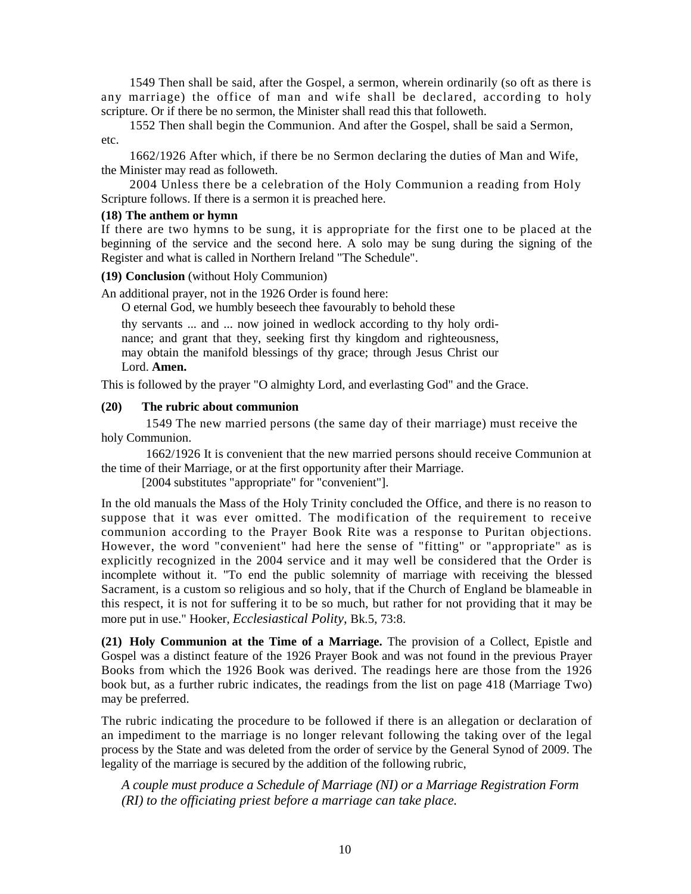1549 Then shall be said, after the Gospel, a sermon, wherein ordinarily (so oft as there is any marriage) the office of man and wife shall be declared, according to holy scripture. Or if there be no sermon, the Minister shall read this that followeth.

1552 Then shall begin the Communion. And after the Gospel, shall be said a Sermon, etc.

1662/1926 After which, if there be no Sermon declaring the duties of Man and Wife, the Minister may read as followeth.

2004 Unless there be a celebration of the Holy Communion a reading from Holy Scripture follows. If there is a sermon it is preached here.

**(18) The anthem or hymn**

If there are two hymns to be sung, it is appropriate for the first one to be placed at the beginning of the service and the second here. A solo may be sung during the signing of the Register and what is called in Northern Ireland "The Schedule".

**(19) Conclusion** (without Holy Communion)

An additional prayer, not in the 1926 Order is found here:

> O eternal God, we humbly beseech thee favourably to behold these thy servants ... and ... now joined in wedlock according to thy holy ordinance; and grant that they, seeking first thy kingdom and righteousness, may obtain the manifold blessings of thy grace; through Jesus Christ our Lord. **Amen.**

This is followed by the prayer "O almighty Lord, and everlasting God" and the Grace.

**(20) The rubric about communion**

1549 The new married persons (the same day of their marriage) must receive the holy Communion.

1662/1926 It is convenient that the new married persons should receive Communion at the time of their Marriage, or at the first opportunity after their Marriage.

[2004 substitutes "appropriate" for "convenient"].

In the old manuals the Mass of the Holy Trinity concluded the Office, and there is no reason to suppose that it was ever omitted. The modification of the requirement to receive communion according to the Prayer Book Rite was a response to Puritan objections. However, the word "convenient" had here the sense of "fitting" or "appropriate" as is explicitly recognized in the 2004 service and it may well be considered that the Order is incomplete without it. "To end the public solemnity of marriage with receiving the blessed Sacrament, is a custom so religious and so holy, that if the Church of England be blameable in this respect, it is not for suffering it to be so much, but rather for not providing that it may be more put in use." Hooker, *Ecclesiastical Polity*, Bk.5, 73:8.

**(21) Holy Communion at the Time of a Marriage.** The provision of a Collect, Epistle and Gospel was a distinct feature of the 1926 Prayer Book and was not found in the previous Prayer Books from which the 1926 Book was derived. The readings here are those from the 1926 book but, as a further rubric indicates, the readings from the list on page 418 (Marriage Two) may be preferred.

The rubric indicating the procedure to be followed if there is an allegation or declaration of an impediment to the marriage is no longer relevant following the taking over of the legal process by the State and was deleted from the order of service by the General Synod of 2009. The legality of the marriage is secured by the addition of the following rubric,

> *A couple must produce a Schedule of Marriage (NI) or a Marriage Registration Form (RI) to the officiating priest before a marriage can take place.*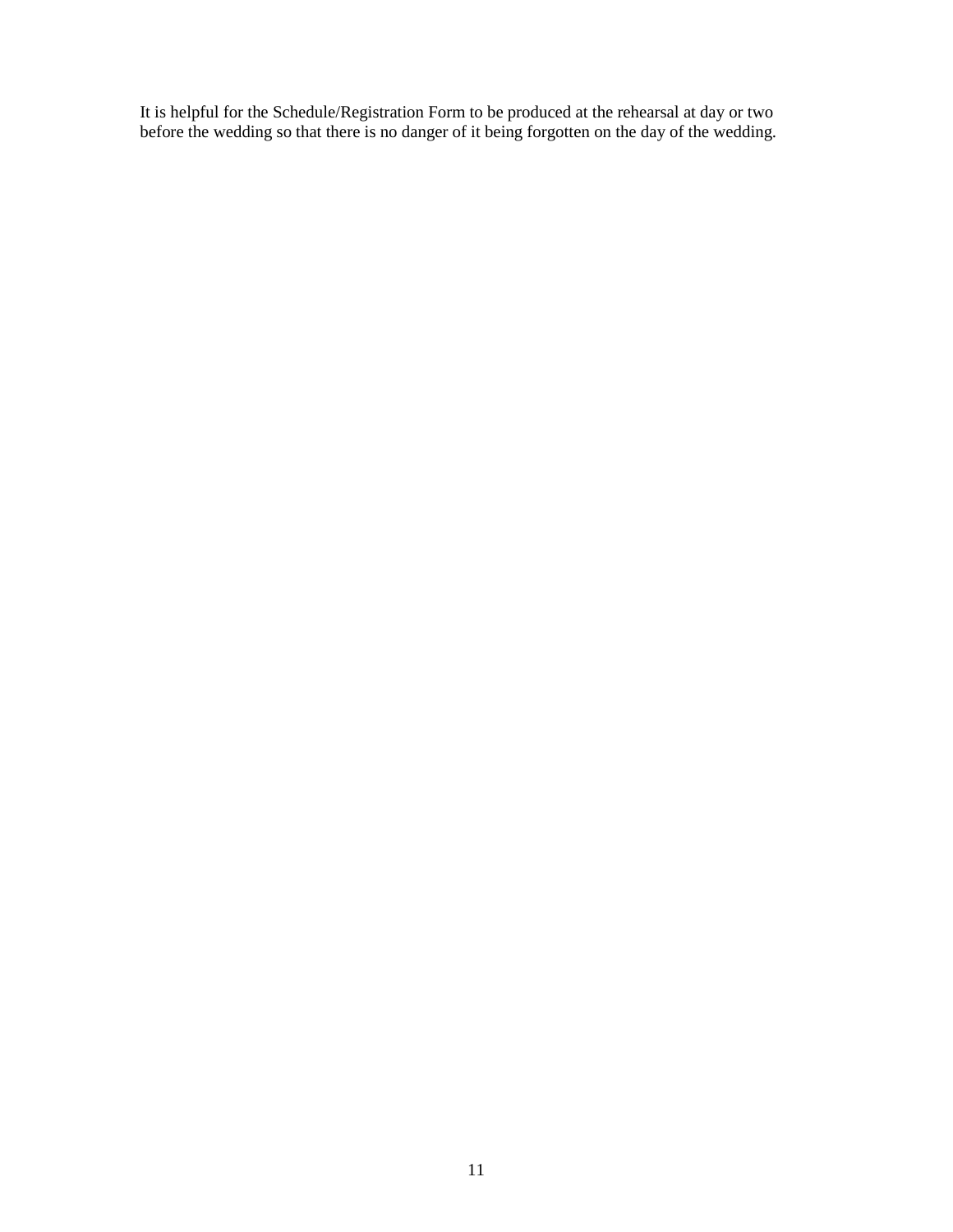It is helpful for the Schedule/Registration Form to be produced at the rehearsal at day or two before the wedding so that there is no danger of it being forgotten on the day of the wedding.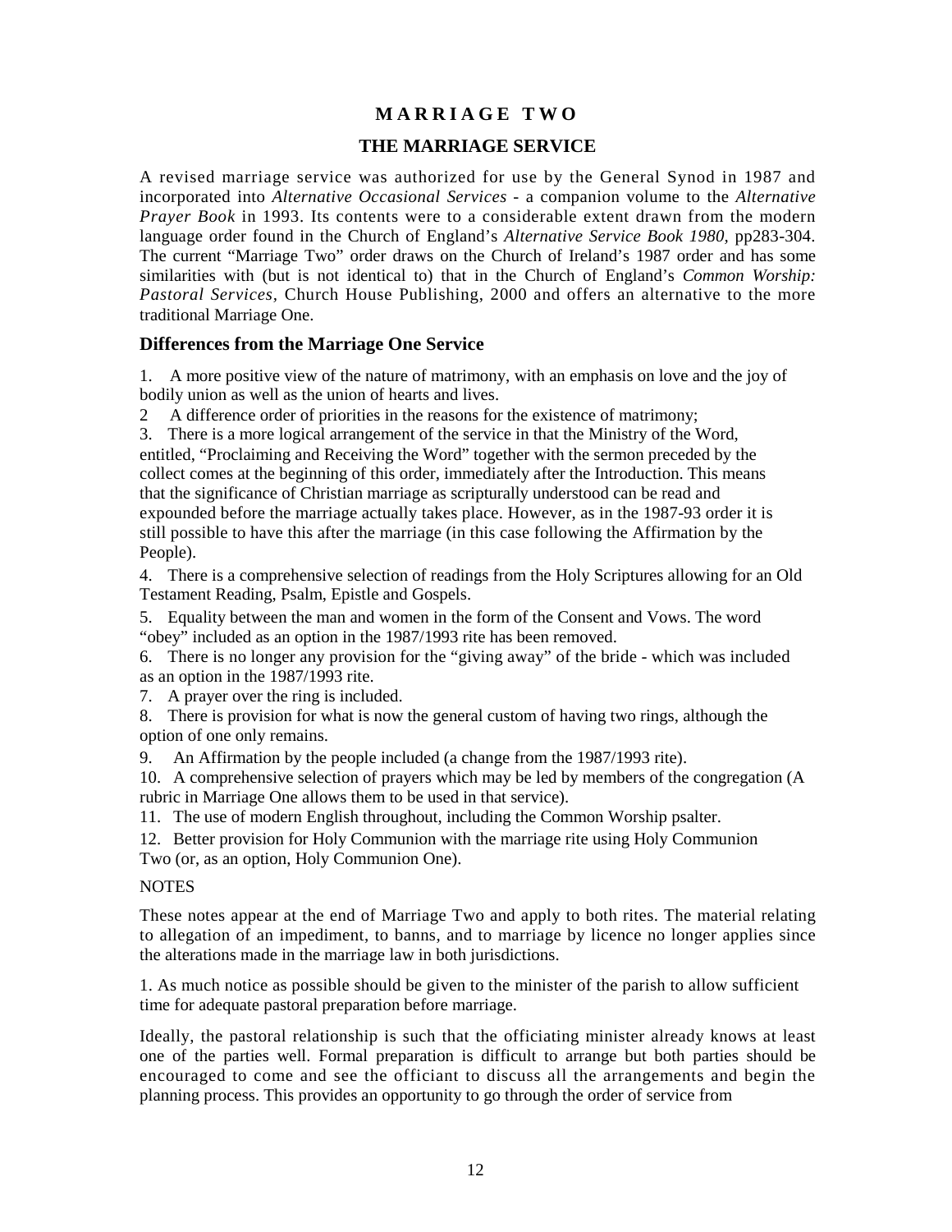# M A R R I A G E T W O

## THE MARRIAGE SERVICE

A revised marriage service was authorized for use by the General Synod in 1987 and incorporated into *Alternative Occasional Services* - a companion volume to the *Alternative Prayer Book* in 1993. Its contents were to a considerable extent drawn from the modern language order found in the Church of England's *Alternative Service Book 1980,* pp283-304. The current "Marriage Two" order draws on the Church of Ireland's 1987 order and has some similarities with (but is not identical to) that in the Church of England's *Common Worship: Pastoral Services*, Church House Publishing, 2000 and offers an alternative to the more traditional Marriage One.

### Differences from the Marriage One Service

1. A more positive view of the nature of matrimony, with an emphasis on love and the joy of bodily union as well as the union of hearts and lives.

2 A difference order of priorities in the reasons for the existence of matrimony;

3. There is a more logical arrangement of the service in that the Ministry of the Word, entitled, "Proclaiming and Receiving the Word" together with the sermon preceded by the collect comes at the beginning of this order, immediately after the Introduction. This means that the significance of Christian marriage as scripturally understood can be read and expounded before the marriage actually takes place. However, as in the 1987-93 order it is still possible to have this after the marriage (in this case following the Affirmation by the People).

4. There is a comprehensive selection of readings from the Holy Scriptures allowing for an Old Testament Reading, Psalm, Epistle and Gospels.

5. Equality between the man and women in the form of the Consent and Vows. The word "obey" included as an option in the 1987/1993 rite has been removed.

6. There is no longer any provision for the "giving away" of the bride - which was included as an option in the 1987/1993 rite.

7. A prayer over the ring is included.

8. There is provision for what is now the general custom of having two rings, although the option of one only remains.

9. An Affirmation by the people included (a change from the 1987/1993 rite).

10. A comprehensive selection of prayers which may be led by members of the congregation (A rubric in Marriage One allows them to be used in that service).

11. The use of modern English throughout, including the Common Worship psalter.

12. Better provision for Holy Communion with the marriage rite using Holy Communion Two (or, as an option, Holy Communion One).

NOTES

These notes appear at the end of Marriage Two and apply to both rites. The material relating to allegation of an impediment, to banns, and to marriage by licence no longer applies since the alterations made in the marriage law in both jurisdictions.

1. As much notice as possible should be given to the minister of the parish to allow sufficient time for adequate pastoral preparation before marriage.

Ideally, the pastoral relationship is such that the officiating minister already knows at least one of the parties well. Formal preparation is difficult to arrange but both parties should be encouraged to come and see the officiant to discuss all the arrangements and begin the planning process. This provides an opportunity to go through the order of service from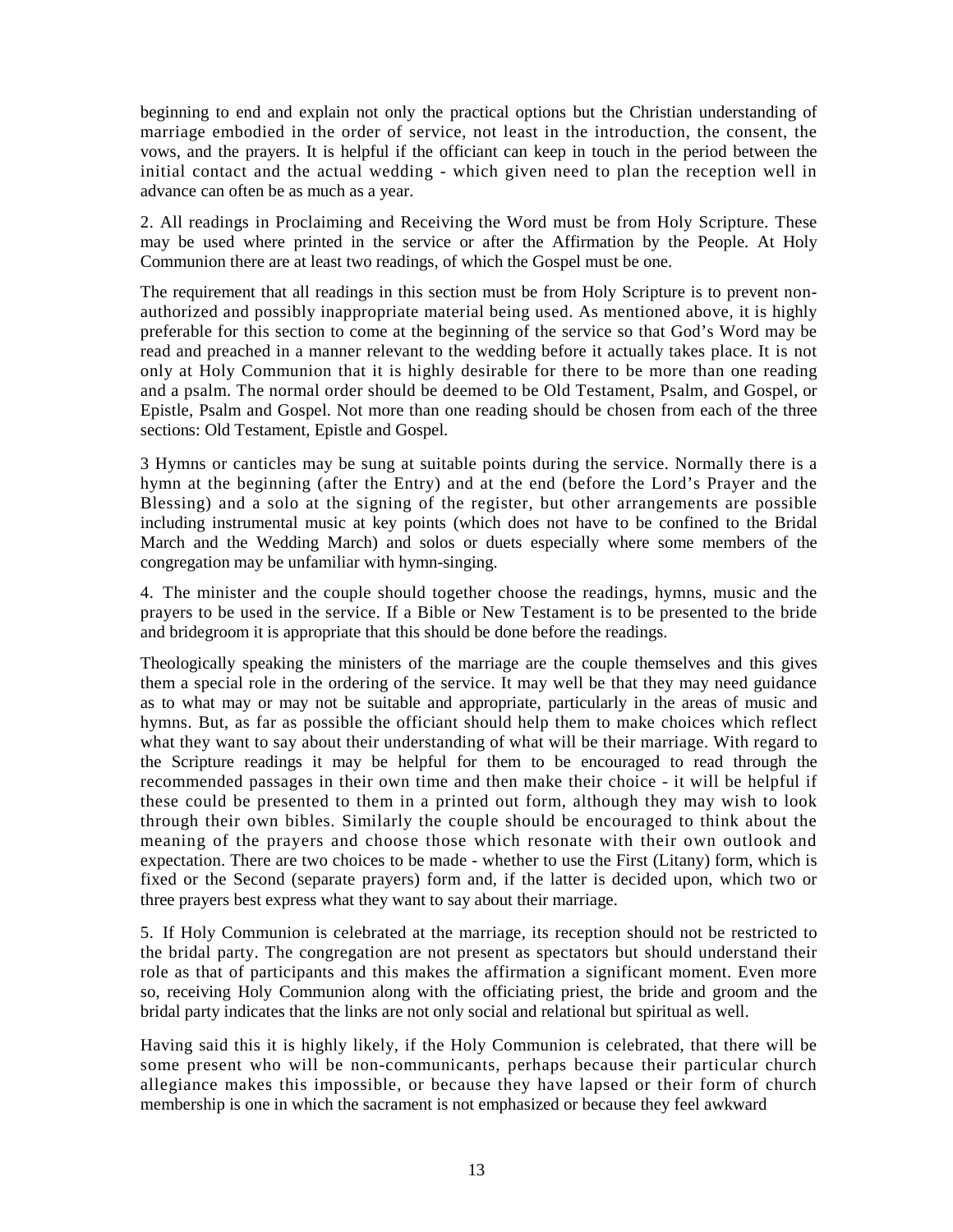beginning to end and explain not only the practical options but the Christian understanding of marriage embodied in the order of service, not least in the introduction, the consent, the vows, and the prayers. It is helpful if the officiant can keep in touch in the period between the initial contact and the actual wedding - which given need to plan the reception well in advance can often be as much as a year.

2. All readings in Proclaiming and Receiving the Word must be from Holy Scripture. These may be used where printed in the service or after the Affirmation by the People. At Holy Communion there are at least two readings, of which the Gospel must be one.

The requirement that all readings in this section must be from Holy Scripture is to prevent non-authorized and possibly inappropriate material being used. As mentioned above, it is highly preferable for this section to come at the beginning of the service so that God's Word may be read and preached in a manner relevant to the wedding before it actually takes place. It is not only at Holy Communion that it is highly desirable for there to be more than one reading and a psalm. The normal order should be deemed to be Old Testament, Psalm, and Gospel, or Epistle, Psalm and Gospel. Not more than one reading should be chosen from each of the three sections: Old Testament, Epistle and Gospel.

3 Hymns or canticles may be sung at suitable points during the service. Normally there is a hymn at the beginning (after the Entry) and at the end (before the Lord's Prayer and the Blessing) and a solo at the signing of the register, but other arrangements are possible including instrumental music at key points (which does not have to be confined to the Bridal March and the Wedding March) and solos or duets especially where some members of the congregation may be unfamiliar with hymn-singing.

4. The minister and the couple should together choose the readings, hymns, music and the prayers to be used in the service. If a Bible or New Testament is to be presented to the bride and bridegroom it is appropriate that this should be done before the readings.

Theologically speaking the ministers of the marriage are the couple themselves and this gives them a special role in the ordering of the service. It may well be that they may need guidance as to what may or may not be suitable and appropriate, particularly in the areas of music and hymns. But, as far as possible the officiant should help them to make choices which reflect what they want to say about their understanding of what will be their marriage. With regard to the Scripture readings it may be helpful for them to be encouraged to read through the recommended passages in their own time and then make their choice - it will be helpful if these could be presented to them in a printed out form, although they may wish to look through their own bibles. Similarly the couple should be encouraged to think about the meaning of the prayers and choose those which resonate with their own outlook and expectation. There are two choices to be made - whether to use the First (Litany) form, which is fixed or the Second (separate prayers) form and, if the latter is decided upon, which two or three prayers best express what they want to say about their marriage.

5. If Holy Communion is celebrated at the marriage, its reception should not be restricted to the bridal party. The congregation are not present as spectators but should understand their role as that of participants and this makes the affirmation a significant moment. Even more so, receiving Holy Communion along with the officiating priest, the bride and groom and the bridal party indicates that the links are not only social and relational but spiritual as well.

Having said this it is highly likely, if the Holy Communion is celebrated, that there will be some present who will be non-communicants, perhaps because their particular church allegiance makes this impossible, or because they have lapsed or their form of church membership is one in which the sacrament is not emphasized or because they feel awkward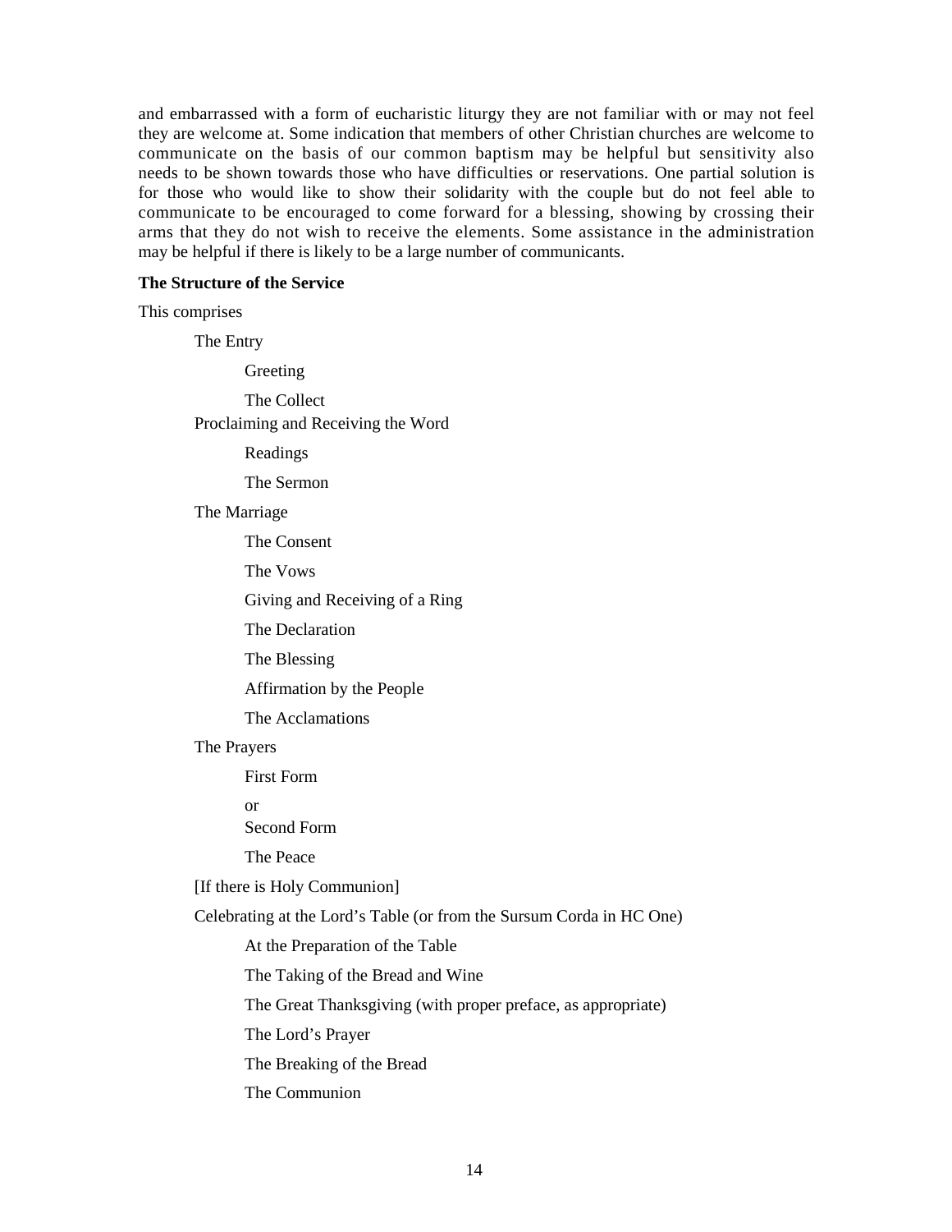and embarrassed with a form of eucharistic liturgy they are not familiar with or may not feel they are welcome at. Some indication that members of other Christian churches are welcome to communicate on the basis of our common baptism may be helpful but sensitivity also needs to be shown towards those who have difficulties or reservations. One partial solution is for those who would like to show their solidarity with the couple but do not feel able to communicate to be encouraged to come forward for a blessing, showing by crossing their arms that they do not wish to receive the elements. Some assistance in the administration may be helpful if there is likely to be a large number of communicants.

**The Structure of the Service**

This comprises

- The Entry
  - Greeting
  - The Collect
- Proclaiming and Receiving the Word
  - Readings
  - The Sermon
- The Marriage
  - The Consent
  - The Vows
  - Giving and Receiving of a Ring
  - The Declaration
  - The Blessing
  - Affirmation by the People
  - The Acclamations
- The Prayers
  - First Form

    or

    Second Form
  - The Peace
- [If there is Holy Communion]
- Celebrating at the Lord's Table (or from the Sursum Corda in HC One)
  - At the Preparation of the Table
  - The Taking of the Bread and Wine
  - The Great Thanksgiving (with proper preface, as appropriate)
  - The Lord's Prayer
  - The Breaking of the Bread
  - The Communion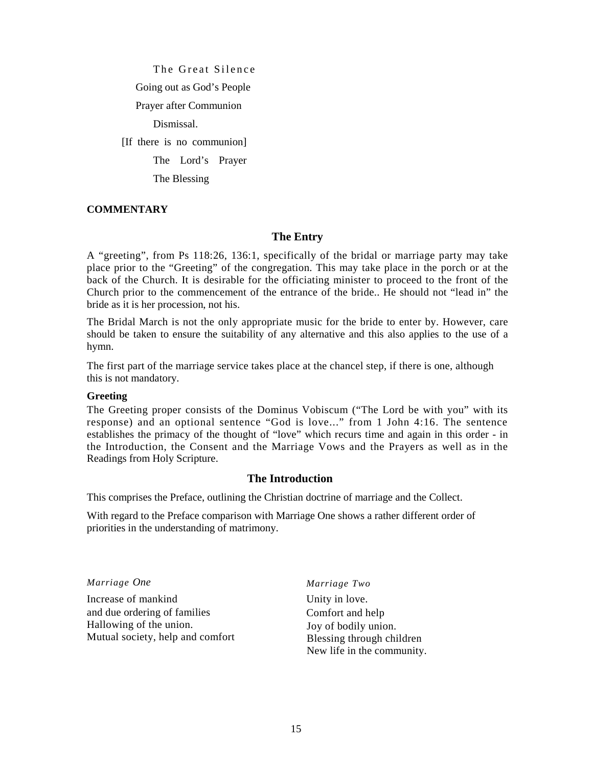The Great Silence

Going out as God's People

Prayer after Communion

Dismissal.

[If there is no communion]

The Lord's Prayer

The Blessing

**COMMENTARY**

## The Entry

A "greeting", from Ps 118:26, 136:1, specifically of the bridal or marriage party may take place prior to the "Greeting" of the congregation. This may take place in the porch or at the back of the Church. It is desirable for the officiating minister to proceed to the front of the Church prior to the commencement of the entrance of the bride.. He should not "lead in" the bride as it is her procession, not his.

The Bridal March is not the only appropriate music for the bride to enter by. However, care should be taken to ensure the suitability of any alternative and this also applies to the use of a hymn.

The first part of the marriage service takes place at the chancel step, if there is one, although this is not mandatory.

**Greeting**

The Greeting proper consists of the Dominus Vobiscum ("The Lord be with you" with its response) and an optional sentence "God is love..." from 1 John 4:16. The sentence establishes the primacy of the thought of "love" which recurs time and again in this order - in the Introduction, the Consent and the Marriage Vows and the Prayers as well as in the Readings from Holy Scripture.

## The Introduction

This comprises the Preface, outlining the Christian doctrine of marriage and the Collect.

With regard to the Preface comparison with Marriage One shows a rather different order of priorities in the understanding of matrimony.

| *Marriage One* | *Marriage Two* |
|---|---|
| Increase of mankind | Unity in love. |
| and due ordering of families | Comfort and help |
| Hallowing of the union. | Joy of bodily union. |
| Mutual society, help and comfort | Blessing through children |
| | New life in the community. |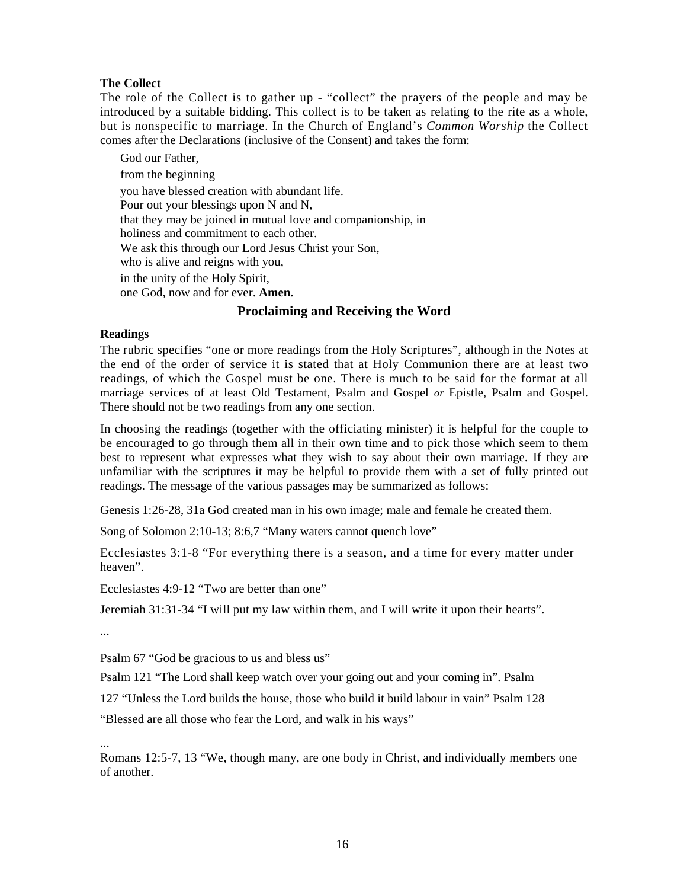**The Collect**

The role of the Collect is to gather up - "collect" the prayers of the people and may be introduced by a suitable bidding. This collect is to be taken as relating to the rite as a whole, but is nonspecific to marriage. In the Church of England's *Common Worship* the Collect comes after the Declarations (inclusive of the Consent) and takes the form:

God our Father,
from the beginning
you have blessed creation with abundant life.
Pour out your blessings upon N and N,
that they may be joined in mutual love and companionship, in
holiness and commitment to each other.
We ask this through our Lord Jesus Christ your Son,
who is alive and reigns with you,
in the unity of the Holy Spirit,
one God, now and for ever. **Amen.**

## Proclaiming and Receiving the Word

**Readings**

The rubric specifies "one or more readings from the Holy Scriptures", although in the Notes at the end of the order of service it is stated that at Holy Communion there are at least two readings, of which the Gospel must be one. There is much to be said for the format at all marriage services of at least Old Testament, Psalm and Gospel *or* Epistle, Psalm and Gospel. There should not be two readings from any one section.

In choosing the readings (together with the officiating minister) it is helpful for the couple to be encouraged to go through them all in their own time and to pick those which seem to them best to represent what expresses what they wish to say about their own marriage. If they are unfamiliar with the scriptures it may be helpful to provide them with a set of fully printed out readings. The message of the various passages may be summarized as follows:

Genesis 1:26-28, 31a God created man in his own image; male and female he created them.

Song of Solomon 2:10-13; 8:6,7 "Many waters cannot quench love"

Ecclesiastes 3:1-8 "For everything there is a season, and a time for every matter under heaven".

Ecclesiastes 4:9-12 "Two are better than one"

Jeremiah 31:31-34 "I will put my law within them, and I will write it upon their hearts".

...

Psalm 67 "God be gracious to us and bless us"

Psalm 121 "The Lord shall keep watch over your going out and your coming in". Psalm

127 "Unless the Lord builds the house, those who build it build labour in vain" Psalm 128

"Blessed are all those who fear the Lord, and walk in his ways"

...

Romans 12:5-7, 13 "We, though many, are one body in Christ, and individually members one of another.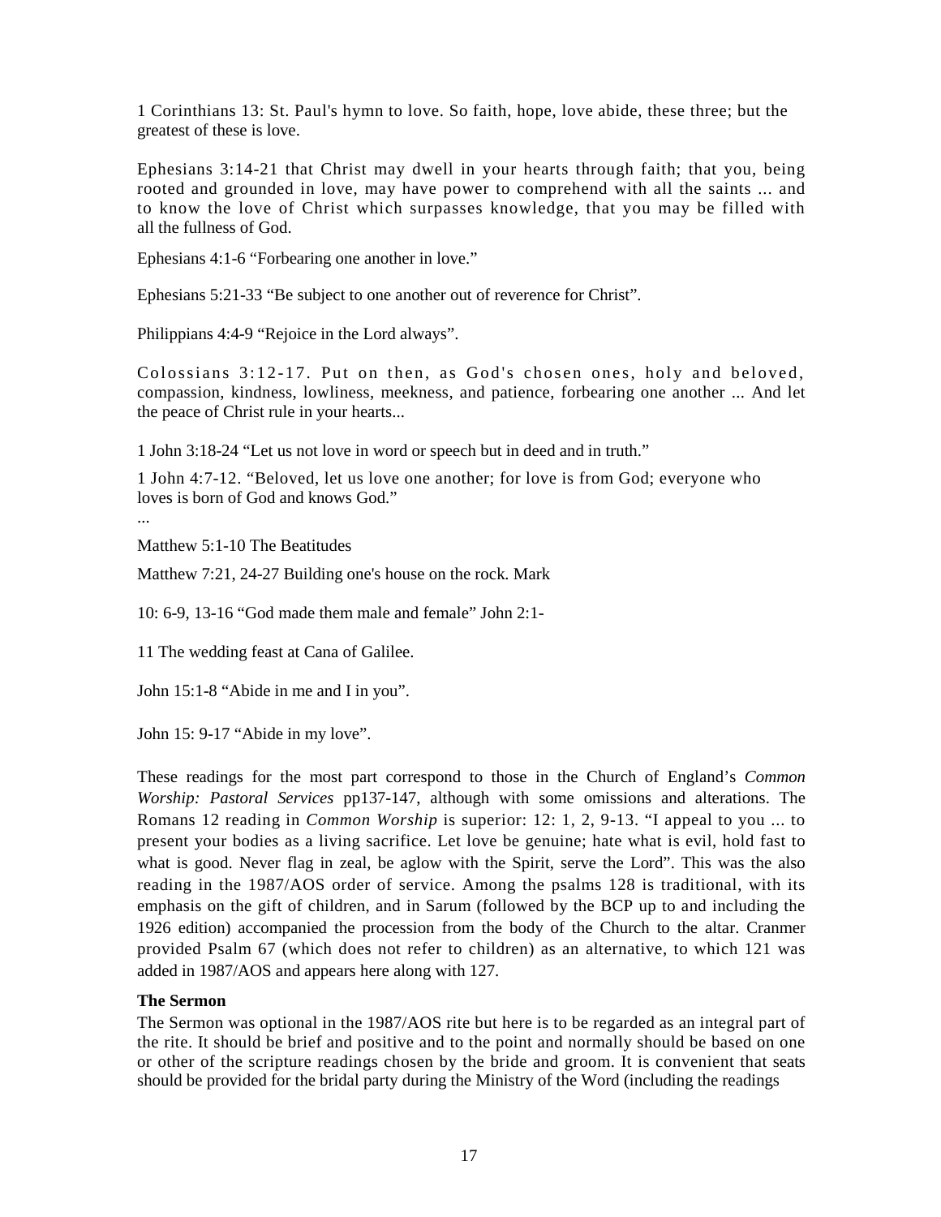1 Corinthians 13: St. Paul's hymn to love. So faith, hope, love abide, these three; but the greatest of these is love.

Ephesians 3:14-21 that Christ may dwell in your hearts through faith; that you, being rooted and grounded in love, may have power to comprehend with all the saints ... and to know the love of Christ which surpasses knowledge, that you may be filled with all the fullness of God.

Ephesians 4:1-6 “Forbearing one another in love.”

Ephesians 5:21-33 “Be subject to one another out of reverence for Christ”.

Philippians 4:4-9 “Rejoice in the Lord always”.

Colossians 3:12-17. Put on then, as God's chosen ones, holy and beloved, compassion, kindness, lowliness, meekness, and patience, forbearing one another ... And let the peace of Christ rule in your hearts...

1 John 3:18-24 “Let us not love in word or speech but in deed and in truth.”

1 John 4:7-12. “Beloved, let us love one another; for love is from God; everyone who loves is born of God and knows God.”

...

Matthew 5:1-10 The Beatitudes

Matthew 7:21, 24-27 Building one's house on the rock. Mark

10: 6-9, 13-16 “God made them male and female” John 2:1-

11 The wedding feast at Cana of Galilee.

John 15:1-8 “Abide in me and I in you”.

John 15: 9-17 “Abide in my love”.

These readings for the most part correspond to those in the Church of England’s *Common Worship: Pastoral Services* pp137-147, although with some omissions and alterations. The Romans 12 reading in *Common Worship* is superior: 12: 1, 2, 9-13. “I appeal to you ... to present your bodies as a living sacrifice. Let love be genuine; hate what is evil, hold fast to what is good. Never flag in zeal, be aglow with the Spirit, serve the Lord”. This was the also reading in the 1987/AOS order of service. Among the psalms 128 is traditional, with its emphasis on the gift of children, and in Sarum (followed by the BCP up to and including the 1926 edition) accompanied the procession from the body of the Church to the altar. Cranmer provided Psalm 67 (which does not refer to children) as an alternative, to which 121 was added in 1987/AOS and appears here along with 127.

**The Sermon**

The Sermon was optional in the 1987/AOS rite but here is to be regarded as an integral part of the rite. It should be brief and positive and to the point and normally should be based on one or other of the scripture readings chosen by the bride and groom. It is convenient that seats should be provided for the bridal party during the Ministry of the Word (including the readings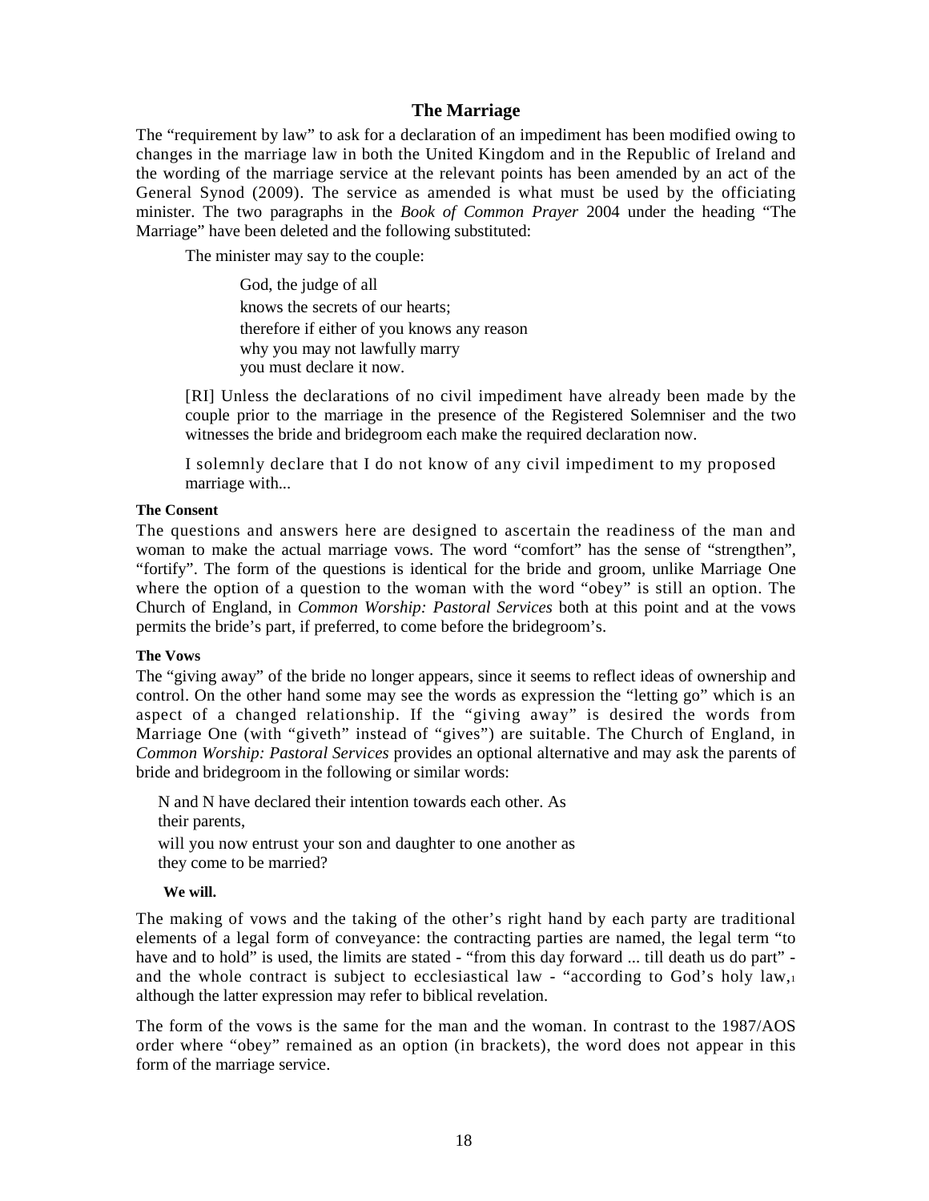## The Marriage

The "requirement by law" to ask for a declaration of an impediment has been modified owing to changes in the marriage law in both the United Kingdom and in the Republic of Ireland and the wording of the marriage service at the relevant points has been amended by an act of the General Synod (2009). The service as amended is what must be used by the officiating minister. The two paragraphs in the *Book of Common Prayer* 2004 under the heading "The Marriage" have been deleted and the following substituted:

> The minister may say to the couple:
>
> > God, the judge of all
> > knows the secrets of our hearts;
> > therefore if either of you knows any reason
> > why you may not lawfully marry
> > you must declare it now.
>
> [RI] Unless the declarations of no civil impediment have already been made by the couple prior to the marriage in the presence of the Registered Solemniser and the two witnesses the bride and bridegroom each make the required declaration now.
>
> I solemnly declare that I do not know of any civil impediment to my proposed marriage with...

#### The Consent

The questions and answers here are designed to ascertain the readiness of the man and woman to make the actual marriage vows. The word "comfort" has the sense of "strengthen", "fortify". The form of the questions is identical for the bride and groom, unlike Marriage One where the option of a question to the woman with the word "obey" is still an option. The Church of England, in *Common Worship: Pastoral Services* both at this point and at the vows permits the bride's part, if preferred, to come before the bridegroom's.

#### The Vows

The "giving away" of the bride no longer appears, since it seems to reflect ideas of ownership and control. On the other hand some may see the words as expression the "letting go" which is an aspect of a changed relationship. If the "giving away" is desired the words from Marriage One (with "giveth" instead of "gives") are suitable. The Church of England, in *Common Worship: Pastoral Services* provides an optional alternative and may ask the parents of bride and bridegroom in the following or similar words:

> N and N have declared their intention towards each other. As their parents,
> will you now entrust your son and daughter to one another as they come to be married?
>
> **We will.**

The making of vows and the taking of the other's right hand by each party are traditional elements of a legal form of conveyance: the contracting parties are named, the legal term "to have and to hold" is used, the limits are stated - "from this day forward ... till death us do part" - and the whole contract is subject to ecclesiastical law - "according to God's holy law,[1] although the latter expression may refer to biblical revelation.

The form of the vows is the same for the man and the woman. In contrast to the 1987/AOS order where "obey" remained as an option (in brackets), the word does not appear in this form of the marriage service.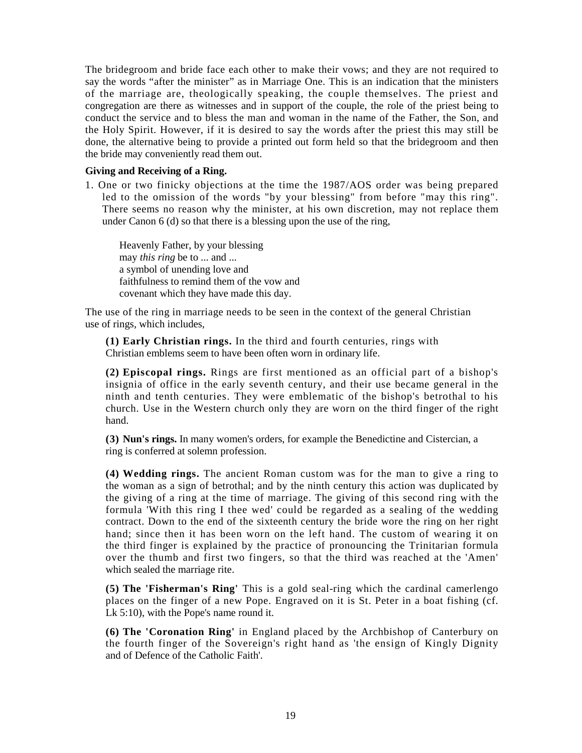The bridegroom and bride face each other to make their vows; and they are not required to say the words "after the minister" as in Marriage One. This is an indication that the ministers of the marriage are, theologically speaking, the couple themselves. The priest and congregation are there as witnesses and in support of the couple, the role of the priest being to conduct the service and to bless the man and woman in the name of the Father, the Son, and the Holy Spirit. However, if it is desired to say the words after the priest this may still be done, the alternative being to provide a printed out form held so that the bridegroom and then the bride may conveniently read them out.

**Giving and Receiving of a Ring.**

1. One or two finicky objections at the time the 1987/AOS order was being prepared led to the omission of the words "by your blessing" from before "may this ring". There seems no reason why the minister, at his own discretion, may not replace them under Canon 6 (d) so that there is a blessing upon the use of the ring,

> Heavenly Father, by your blessing
> may *this ring* be to ... and ...
> a symbol of unending love and
> faithfulness to remind them of the vow and
> covenant which they have made this day.

The use of the ring in marriage needs to be seen in the context of the general Christian use of rings, which includes,

**(1) Early Christian rings.** In the third and fourth centuries, rings with Christian emblems seem to have been often worn in ordinary life.

**(2) Episcopal rings.** Rings are first mentioned as an official part of a bishop's insignia of office in the early seventh century, and their use became general in the ninth and tenth centuries. They were emblematic of the bishop's betrothal to his church. Use in the Western church only they are worn on the third finger of the right hand.

**(3) Nun's rings.** In many women's orders, for example the Benedictine and Cistercian, a ring is conferred at solemn profession.

**(4) Wedding rings.** The ancient Roman custom was for the man to give a ring to the woman as a sign of betrothal; and by the ninth century this action was duplicated by the giving of a ring at the time of marriage. The giving of this second ring with the formula 'With this ring I thee wed' could be regarded as a sealing of the wedding contract. Down to the end of the sixteenth century the bride wore the ring on her right hand; since then it has been worn on the left hand. The custom of wearing it on the third finger is explained by the practice of pronouncing the Trinitarian formula over the thumb and first two fingers, so that the third was reached at the 'Amen' which sealed the marriage rite.

**(5) The 'Fisherman's Ring'** This is a gold seal-ring which the cardinal camerlengo places on the finger of a new Pope. Engraved on it is St. Peter in a boat fishing (cf. Lk 5:10), with the Pope's name round it.

**(6) The 'Coronation Ring'** in England placed by the Archbishop of Canterbury on the fourth finger of the Sovereign's right hand as 'the ensign of Kingly Dignity and of Defence of the Catholic Faith'.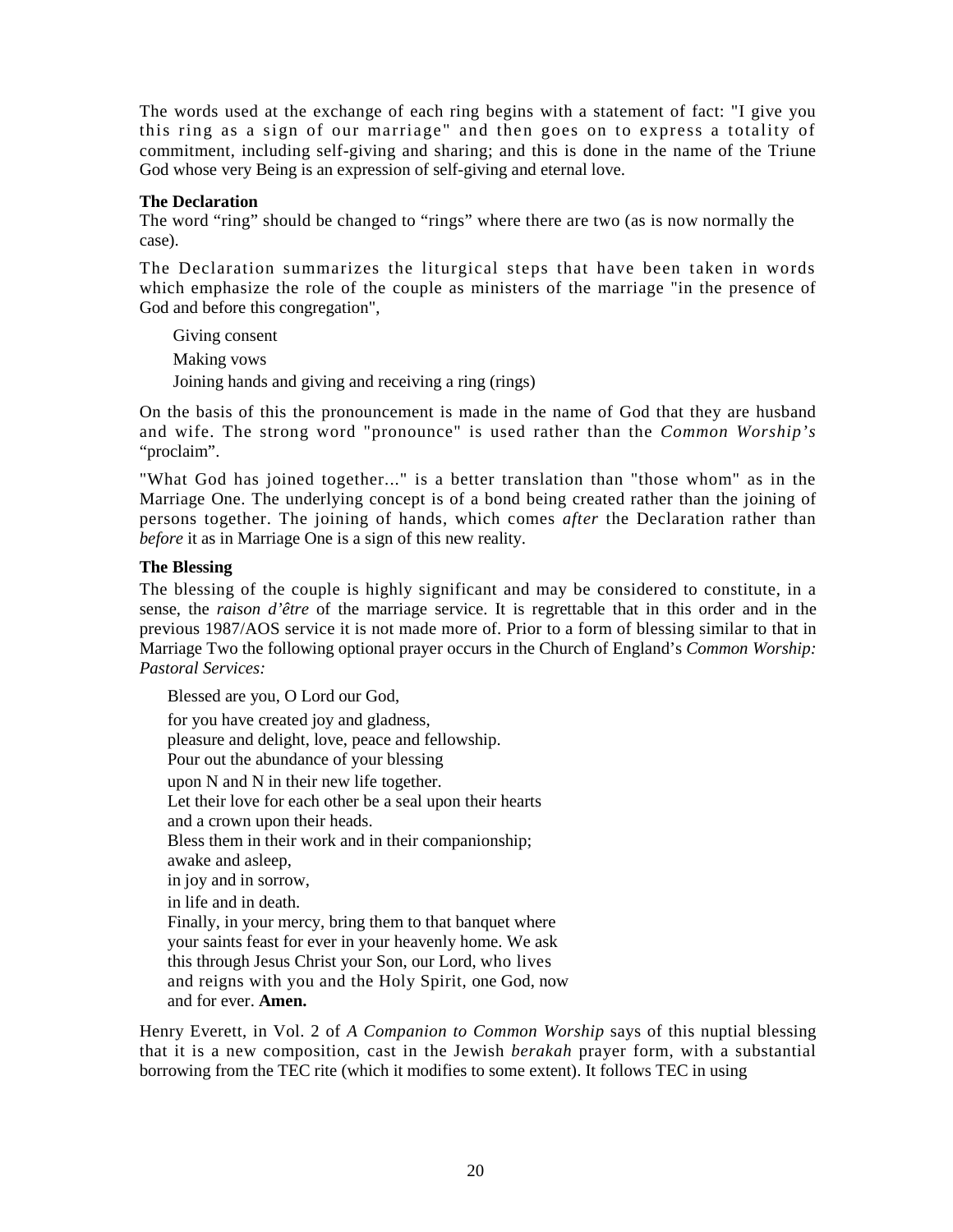The words used at the exchange of each ring begins with a statement of fact: "I give you this ring as a sign of our marriage" and then goes on to express a totality of commitment, including self-giving and sharing; and this is done in the name of the Triune God whose very Being is an expression of self-giving and eternal love.

**The Declaration**

The word "ring" should be changed to "rings" where there are two (as is now normally the case).

The Declaration summarizes the liturgical steps that have been taken in words which emphasize the role of the couple as ministers of the marriage "in the presence of God and before this congregation",

Giving consent
Making vows
Joining hands and giving and receiving a ring (rings)

On the basis of this the pronouncement is made in the name of God that they are husband and wife. The strong word "pronounce" is used rather than the *Common Worship's* "proclaim".

"What God has joined together..." is a better translation than "those whom" as in the Marriage One. The underlying concept is of a bond being created rather than the joining of persons together. The joining of hands, which comes *after* the Declaration rather than *before* it as in Marriage One is a sign of this new reality.

**The Blessing**

The blessing of the couple is highly significant and may be considered to constitute, in a sense, the *raison d'être* of the marriage service. It is regrettable that in this order and in the previous 1987/AOS service it is not made more of. Prior to a form of blessing similar to that in Marriage Two the following optional prayer occurs in the Church of England's *Common Worship: Pastoral Services:*

Blessed are you, O Lord our God,
for you have created joy and gladness,
pleasure and delight, love, peace and fellowship.
Pour out the abundance of your blessing
upon N and N in their new life together.
Let their love for each other be a seal upon their hearts
and a crown upon their heads.
Bless them in their work and in their companionship;
awake and asleep,
in joy and in sorrow,
in life and in death.
Finally, in your mercy, bring them to that banquet where
your saints feast for ever in your heavenly home. We ask
this through Jesus Christ your Son, our Lord, who lives
and reigns with you and the Holy Spirit, one God, now
and for ever. **Amen.**

Henry Everett, in Vol. 2 of *A Companion to Common Worship* says of this nuptial blessing that it is a new composition, cast in the Jewish *berakah* prayer form, with a substantial borrowing from the TEC rite (which it modifies to some extent). It follows TEC in using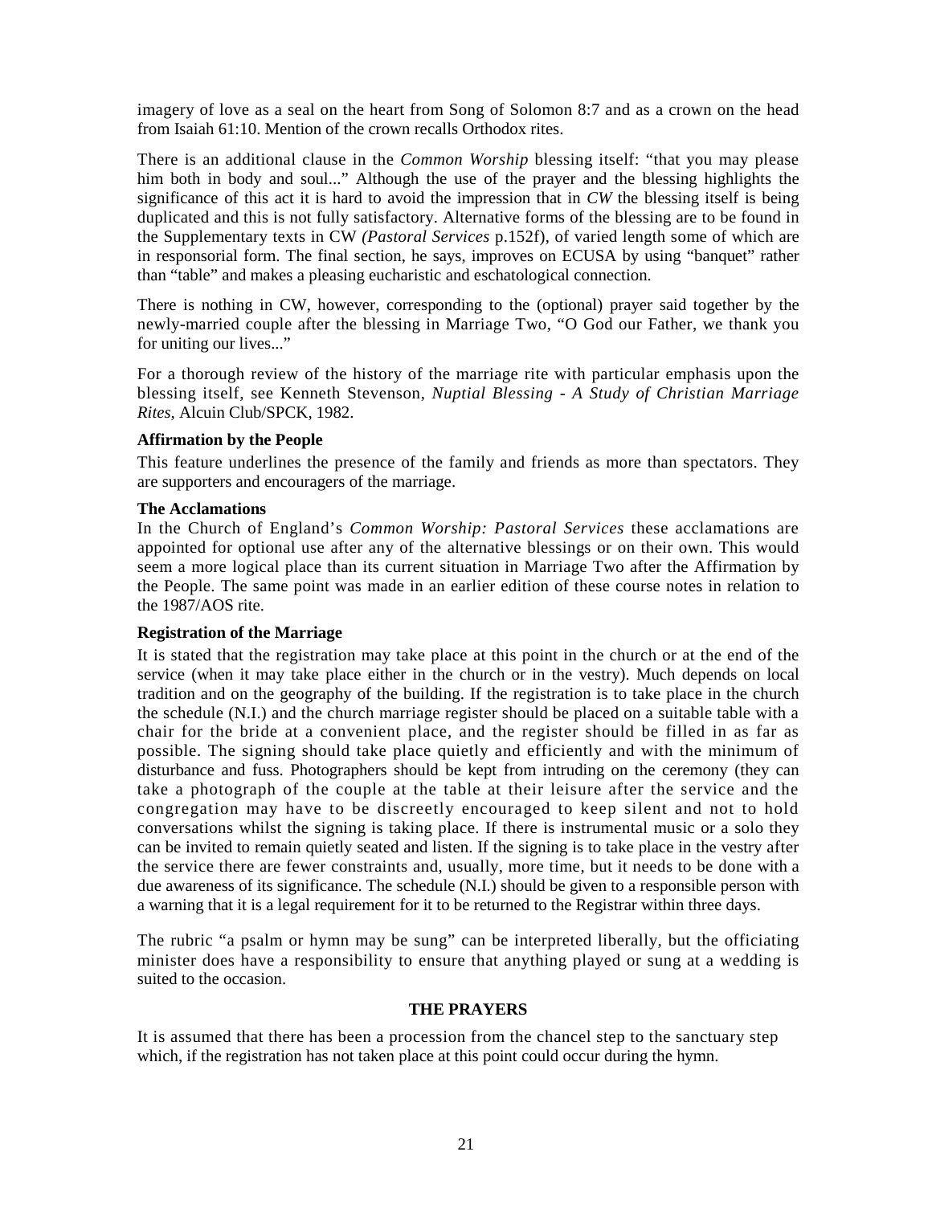imagery of love as a seal on the heart from Song of Solomon 8:7 and as a crown on the head from Isaiah 61:10. Mention of the crown recalls Orthodox rites.

There is an additional clause in the *Common Worship* blessing itself: "that you may please him both in body and soul..." Although the use of the prayer and the blessing highlights the significance of this act it is hard to avoid the impression that in *CW* the blessing itself is being duplicated and this is not fully satisfactory. Alternative forms of the blessing are to be found in the Supplementary texts in CW *(Pastoral Services* p.152f), of varied length some of which are in responsorial form. The final section, he says, improves on ECUSA by using "banquet" rather than "table" and makes a pleasing eucharistic and eschatological connection.

There is nothing in CW, however, corresponding to the (optional) prayer said together by the newly-married couple after the blessing in Marriage Two, "O God our Father, we thank you for uniting our lives..."

For a thorough review of the history of the marriage rite with particular emphasis upon the blessing itself, see Kenneth Stevenson, *Nuptial Blessing - A Study of Christian Marriage Rites,* Alcuin Club/SPCK, 1982.

**Affirmation by the People**

This feature underlines the presence of the family and friends as more than spectators. They are supporters and encouragers of the marriage.

**The Acclamations**

In the Church of England's *Common Worship: Pastoral Services* these acclamations are appointed for optional use after any of the alternative blessings or on their own. This would seem a more logical place than its current situation in Marriage Two after the Affirmation by the People. The same point was made in an earlier edition of these course notes in relation to the 1987/AOS rite.

**Registration of the Marriage**

It is stated that the registration may take place at this point in the church or at the end of the service (when it may take place either in the church or in the vestry). Much depends on local tradition and on the geography of the building. If the registration is to take place in the church the schedule (N.I.) and the church marriage register should be placed on a suitable table with a chair for the bride at a convenient place, and the register should be filled in as far as possible. The signing should take place quietly and efficiently and with the minimum of disturbance and fuss. Photographers should be kept from intruding on the ceremony (they can take a photograph of the couple at the table at their leisure after the service and the congregation may have to be discreetly encouraged to keep silent and not to hold conversations whilst the signing is taking place. If there is instrumental music or a solo they can be invited to remain quietly seated and listen. If the signing is to take place in the vestry after the service there are fewer constraints and, usually, more time, but it needs to be done with a due awareness of its significance. The schedule (N.I.) should be given to a responsible person with a warning that it is a legal requirement for it to be returned to the Registrar within three days.

The rubric "a psalm or hymn may be sung" can be interpreted liberally, but the officiating minister does have a responsibility to ensure that anything played or sung at a wedding is suited to the occasion.

## THE PRAYERS

It is assumed that there has been a procession from the chancel step to the sanctuary step which, if the registration has not taken place at this point could occur during the hymn.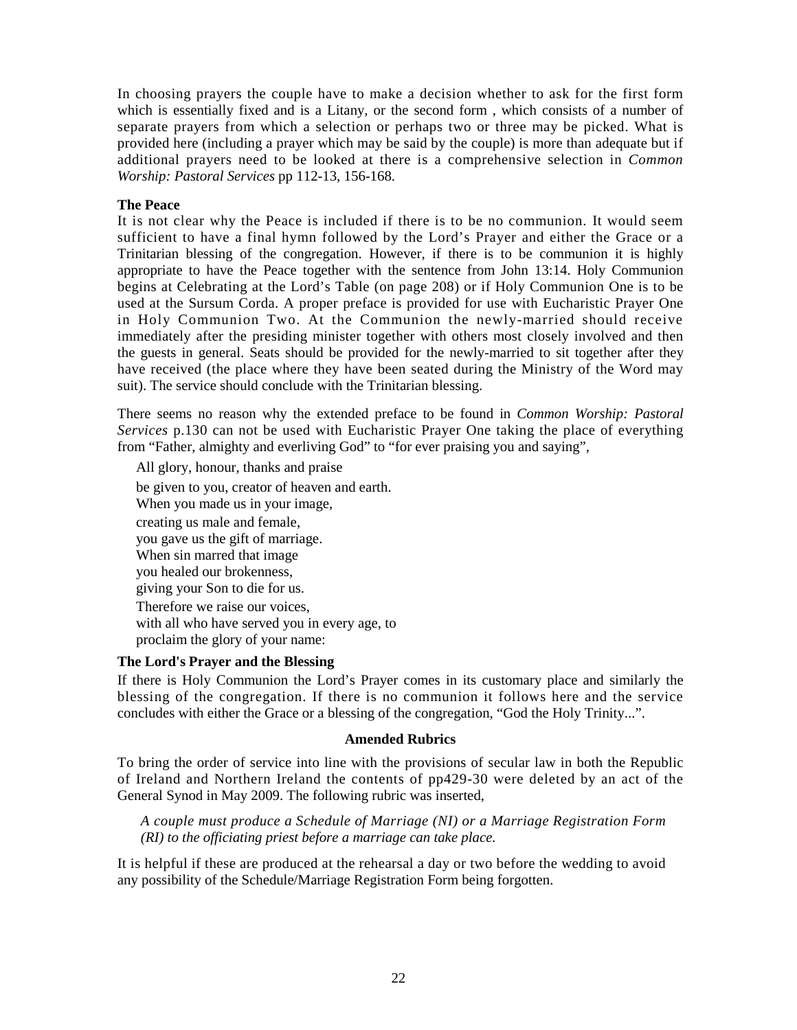In choosing prayers the couple have to make a decision whether to ask for the first form which is essentially fixed and is a Litany, or the second form , which consists of a number of separate prayers from which a selection or perhaps two or three may be picked. What is provided here (including a prayer which may be said by the couple) is more than adequate but if additional prayers need to be looked at there is a comprehensive selection in *Common Worship: Pastoral Services* pp 112-13, 156-168.

**The Peace**

It is not clear why the Peace is included if there is to be no communion. It would seem sufficient to have a final hymn followed by the Lord's Prayer and either the Grace or a Trinitarian blessing of the congregation. However, if there is to be communion it is highly appropriate to have the Peace together with the sentence from John 13:14. Holy Communion begins at Celebrating at the Lord's Table (on page 208) or if Holy Communion One is to be used at the Sursum Corda. A proper preface is provided for use with Eucharistic Prayer One in Holy Communion Two. At the Communion the newly-married should receive immediately after the presiding minister together with others most closely involved and then the guests in general. Seats should be provided for the newly-married to sit together after they have received (the place where they have been seated during the Ministry of the Word may suit). The service should conclude with the Trinitarian blessing.

There seems no reason why the extended preface to be found in *Common Worship: Pastoral Services* p.130 can not be used with Eucharistic Prayer One taking the place of everything from "Father, almighty and everliving God" to "for ever praising you and saying",

All glory, honour, thanks and praise  
be given to you, creator of heaven and earth.  
When you made us in your image,  
creating us male and female,  
you gave us the gift of marriage.  
When sin marred that image  
you healed our brokenness,  
giving your Son to die for us.  
Therefore we raise our voices,  
with all who have served you in every age, to  
proclaim the glory of your name:

**The Lord's Prayer and the Blessing**

If there is Holy Communion the Lord's Prayer comes in its customary place and similarly the blessing of the congregation. If there is no communion it follows here and the service concludes with either the Grace or a blessing of the congregation, "God the Holy Trinity...".

**Amended Rubrics**

To bring the order of service into line with the provisions of secular law in both the Republic of Ireland and Northern Ireland the contents of pp429-30 were deleted by an act of the General Synod in May 2009. The following rubric was inserted,

*A couple must produce a Schedule of Marriage (NI) or a Marriage Registration Form (RI) to the officiating priest before a marriage can take place.*

It is helpful if these are produced at the rehearsal a day or two before the wedding to avoid any possibility of the Schedule/Marriage Registration Form being forgotten.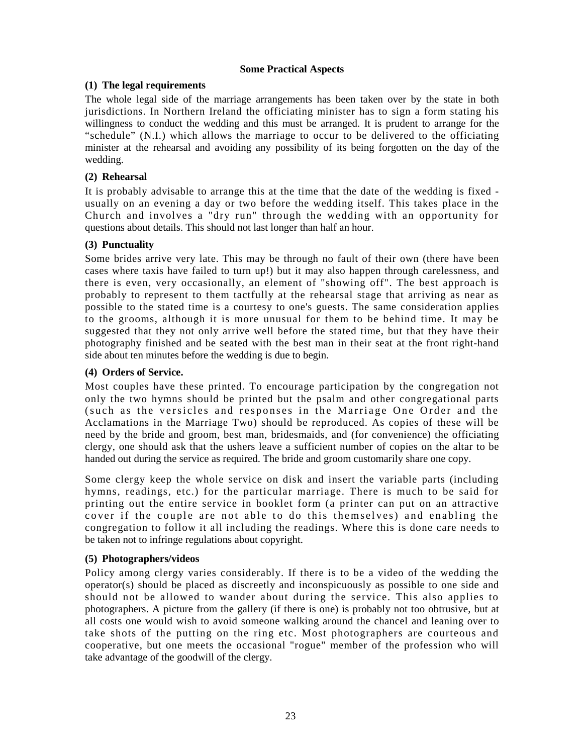## Some Practical Aspects

### (1) The legal requirements

The whole legal side of the marriage arrangements has been taken over by the state in both jurisdictions. In Northern Ireland the officiating minister has to sign a form stating his willingness to conduct the wedding and this must be arranged. It is prudent to arrange for the "schedule" (N.I.) which allows the marriage to occur to be delivered to the officiating minister at the rehearsal and avoiding any possibility of its being forgotten on the day of the wedding.

### (2) Rehearsal

It is probably advisable to arrange this at the time that the date of the wedding is fixed - usually on an evening a day or two before the wedding itself. This takes place in the Church and involves a "dry run" through the wedding with an opportunity for questions about details. This should not last longer than half an hour.

### (3) Punctuality

Some brides arrive very late. This may be through no fault of their own (there have been cases where taxis have failed to turn up!) but it may also happen through carelessness, and there is even, very occasionally, an element of "showing off". The best approach is probably to represent to them tactfully at the rehearsal stage that arriving as near as possible to the stated time is a courtesy to one's guests. The same consideration applies to the grooms, although it is more unusual for them to be behind time. It may be suggested that they not only arrive well before the stated time, but that they have their photography finished and be seated with the best man in their seat at the front right-hand side about ten minutes before the wedding is due to begin.

### (4) Orders of Service.

Most couples have these printed. To encourage participation by the congregation not only the two hymns should be printed but the psalm and other congregational parts (such as the versicles and responses in the Marriage One Order and the Acclamations in the Marriage Two) should be reproduced. As copies of these will be need by the bride and groom, best man, bridesmaids, and (for convenience) the officiating clergy, one should ask that the ushers leave a sufficient number of copies on the altar to be handed out during the service as required. The bride and groom customarily share one copy.

Some clergy keep the whole service on disk and insert the variable parts (including hymns, readings, etc.) for the particular marriage. There is much to be said for printing out the entire service in booklet form (a printer can put on an attractive cover if the couple are not able to do this themselves) and enabling the congregation to follow it all including the readings. Where this is done care needs to be taken not to infringe regulations about copyright.

### (5) Photographers/videos

Policy among clergy varies considerably. If there is to be a video of the wedding the operator(s) should be placed as discreetly and inconspicuously as possible to one side and should not be allowed to wander about during the service. This also applies to photographers. A picture from the gallery (if there is one) is probably not too obtrusive, but at all costs one would wish to avoid someone walking around the chancel and leaning over to take shots of the putting on the ring etc. Most photographers are courteous and cooperative, but one meets the occasional "rogue" member of the profession who will take advantage of the goodwill of the clergy.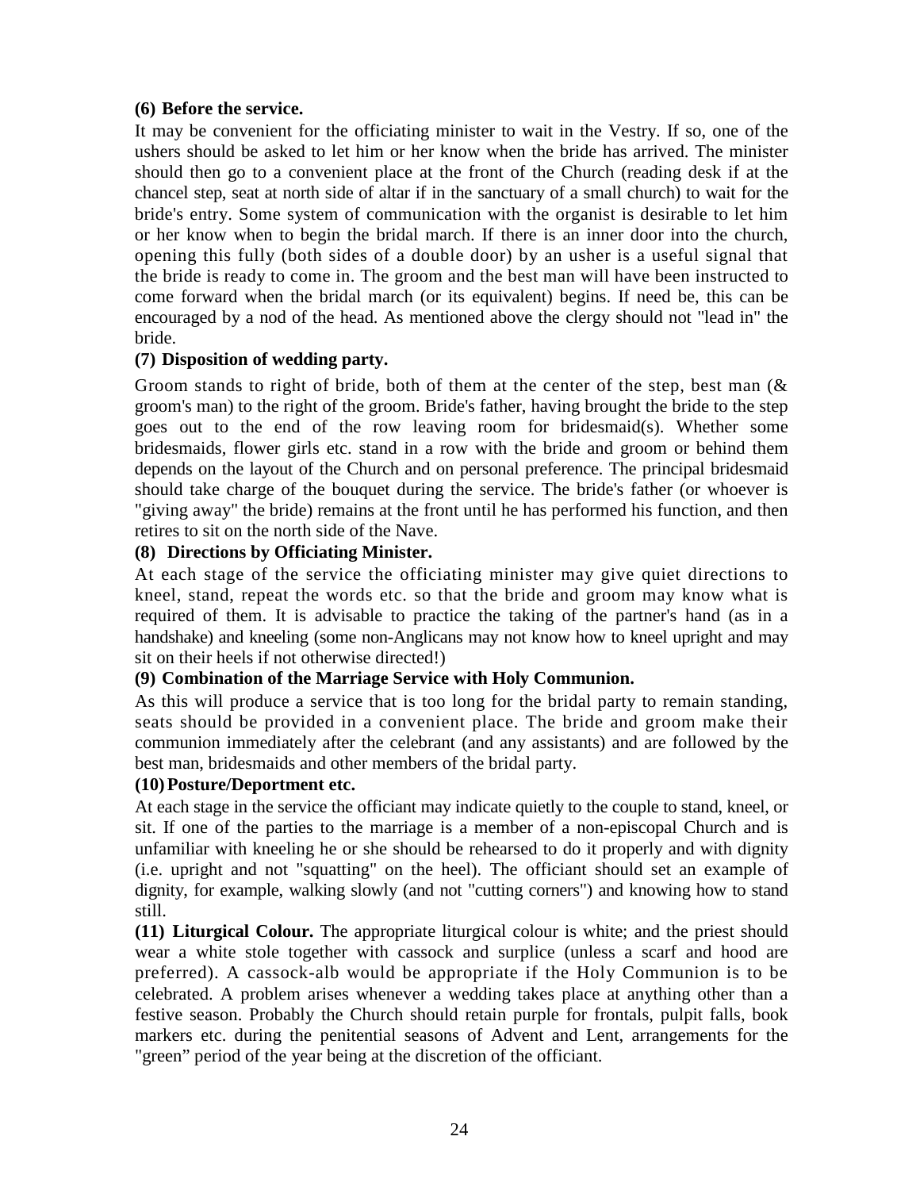**(6) Before the service.**

It may be convenient for the officiating minister to wait in the Vestry. If so, one of the ushers should be asked to let him or her know when the bride has arrived. The minister should then go to a convenient place at the front of the Church (reading desk if at the chancel step, seat at north side of altar if in the sanctuary of a small church) to wait for the bride's entry. Some system of communication with the organist is desirable to let him or her know when to begin the bridal march. If there is an inner door into the church, opening this fully (both sides of a double door) by an usher is a useful signal that the bride is ready to come in. The groom and the best man will have been instructed to come forward when the bridal march (or its equivalent) begins. If need be, this can be encouraged by a nod of the head. As mentioned above the clergy should not "lead in" the bride.

**(7) Disposition of wedding party.**

Groom stands to right of bride, both of them at the center of the step, best man (& groom's man) to the right of the groom. Bride's father, having brought the bride to the step goes out to the end of the row leaving room for bridesmaid(s). Whether some bridesmaids, flower girls etc. stand in a row with the bride and groom or behind them depends on the layout of the Church and on personal preference. The principal bridesmaid should take charge of the bouquet during the service. The bride's father (or whoever is "giving away" the bride) remains at the front until he has performed his function, and then retires to sit on the north side of the Nave.

**(8) Directions by Officiating Minister.**

At each stage of the service the officiating minister may give quiet directions to kneel, stand, repeat the words etc. so that the bride and groom may know what is required of them. It is advisable to practice the taking of the partner's hand (as in a handshake) and kneeling (some non-Anglicans may not know how to kneel upright and may sit on their heels if not otherwise directed!)

**(9) Combination of the Marriage Service with Holy Communion.**

As this will produce a service that is too long for the bridal party to remain standing, seats should be provided in a convenient place. The bride and groom make their communion immediately after the celebrant (and any assistants) and are followed by the best man, bridesmaids and other members of the bridal party.

**(10) Posture/Deportment etc.**

At each stage in the service the officiant may indicate quietly to the couple to stand, kneel, or sit. If one of the parties to the marriage is a member of a non-episcopal Church and is unfamiliar with kneeling he or she should be rehearsed to do it properly and with dignity (i.e. upright and not "squatting" on the heel). The officiant should set an example of dignity, for example, walking slowly (and not "cutting corners") and knowing how to stand still.

**(11) Liturgical Colour.** The appropriate liturgical colour is white; and the priest should wear a white stole together with cassock and surplice (unless a scarf and hood are preferred). A cassock-alb would be appropriate if the Holy Communion is to be celebrated. A problem arises whenever a wedding takes place at anything other than a festive season. Probably the Church should retain purple for frontals, pulpit falls, book markers etc. during the penitential seasons of Advent and Lent, arrangements for the "green" period of the year being at the discretion of the officiant.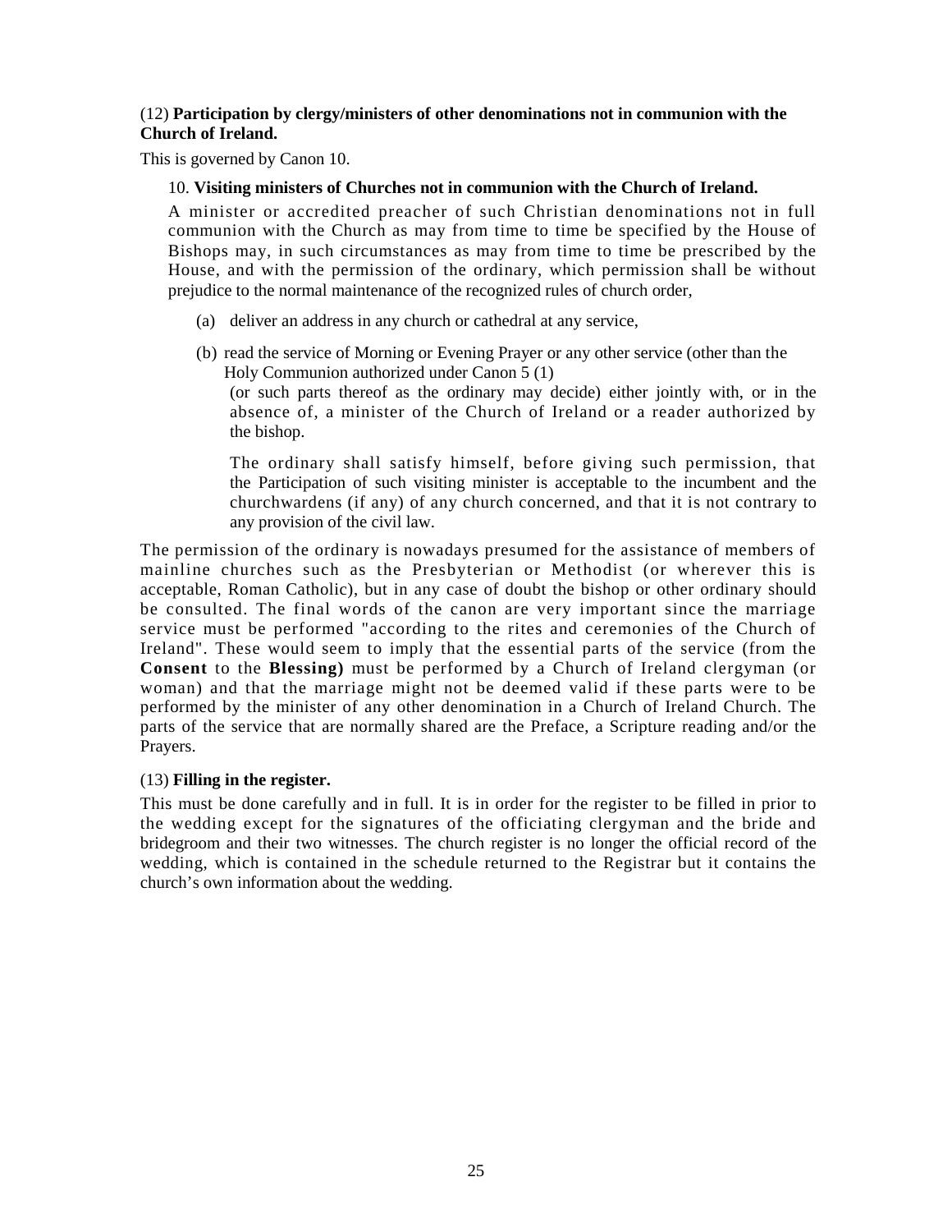(12) **Participation by clergy/ministers of other denominations not in communion with the Church of Ireland.**

This is governed by Canon 10.

> 10. **Visiting ministers of Churches not in communion with the Church of Ireland.**
>
> A minister or accredited preacher of such Christian denominations not in full communion with the Church as may from time to time be specified by the House of Bishops may, in such circumstances as may from time to time be prescribed by the House, and with the permission of the ordinary, which permission shall be without prejudice to the normal maintenance of the recognized rules of church order,
>
> (a) deliver an address in any church or cathedral at any service,
>
> (b) read the service of Morning or Evening Prayer or any other service (other than the Holy Communion authorized under Canon 5 (1)
> (or such parts thereof as the ordinary may decide) either jointly with, or in the absence of, a minister of the Church of Ireland or a reader authorized by the bishop.
>
> The ordinary shall satisfy himself, before giving such permission, that the Participation of such visiting minister is acceptable to the incumbent and the churchwardens (if any) of any church concerned, and that it is not contrary to any provision of the civil law.

The permission of the ordinary is nowadays presumed for the assistance of members of mainline churches such as the Presbyterian or Methodist (or wherever this is acceptable, Roman Catholic), but in any case of doubt the bishop or other ordinary should be consulted. The final words of the canon are very important since the marriage service must be performed "according to the rites and ceremonies of the Church of Ireland". These would seem to imply that the essential parts of the service (from the **Consent** to the **Blessing)** must be performed by a Church of Ireland clergyman (or woman) and that the marriage might not be deemed valid if these parts were to be performed by the minister of any other denomination in a Church of Ireland Church. The parts of the service that are normally shared are the Preface, a Scripture reading and/or the Prayers.

(13) **Filling in the register.**

This must be done carefully and in full. It is in order for the register to be filled in prior to the wedding except for the signatures of the officiating clergyman and the bride and bridegroom and their two witnesses. The church register is no longer the official record of the wedding, which is contained in the schedule returned to the Registrar but it contains the church's own information about the wedding.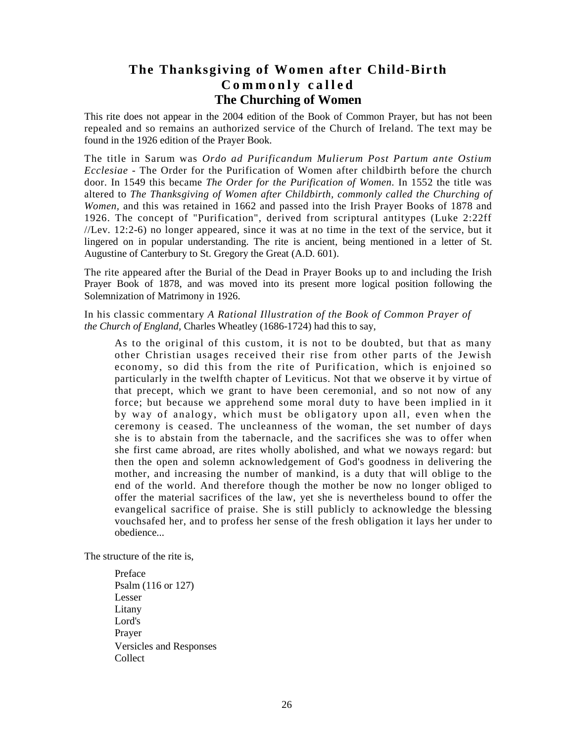# The Thanksgiving of Women after Child-Birth
## Commonly called
## The Churching of Women

This rite does not appear in the 2004 edition of the Book of Common Prayer, but has not been repealed and so remains an authorized service of the Church of Ireland. The text may be found in the 1926 edition of the Prayer Book.

The title in Sarum was *Ordo ad Purificandum Mulierum Post Partum ante Ostium Ecclesiae* - The Order for the Purification of Women after childbirth before the church door. In 1549 this became *The Order for the Purification of Women*. In 1552 the title was altered to *The Thanksgiving of Women after Childbirth, commonly called the Churching of Women*, and this was retained in 1662 and passed into the Irish Prayer Books of 1878 and 1926. The concept of "Purification", derived from scriptural antitypes (Luke 2:22ff //Lev. 12:2-6) no longer appeared, since it was at no time in the text of the service, but it lingered on in popular understanding. The rite is ancient, being mentioned in a letter of St. Augustine of Canterbury to St. Gregory the Great (A.D. 601).

The rite appeared after the Burial of the Dead in Prayer Books up to and including the Irish Prayer Book of 1878, and was moved into its present more logical position following the Solemnization of Matrimony in 1926.

In his classic commentary *A Rational Illustration of the Book of Common Prayer of the Church of England*, Charles Wheatley (1686-1724) had this to say,

> As to the original of this custom, it is not to be doubted, but that as many other Christian usages received their rise from other parts of the Jewish economy, so did this from the rite of Purification, which is enjoined so particularly in the twelfth chapter of Leviticus. Not that we observe it by virtue of that precept, which we grant to have been ceremonial, and so not now of any force; but because we apprehend some moral duty to have been implied in it by way of analogy, which must be obligatory upon all, even when the ceremony is ceased. The uncleanness of the woman, the set number of days she is to abstain from the tabernacle, and the sacrifices she was to offer when she first came abroad, are rites wholly abolished, and what we noways regard: but then the open and solemn acknowledgement of God's goodness in delivering the mother, and increasing the number of mankind, is a duty that will oblige to the end of the world. And therefore though the mother be now no longer obliged to offer the material sacrifices of the law, yet she is nevertheless bound to offer the evangelical sacrifice of praise. She is still publicly to acknowledge the blessing vouchsafed her, and to profess her sense of the fresh obligation it lays her under to obedience...

The structure of the rite is,

Preface  
Psalm (116 or 127)  
Lesser Litany  
Lord's Prayer  
Versicles and Responses  
Collect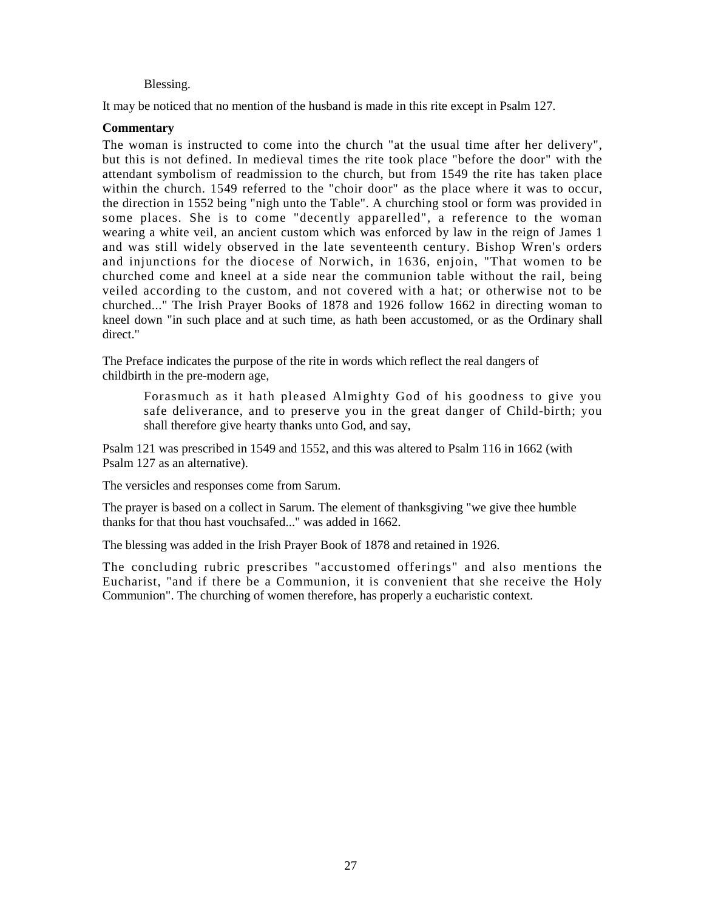Blessing.

It may be noticed that no mention of the husband is made in this rite except in Psalm 127.

**Commentary**

The woman is instructed to come into the church "at the usual time after her delivery", but this is not defined. In medieval times the rite took place "before the door" with the attendant symbolism of readmission to the church, but from 1549 the rite has taken place within the church. 1549 referred to the "choir door" as the place where it was to occur, the direction in 1552 being "nigh unto the Table". A churching stool or form was provided in some places. She is to come "decently apparelled", a reference to the woman wearing a white veil, an ancient custom which was enforced by law in the reign of James 1 and was still widely observed in the late seventeenth century. Bishop Wren's orders and injunctions for the diocese of Norwich, in 1636, enjoin, "That women to be churched come and kneel at a side near the communion table without the rail, being veiled according to the custom, and not covered with a hat; or otherwise not to be churched..." The Irish Prayer Books of 1878 and 1926 follow 1662 in directing woman to kneel down "in such place and at such time, as hath been accustomed, or as the Ordinary shall direct."

The Preface indicates the purpose of the rite in words which reflect the real dangers of childbirth in the pre-modern age,

> Forasmuch as it hath pleased Almighty God of his goodness to give you safe deliverance, and to preserve you in the great danger of Child-birth; you shall therefore give hearty thanks unto God, and say,

Psalm 121 was prescribed in 1549 and 1552, and this was altered to Psalm 116 in 1662 (with Psalm 127 as an alternative).

The versicles and responses come from Sarum.

The prayer is based on a collect in Sarum. The element of thanksgiving "we give thee humble thanks for that thou hast vouchsafed..." was added in 1662.

The blessing was added in the Irish Prayer Book of 1878 and retained in 1926.

The concluding rubric prescribes "accustomed offerings" and also mentions the Eucharist, "and if there be a Communion, it is convenient that she receive the Holy Communion". The churching of women therefore, has properly a eucharistic context.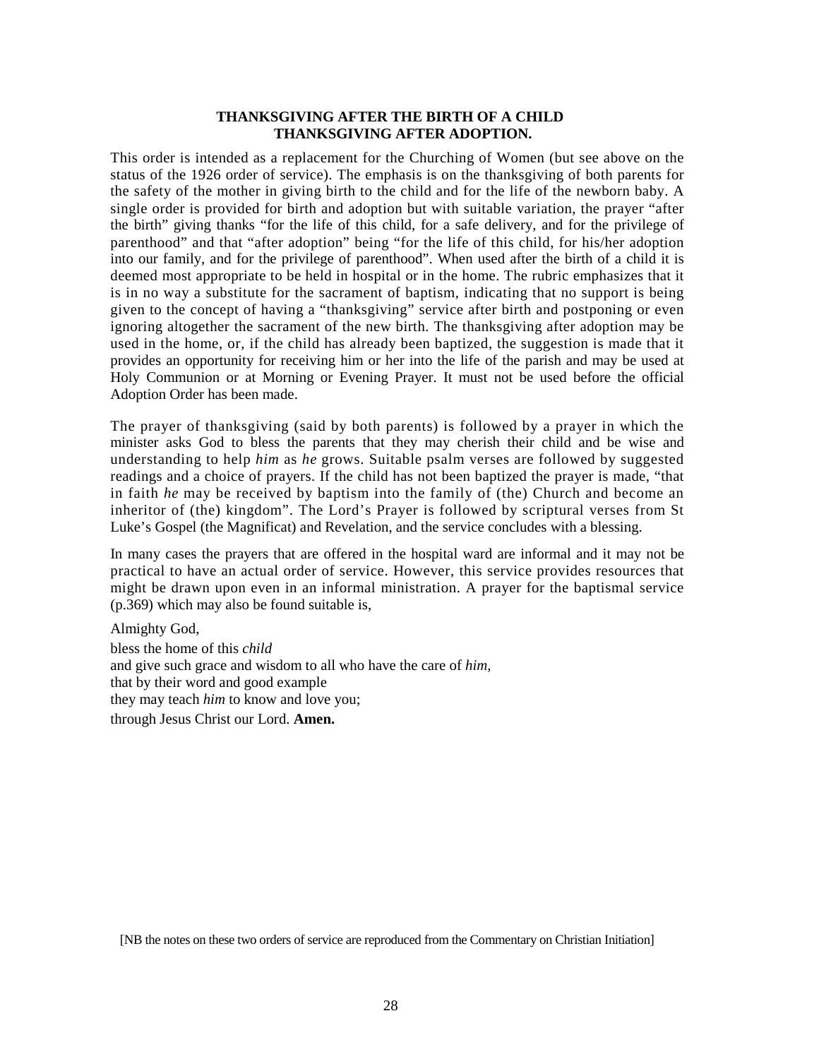## THANKSGIVING AFTER THE BIRTH OF A CHILD
## THANKSGIVING AFTER ADOPTION.

This order is intended as a replacement for the Churching of Women (but see above on the status of the 1926 order of service). The emphasis is on the thanksgiving of both parents for the safety of the mother in giving birth to the child and for the life of the newborn baby. A single order is provided for birth and adoption but with suitable variation, the prayer "after the birth" giving thanks "for the life of this child, for a safe delivery, and for the privilege of parenthood" and that "after adoption" being "for the life of this child, for his/her adoption into our family, and for the privilege of parenthood". When used after the birth of a child it is deemed most appropriate to be held in hospital or in the home. The rubric emphasizes that it is in no way a substitute for the sacrament of baptism, indicating that no support is being given to the concept of having a "thanksgiving" service after birth and postponing or even ignoring altogether the sacrament of the new birth. The thanksgiving after adoption may be used in the home, or, if the child has already been baptized, the suggestion is made that it provides an opportunity for receiving him or her into the life of the parish and may be used at Holy Communion or at Morning or Evening Prayer. It must not be used before the official Adoption Order has been made.

The prayer of thanksgiving (said by both parents) is followed by a prayer in which the minister asks God to bless the parents that they may cherish their child and be wise and understanding to help *him* as *he* grows. Suitable psalm verses are followed by suggested readings and a choice of prayers. If the child has not been baptized the prayer is made, "that in faith *he* may be received by baptism into the family of (the) Church and become an inheritor of (the) kingdom". The Lord's Prayer is followed by scriptural verses from St Luke's Gospel (the Magnificat) and Revelation, and the service concludes with a blessing.

In many cases the prayers that are offered in the hospital ward are informal and it may not be practical to have an actual order of service. However, this service provides resources that might be drawn upon even in an informal ministration. A prayer for the baptismal service (p.369) which may also be found suitable is,

Almighty God,
bless the home of this *child*
and give such grace and wisdom to all who have the care of *him,*
that by their word and good example
they may teach *him* to know and love you;
through Jesus Christ our Lord. **Amen.**

[NB the notes on these two orders of service are reproduced from the Commentary on Christian Initiation]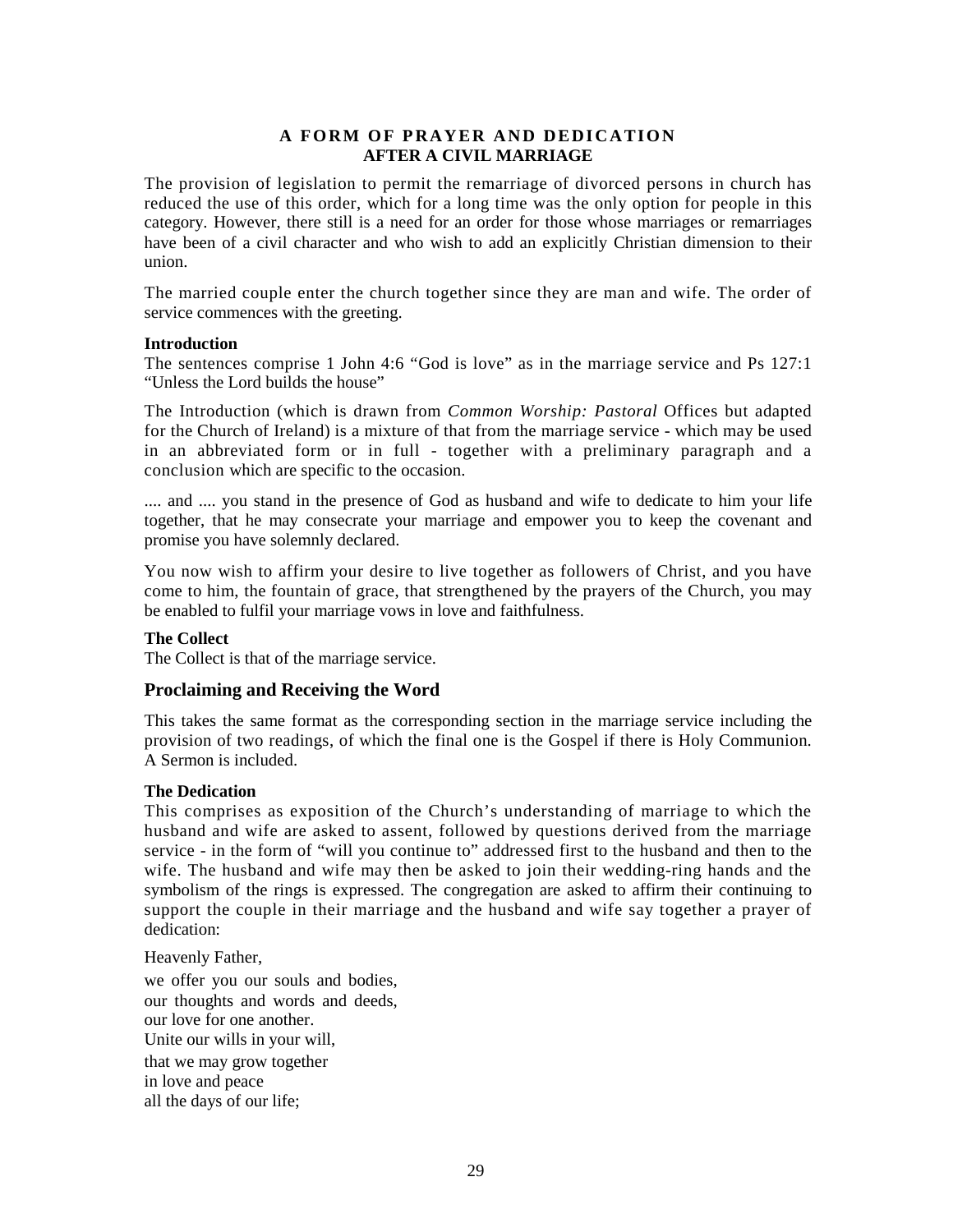### A FORM OF PRAYER AND DEDICATION
### AFTER A CIVIL MARRIAGE

The provision of legislation to permit the remarriage of divorced persons in church has reduced the use of this order, which for a long time was the only option for people in this category. However, there still is a need for an order for those whose marriages or remarriages have been of a civil character and who wish to add an explicitly Christian dimension to their union.

The married couple enter the church together since they are man and wife. The order of service commences with the greeting.

**Introduction**
The sentences comprise 1 John 4:6 "God is love" as in the marriage service and Ps 127:1 "Unless the Lord builds the house"

The Introduction (which is drawn from *Common Worship: Pastoral* Offices but adapted for the Church of Ireland) is a mixture of that from the marriage service - which may be used in an abbreviated form or in full - together with a preliminary paragraph and a conclusion which are specific to the occasion.

.... and .... you stand in the presence of God as husband and wife to dedicate to him your life together, that he may consecrate your marriage and empower you to keep the covenant and promise you have solemnly declared.

You now wish to affirm your desire to live together as followers of Christ, and you have come to him, the fountain of grace, that strengthened by the prayers of the Church, you may be enabled to fulfil your marriage vows in love and faithfulness.

**The Collect**
The Collect is that of the marriage service.

## Proclaiming and Receiving the Word

This takes the same format as the corresponding section in the marriage service including the provision of two readings, of which the final one is the Gospel if there is Holy Communion. A Sermon is included.

**The Dedication**
This comprises as exposition of the Church's understanding of marriage to which the husband and wife are asked to assent, followed by questions derived from the marriage service - in the form of "will you continue to" addressed first to the husband and then to the wife. The husband and wife may then be asked to join their wedding-ring hands and the symbolism of the rings is expressed. The congregation are asked to affirm their continuing to support the couple in their marriage and the husband and wife say together a prayer of dedication:

Heavenly Father,
we offer you our souls and bodies,
our thoughts and words and deeds,
our love for one another.
Unite our wills in your will,
that we may grow together
in love and peace
all the days of our life;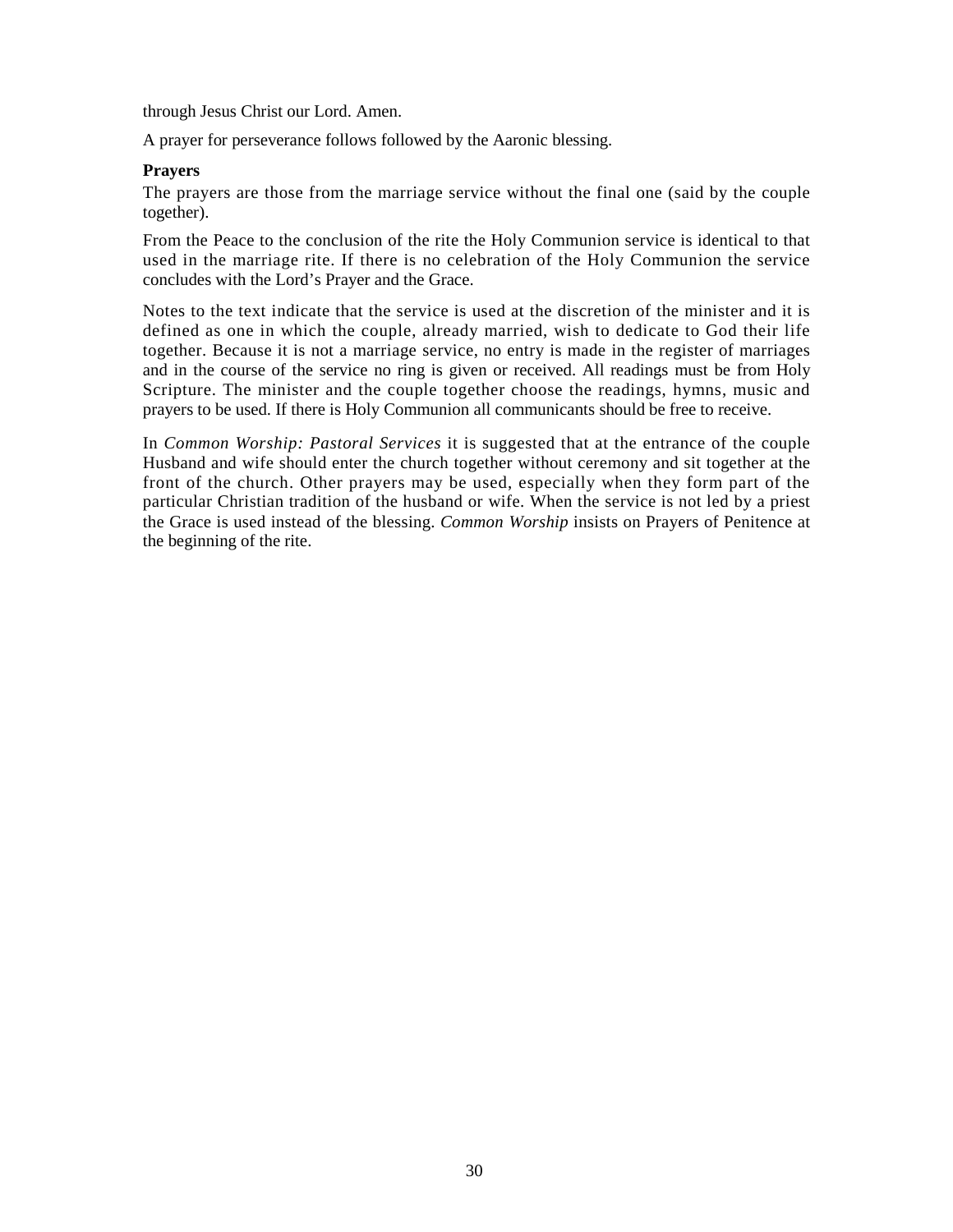through Jesus Christ our Lord. Amen.

A prayer for perseverance follows followed by the Aaronic blessing.

**Prayers**

The prayers are those from the marriage service without the final one (said by the couple together).

From the Peace to the conclusion of the rite the Holy Communion service is identical to that used in the marriage rite. If there is no celebration of the Holy Communion the service concludes with the Lord's Prayer and the Grace.

Notes to the text indicate that the service is used at the discretion of the minister and it is defined as one in which the couple, already married, wish to dedicate to God their life together. Because it is not a marriage service, no entry is made in the register of marriages and in the course of the service no ring is given or received. All readings must be from Holy Scripture. The minister and the couple together choose the readings, hymns, music and prayers to be used. If there is Holy Communion all communicants should be free to receive.

In *Common Worship: Pastoral Services* it is suggested that at the entrance of the couple Husband and wife should enter the church together without ceremony and sit together at the front of the church. Other prayers may be used, especially when they form part of the particular Christian tradition of the husband or wife. When the service is not led by a priest the Grace is used instead of the blessing. *Common Worship* insists on Prayers of Penitence at the beginning of the rite.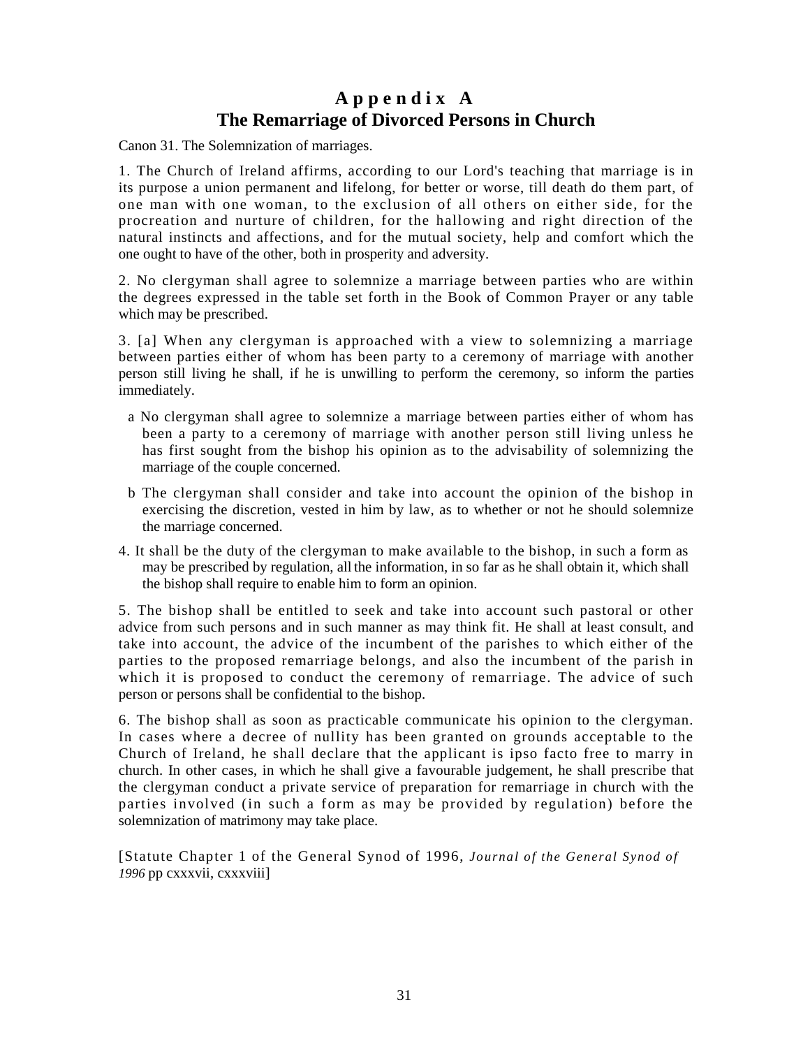# Appendix A
## The Remarriage of Divorced Persons in Church

Canon 31. The Solemnization of marriages.

1. The Church of Ireland affirms, according to our Lord's teaching that marriage is in its purpose a union permanent and lifelong, for better or worse, till death do them part, of one man with one woman, to the exclusion of all others on either side, for the procreation and nurture of children, for the hallowing and right direction of the natural instincts and affections, and for the mutual society, help and comfort which the one ought to have of the other, both in prosperity and adversity.

2. No clergyman shall agree to solemnize a marriage between parties who are within the degrees expressed in the table set forth in the Book of Common Prayer or any table which may be prescribed.

3. [a] When any clergyman is approached with a view to solemnizing a marriage between parties either of whom has been party to a ceremony of marriage with another person still living he shall, if he is unwilling to perform the ceremony, so inform the parties immediately.

   a No clergyman shall agree to solemnize a marriage between parties either of whom has been a party to a ceremony of marriage with another person still living unless he has first sought from the bishop his opinion as to the advisability of solemnizing the marriage of the couple concerned.

   b The clergyman shall consider and take into account the opinion of the bishop in exercising the discretion, vested in him by law, as to whether or not he should solemnize the marriage concerned.

4. It shall be the duty of the clergyman to make available to the bishop, in such a form as may be prescribed by regulation, all the information, in so far as he shall obtain it, which shall the bishop shall require to enable him to form an opinion.

5. The bishop shall be entitled to seek and take into account such pastoral or other advice from such persons and in such manner as may think fit. He shall at least consult, and take into account, the advice of the incumbent of the parishes to which either of the parties to the proposed remarriage belongs, and also the incumbent of the parish in which it is proposed to conduct the ceremony of remarriage. The advice of such person or persons shall be confidential to the bishop.

6. The bishop shall as soon as practicable communicate his opinion to the clergyman. In cases where a decree of nullity has been granted on grounds acceptable to the Church of Ireland, he shall declare that the applicant is ipso facto free to marry in church. In other cases, in which he shall give a favourable judgement, he shall prescribe that the clergyman conduct a private service of preparation for remarriage in church with the parties involved (in such a form as may be provided by regulation) before the solemnization of matrimony may take place.

[Statute Chapter 1 of the General Synod of 1996, *Journal of the General Synod of 1996* pp cxxxvii, cxxxviii]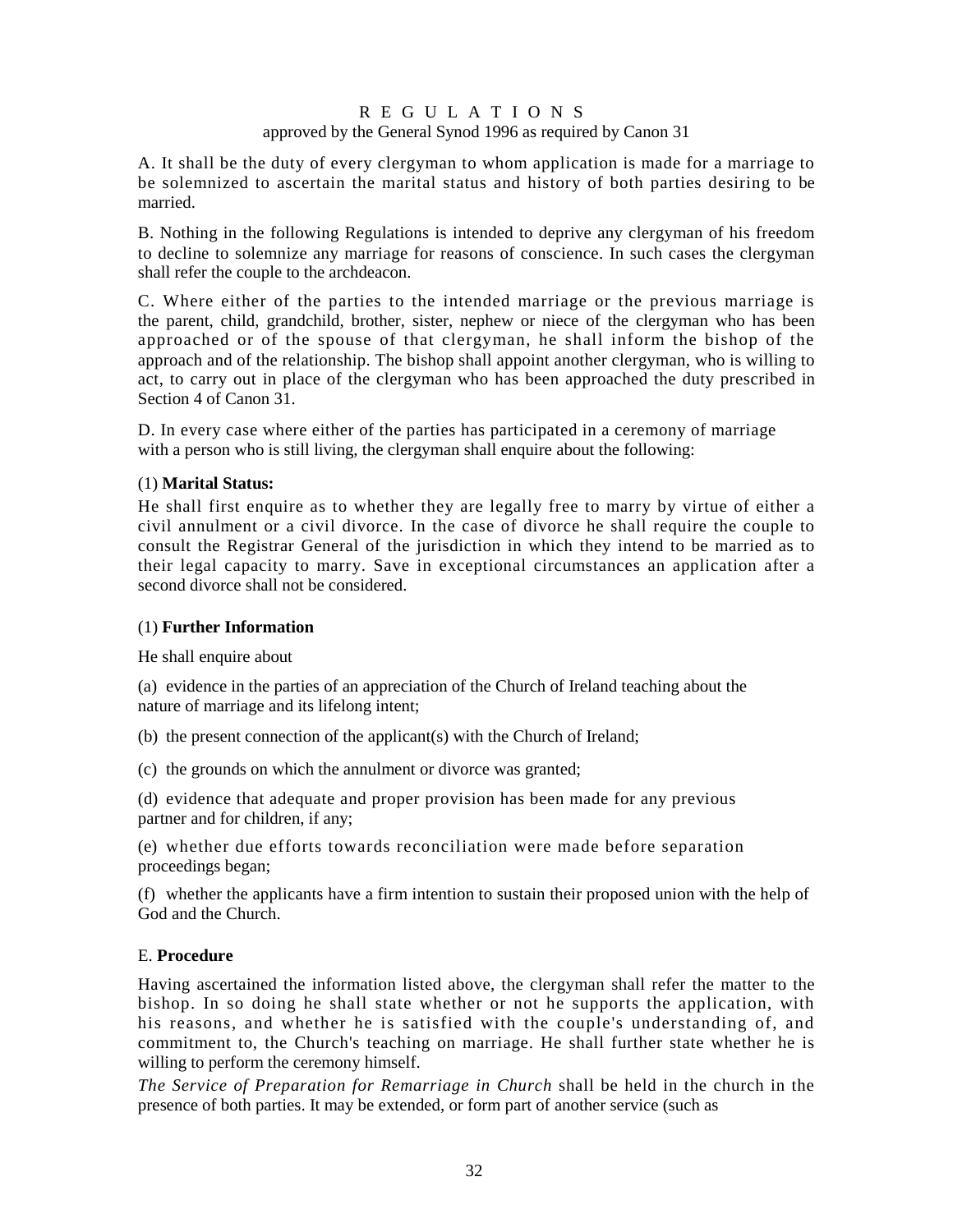# R E G U L A T I O N S

approved by the General Synod 1996 as required by Canon 31

A. It shall be the duty of every clergyman to whom application is made for a marriage to be solemnized to ascertain the marital status and history of both parties desiring to be married.

B. Nothing in the following Regulations is intended to deprive any clergyman of his freedom to decline to solemnize any marriage for reasons of conscience. In such cases the clergyman shall refer the couple to the archdeacon.

C. Where either of the parties to the intended marriage or the previous marriage is the parent, child, grandchild, brother, sister, nephew or niece of the clergyman who has been approached or of the spouse of that clergyman, he shall inform the bishop of the approach and of the relationship. The bishop shall appoint another clergyman, who is willing to act, to carry out in place of the clergyman who has been approached the duty prescribed in Section 4 of Canon 31.

D. In every case where either of the parties has participated in a ceremony of marriage with a person who is still living, the clergyman shall enquire about the following:

(1) **Marital Status:**

He shall first enquire as to whether they are legally free to marry by virtue of either a civil annulment or a civil divorce. In the case of divorce he shall require the couple to consult the Registrar General of the jurisdiction in which they intend to be married as to their legal capacity to marry. Save in exceptional circumstances an application after a second divorce shall not be considered.

(1) **Further Information**

He shall enquire about

(a) evidence in the parties of an appreciation of the Church of Ireland teaching about the nature of marriage and its lifelong intent;

(b) the present connection of the applicant(s) with the Church of Ireland;

(c) the grounds on which the annulment or divorce was granted;

(d) evidence that adequate and proper provision has been made for any previous partner and for children, if any;

(e) whether due efforts towards reconciliation were made before separation proceedings began;

(f) whether the applicants have a firm intention to sustain their proposed union with the help of God and the Church.

E. **Procedure**

Having ascertained the information listed above, the clergyman shall refer the matter to the bishop. In so doing he shall state whether or not he supports the application, with his reasons, and whether he is satisfied with the couple's understanding of, and commitment to, the Church's teaching on marriage. He shall further state whether he is willing to perform the ceremony himself.

*The Service of Preparation for Remarriage in Church* shall be held in the church in the presence of both parties. It may be extended, or form part of another service (such as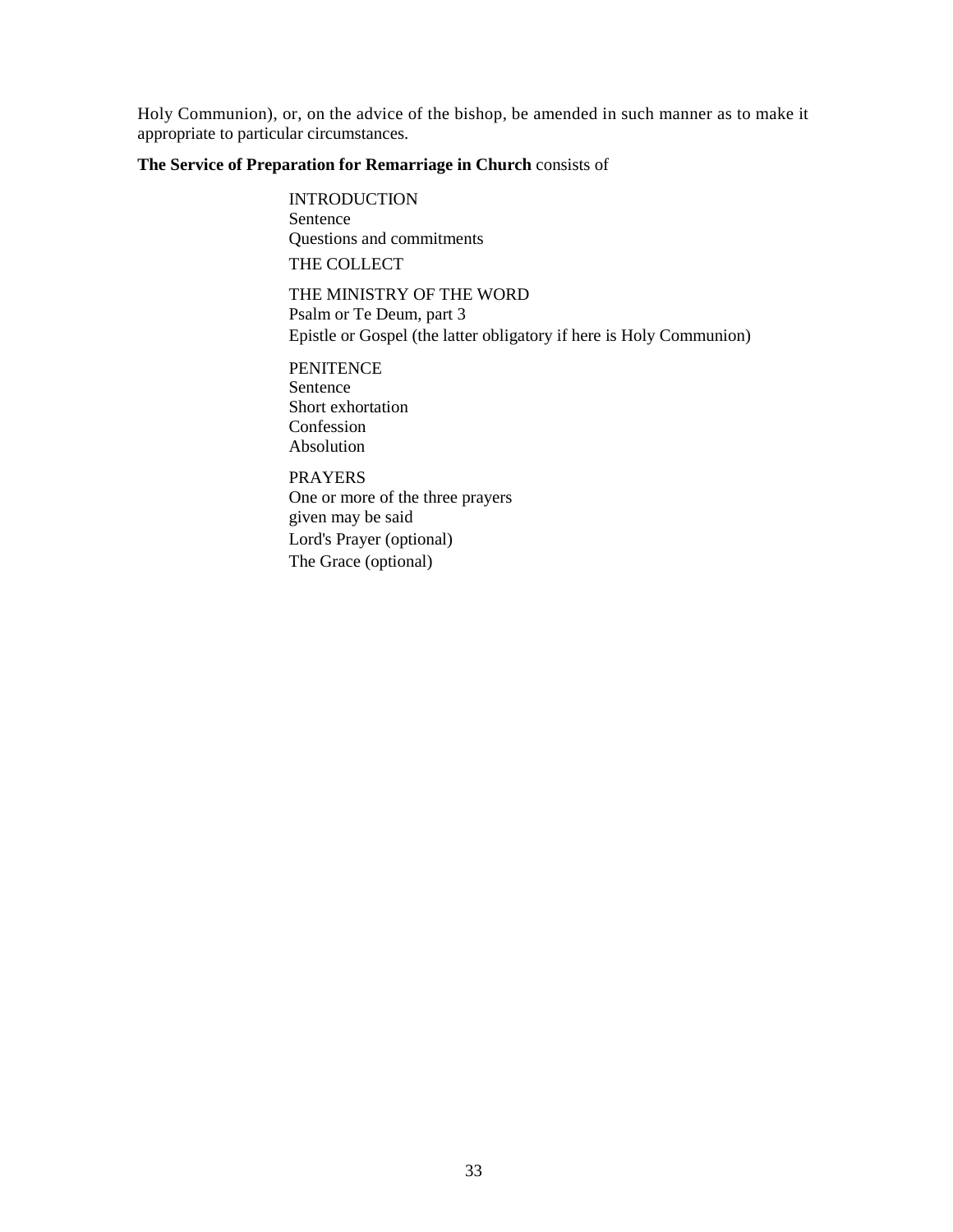Holy Communion), or, on the advice of the bishop, be amended in such manner as to make it appropriate to particular circumstances.

**The Service of Preparation for Remarriage in Church** consists of

INTRODUCTION
Sentence
Questions and commitments

THE COLLECT

THE MINISTRY OF THE WORD
Psalm or Te Deum, part 3
Epistle or Gospel (the latter obligatory if here is Holy Communion)

PENITENCE
Sentence
Short exhortation
Confession
Absolution

PRAYERS
One or more of the three prayers
given may be said
Lord's Prayer (optional)
The Grace (optional)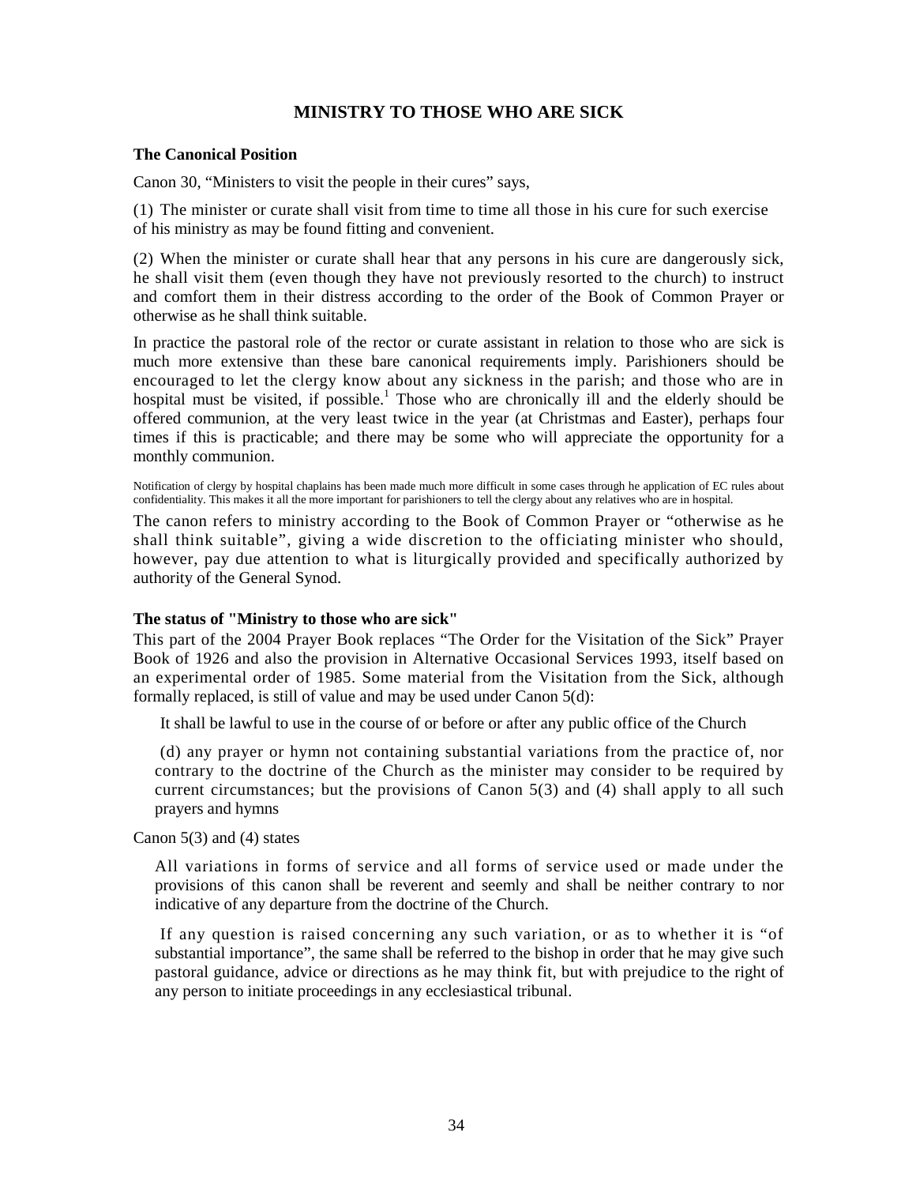## MINISTRY TO THOSE WHO ARE SICK

### The Canonical Position

Canon 30, "Ministers to visit the people in their cures" says,

(1) The minister or curate shall visit from time to time all those in his cure for such exercise of his ministry as may be found fitting and convenient.

(2) When the minister or curate shall hear that any persons in his cure are dangerously sick, he shall visit them (even though they have not previously resorted to the church) to instruct and comfort them in their distress according to the order of the Book of Common Prayer or otherwise as he shall think suitable.

In practice the pastoral role of the rector or curate assistant in relation to those who are sick is much more extensive than these bare canonical requirements imply. Parishioners should be encouraged to let the clergy know about any sickness in the parish; and those who are in hospital must be visited, if possible.[1] Those who are chronically ill and the elderly should be offered communion, at the very least twice in the year (at Christmas and Easter), perhaps four times if this is practicable; and there may be some who will appreciate the opportunity for a monthly communion.

Notification of clergy by hospital chaplains has been made much more difficult in some cases through he application of EC rules about confidentiality. This makes it all the more important for parishioners to tell the clergy about any relatives who are in hospital.

The canon refers to ministry according to the Book of Common Prayer or "otherwise as he shall think suitable", giving a wide discretion to the officiating minister who should, however, pay due attention to what is liturgically provided and specifically authorized by authority of the General Synod.

### The status of "Ministry to those who are sick"

This part of the 2004 Prayer Book replaces "The Order for the Visitation of the Sick" Prayer Book of 1926 and also the provision in Alternative Occasional Services 1993, itself based on an experimental order of 1985. Some material from the Visitation from the Sick, although formally replaced, is still of value and may be used under Canon 5(d):

> It shall be lawful to use in the course of or before or after any public office of the Church
>
> (d) any prayer or hymn not containing substantial variations from the practice of, nor contrary to the doctrine of the Church as the minister may consider to be required by current circumstances; but the provisions of Canon 5(3) and (4) shall apply to all such prayers and hymns

Canon 5(3) and (4) states

> All variations in forms of service and all forms of service used or made under the provisions of this canon shall be reverent and seemly and shall be neither contrary to nor indicative of any departure from the doctrine of the Church.
>
> If any question is raised concerning any such variation, or as to whether it is "of substantial importance", the same shall be referred to the bishop in order that he may give such pastoral guidance, advice or directions as he may think fit, but with prejudice to the right of any person to initiate proceedings in any ecclesiastical tribunal.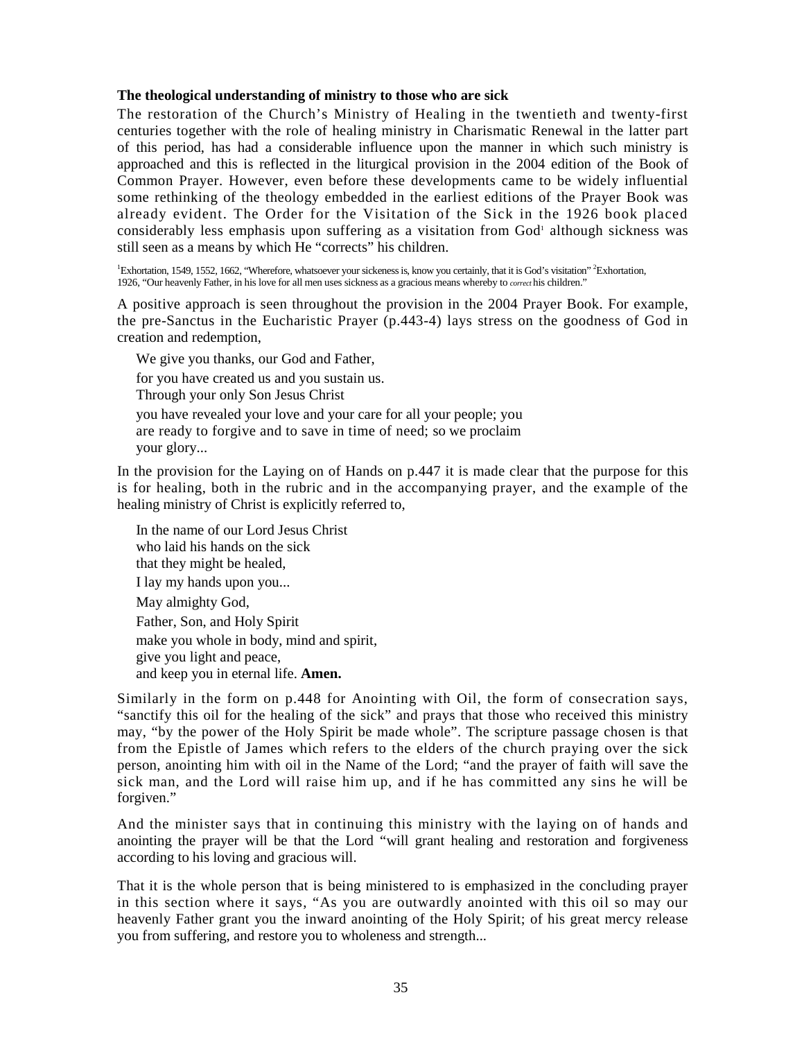**The theological understanding of ministry to those who are sick**

The restoration of the Church's Ministry of Healing in the twentieth and twenty-first centuries together with the role of healing ministry in Charismatic Renewal in the latter part of this period, has had a considerable influence upon the manner in which such ministry is approached and this is reflected in the liturgical provision in the 2004 edition of the Book of Common Prayer. However, even before these developments came to be widely influential some rethinking of the theology embedded in the earliest editions of the Prayer Book was already evident. The Order for the Visitation of the Sick in the 1926 book placed considerably less emphasis upon suffering as a visitation from God[1] although sickness was still seen as a means by which He "corrects" his children.

[1]Exhortation, 1549, 1552, 1662, "Wherefore, whatsoever your sickeness is, know you certainly, that it is God's visitation" [2]Exhortation, 1926, "Our heavenly Father, in his love for all men uses sickness as a gracious means whereby to *correct* his children."

A positive approach is seen throughout the provision in the 2004 Prayer Book. For example, the pre-Sanctus in the Eucharistic Prayer (p.443-4) lays stress on the goodness of God in creation and redemption,

> We give you thanks, our God and Father,
> for you have created us and you sustain us.
> Through your only Son Jesus Christ
> you have revealed your love and your care for all your people; you are ready to forgive and to save in time of need; so we proclaim your glory...

In the provision for the Laying on of Hands on p.447 it is made clear that the purpose for this is for healing, both in the rubric and in the accompanying prayer, and the example of the healing ministry of Christ is explicitly referred to,

> In the name of our Lord Jesus Christ
> who laid his hands on the sick
> that they might be healed,
> I lay my hands upon you...
> May almighty God,
> Father, Son, and Holy Spirit
> make you whole in body, mind and spirit,
> give you light and peace,
> and keep you in eternal life. **Amen.**

Similarly in the form on p.448 for Anointing with Oil, the form of consecration says, "sanctify this oil for the healing of the sick" and prays that those who received this ministry may, "by the power of the Holy Spirit be made whole". The scripture passage chosen is that from the Epistle of James which refers to the elders of the church praying over the sick person, anointing him with oil in the Name of the Lord; "and the prayer of faith will save the sick man, and the Lord will raise him up, and if he has committed any sins he will be forgiven."

And the minister says that in continuing this ministry with the laying on of hands and anointing the prayer will be that the Lord "will grant healing and restoration and forgiveness according to his loving and gracious will.

That it is the whole person that is being ministered to is emphasized in the concluding prayer in this section where it says, "As you are outwardly anointed with this oil so may our heavenly Father grant you the inward anointing of the Holy Spirit; of his great mercy release you from suffering, and restore you to wholeness and strength...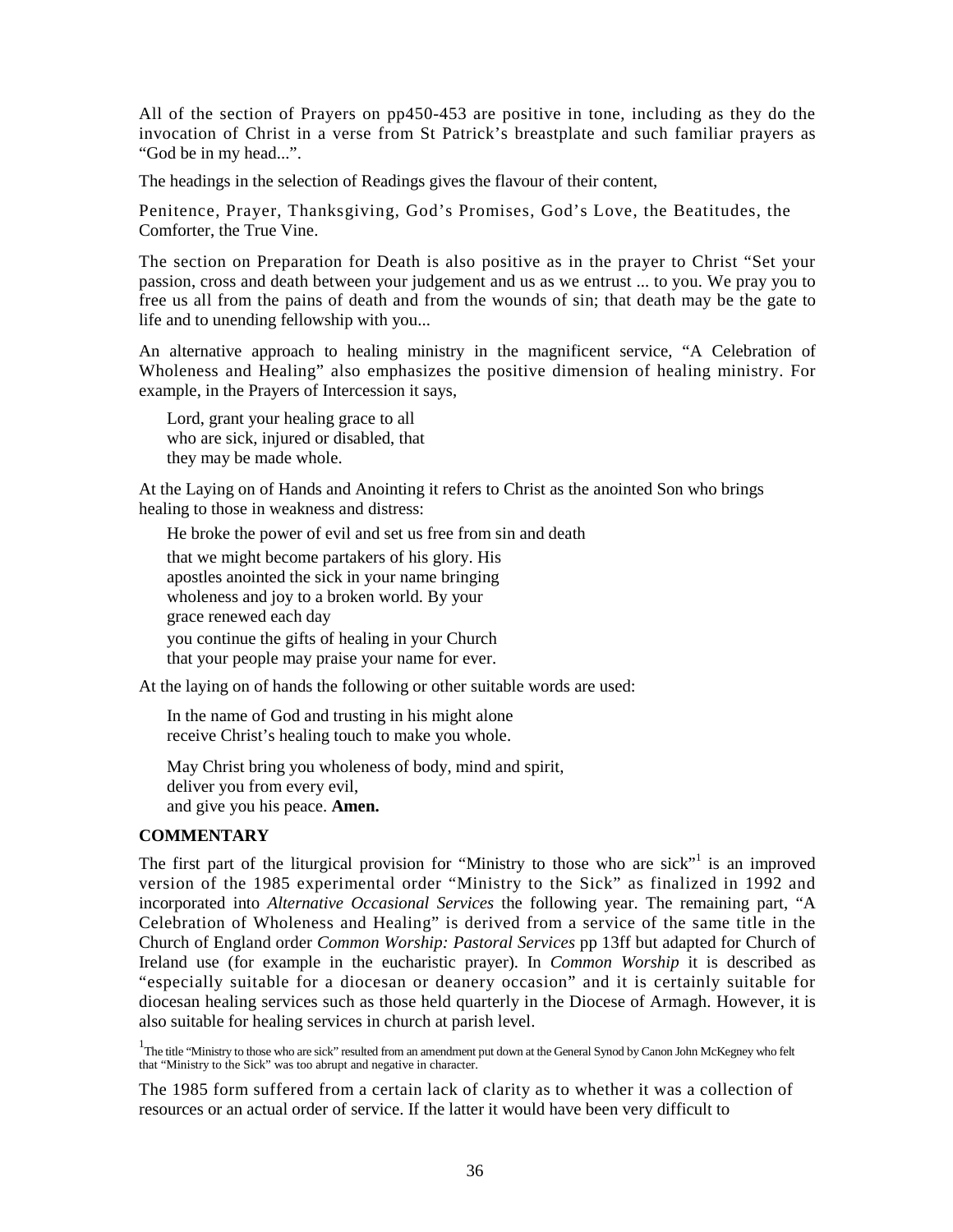All of the section of Prayers on pp450-453 are positive in tone, including as they do the invocation of Christ in a verse from St Patrick's breastplate and such familiar prayers as "God be in my head...".

The headings in the selection of Readings gives the flavour of their content,

Penitence, Prayer, Thanksgiving, God's Promises, God's Love, the Beatitudes, the Comforter, the True Vine.

The section on Preparation for Death is also positive as in the prayer to Christ "Set your passion, cross and death between your judgement and us as we entrust ... to you. We pray you to free us all from the pains of death and from the wounds of sin; that death may be the gate to life and to unending fellowship with you...

An alternative approach to healing ministry in the magnificent service, "A Celebration of Wholeness and Healing" also emphasizes the positive dimension of healing ministry. For example, in the Prayers of Intercession it says,

> Lord, grant your healing grace to all
> who are sick, injured or disabled, that
> they may be made whole.

At the Laying on of Hands and Anointing it refers to Christ as the anointed Son who brings healing to those in weakness and distress:

> He broke the power of evil and set us free from sin and death
> that we might become partakers of his glory. His
> apostles anointed the sick in your name bringing
> wholeness and joy to a broken world. By your
> grace renewed each day
> you continue the gifts of healing in your Church
> that your people may praise your name for ever.

At the laying on of hands the following or other suitable words are used:

> In the name of God and trusting in his might alone
> receive Christ's healing touch to make you whole.
>
> May Christ bring you wholeness of body, mind and spirit,
> deliver you from every evil,
> and give you his peace. **Amen.**

**COMMENTARY**

The first part of the liturgical provision for "Ministry to those who are sick"[1] is an improved version of the 1985 experimental order "Ministry to the Sick" as finalized in 1992 and incorporated into *Alternative Occasional Services* the following year. The remaining part, "A Celebration of Wholeness and Healing" is derived from a service of the same title in the Church of England order *Common Worship: Pastoral Services* pp 13ff but adapted for Church of Ireland use (for example in the eucharistic prayer). In *Common Worship* it is described as "especially suitable for a diocesan or deanery occasion" and it is certainly suitable for diocesan healing services such as those held quarterly in the Diocese of Armagh. However, it is also suitable for healing services in church at parish level.

[1] The title "Ministry to those who are sick" resulted from an amendment put down at the General Synod by Canon John McKegney who felt that "Ministry to the Sick" was too abrupt and negative in character.

The 1985 form suffered from a certain lack of clarity as to whether it was a collection of resources or an actual order of service. If the latter it would have been very difficult to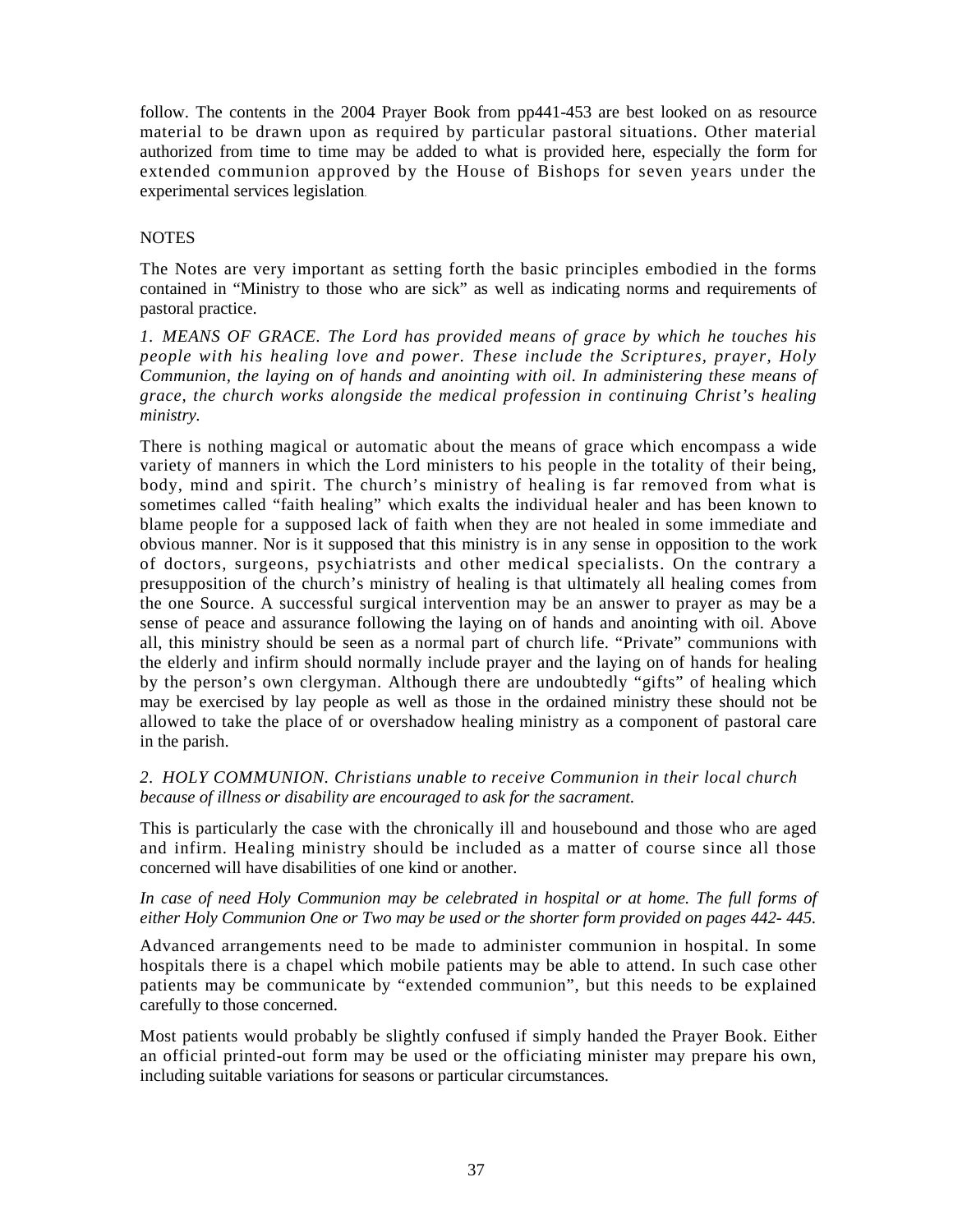follow. The contents in the 2004 Prayer Book from pp441-453 are best looked on as resource material to be drawn upon as required by particular pastoral situations. Other material authorized from time to time may be added to what is provided here, especially the form for extended communion approved by the House of Bishops for seven years under the experimental services legislation.

NOTES

The Notes are very important as setting forth the basic principles embodied in the forms contained in "Ministry to those who are sick" as well as indicating norms and requirements of pastoral practice.

*1. MEANS OF GRACE. The Lord has provided means of grace by which he touches his people with his healing love and power. These include the Scriptures, prayer, Holy Communion, the laying on of hands and anointing with oil. In administering these means of grace, the church works alongside the medical profession in continuing Christ's healing ministry.*

There is nothing magical or automatic about the means of grace which encompass a wide variety of manners in which the Lord ministers to his people in the totality of their being, body, mind and spirit. The church's ministry of healing is far removed from what is sometimes called "faith healing" which exalts the individual healer and has been known to blame people for a supposed lack of faith when they are not healed in some immediate and obvious manner. Nor is it supposed that this ministry is in any sense in opposition to the work of doctors, surgeons, psychiatrists and other medical specialists. On the contrary a presupposition of the church's ministry of healing is that ultimately all healing comes from the one Source. A successful surgical intervention may be an answer to prayer as may be a sense of peace and assurance following the laying on of hands and anointing with oil. Above all, this ministry should be seen as a normal part of church life. "Private" communions with the elderly and infirm should normally include prayer and the laying on of hands for healing by the person's own clergyman. Although there are undoubtedly "gifts" of healing which may be exercised by lay people as well as those in the ordained ministry these should not be allowed to take the place of or overshadow healing ministry as a component of pastoral care in the parish.

*2. HOLY COMMUNION. Christians unable to receive Communion in their local church because of illness or disability are encouraged to ask for the sacrament.*

This is particularly the case with the chronically ill and housebound and those who are aged and infirm. Healing ministry should be included as a matter of course since all those concerned will have disabilities of one kind or another.

*In case of need Holy Communion may be celebrated in hospital or at home. The full forms of either Holy Communion One or Two may be used or the shorter form provided on pages 442- 445.*

Advanced arrangements need to be made to administer communion in hospital. In some hospitals there is a chapel which mobile patients may be able to attend. In such case other patients may be communicate by "extended communion", but this needs to be explained carefully to those concerned.

Most patients would probably be slightly confused if simply handed the Prayer Book. Either an official printed-out form may be used or the officiating minister may prepare his own, including suitable variations for seasons or particular circumstances.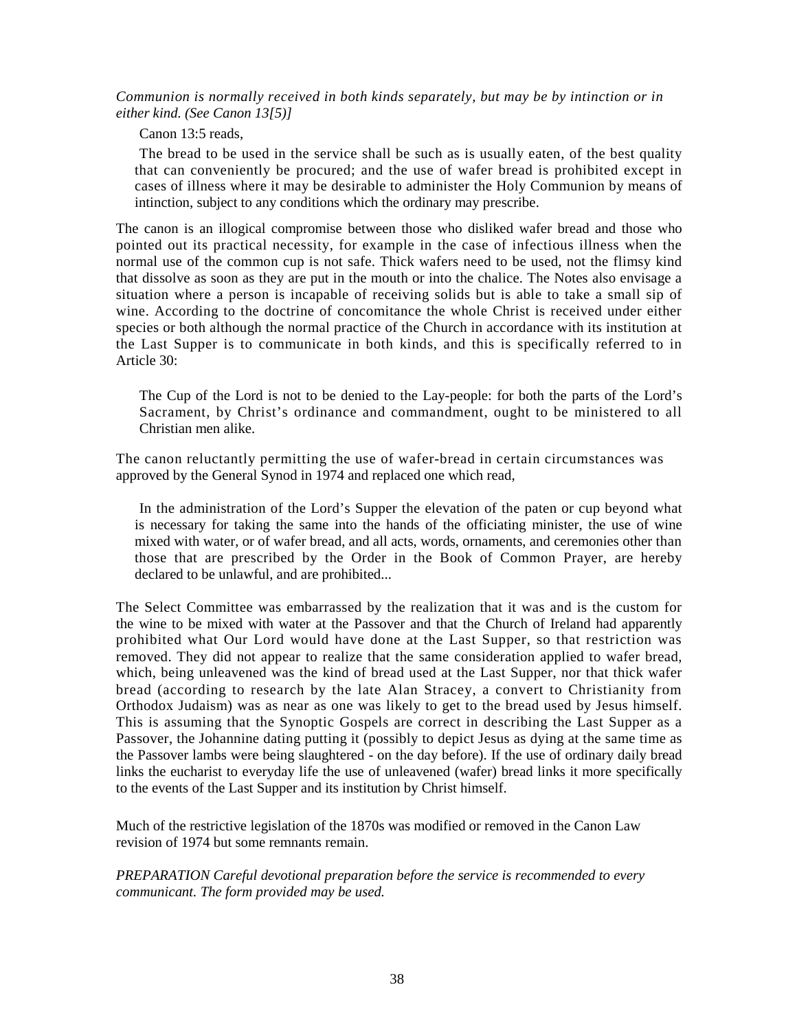*Communion is normally received in both kinds separately, but may be by intinction or in either kind. (See Canon 13[5)]*

Canon 13:5 reads,

> The bread to be used in the service shall be such as is usually eaten, of the best quality that can conveniently be procured; and the use of wafer bread is prohibited except in cases of illness where it may be desirable to administer the Holy Communion by means of intinction, subject to any conditions which the ordinary may prescribe.

The canon is an illogical compromise between those who disliked wafer bread and those who pointed out its practical necessity, for example in the case of infectious illness when the normal use of the common cup is not safe. Thick wafers need to be used, not the flimsy kind that dissolve as soon as they are put in the mouth or into the chalice. The Notes also envisage a situation where a person is incapable of receiving solids but is able to take a small sip of wine. According to the doctrine of concomitance the whole Christ is received under either species or both although the normal practice of the Church in accordance with its institution at the Last Supper is to communicate in both kinds, and this is specifically referred to in Article 30:

> The Cup of the Lord is not to be denied to the Lay-people: for both the parts of the Lord's Sacrament, by Christ's ordinance and commandment, ought to be ministered to all Christian men alike.

The canon reluctantly permitting the use of wafer-bread in certain circumstances was approved by the General Synod in 1974 and replaced one which read,

> In the administration of the Lord's Supper the elevation of the paten or cup beyond what is necessary for taking the same into the hands of the officiating minister, the use of wine mixed with water, or of wafer bread, and all acts, words, ornaments, and ceremonies other than those that are prescribed by the Order in the Book of Common Prayer, are hereby declared to be unlawful, and are prohibited...

The Select Committee was embarrassed by the realization that it was and is the custom for the wine to be mixed with water at the Passover and that the Church of Ireland had apparently prohibited what Our Lord would have done at the Last Supper, so that restriction was removed. They did not appear to realize that the same consideration applied to wafer bread, which, being unleavened was the kind of bread used at the Last Supper, nor that thick wafer bread (according to research by the late Alan Stracey, a convert to Christianity from Orthodox Judaism) was as near as one was likely to get to the bread used by Jesus himself. This is assuming that the Synoptic Gospels are correct in describing the Last Supper as a Passover, the Johannine dating putting it (possibly to depict Jesus as dying at the same time as the Passover lambs were being slaughtered - on the day before). If the use of ordinary daily bread links the eucharist to everyday life the use of unleavened (wafer) bread links it more specifically to the events of the Last Supper and its institution by Christ himself.

Much of the restrictive legislation of the 1870s was modified or removed in the Canon Law revision of 1974 but some remnants remain.

*PREPARATION Careful devotional preparation before the service is recommended to every communicant. The form provided may be used.*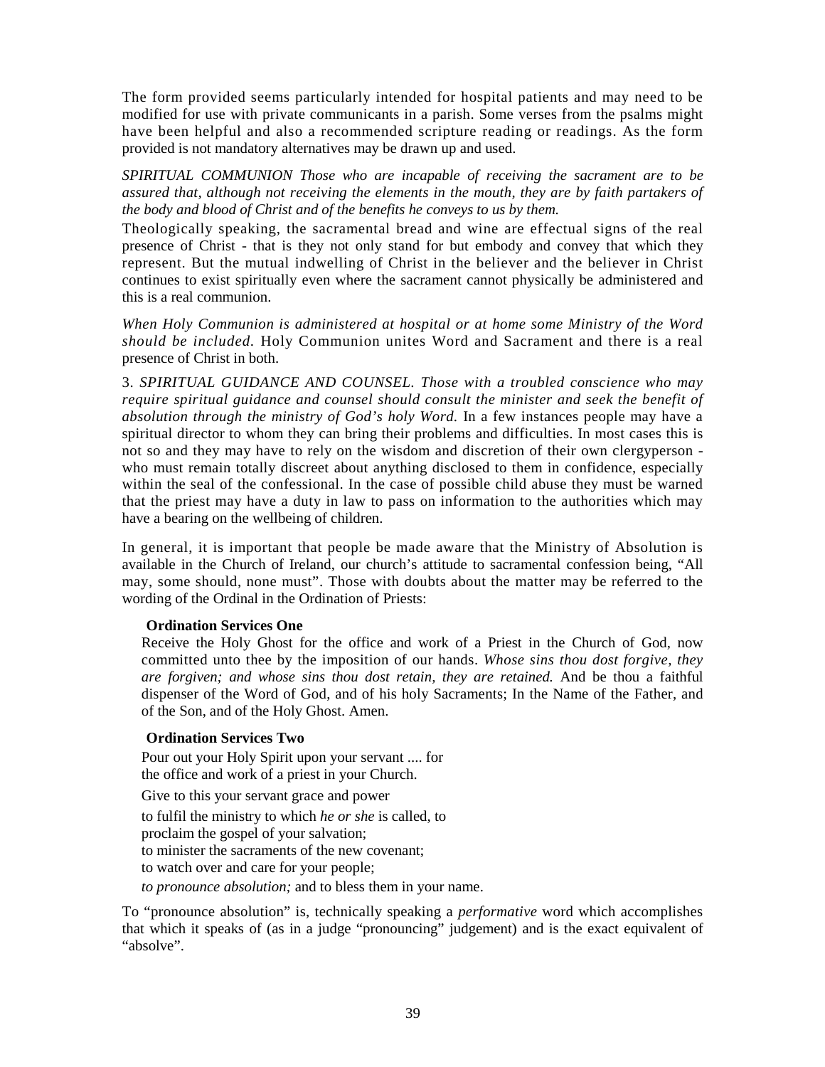The form provided seems particularly intended for hospital patients and may need to be modified for use with private communicants in a parish. Some verses from the psalms might have been helpful and also a recommended scripture reading or readings. As the form provided is not mandatory alternatives may be drawn up and used.

*SPIRITUAL COMMUNION Those who are incapable of receiving the sacrament are to be assured that, although not receiving the elements in the mouth, they are by faith partakers of the body and blood of Christ and of the benefits he conveys to us by them.*

Theologically speaking, the sacramental bread and wine are effectual signs of the real presence of Christ - that is they not only stand for but embody and convey that which they represent. But the mutual indwelling of Christ in the believer and the believer in Christ continues to exist spiritually even where the sacrament cannot physically be administered and this is a real communion.

*When Holy Communion is administered at hospital or at home some Ministry of the Word should be included.* Holy Communion unites Word and Sacrament and there is a real presence of Christ in both.

3. *SPIRITUAL GUIDANCE AND COUNSEL. Those with a troubled conscience who may require spiritual guidance and counsel should consult the minister and seek the benefit of absolution through the ministry of God's holy Word.* In a few instances people may have a spiritual director to whom they can bring their problems and difficulties. In most cases this is not so and they may have to rely on the wisdom and discretion of their own clergyperson - who must remain totally discreet about anything disclosed to them in confidence, especially within the seal of the confessional. In the case of possible child abuse they must be warned that the priest may have a duty in law to pass on information to the authorities which may have a bearing on the wellbeing of children.

In general, it is important that people be made aware that the Ministry of Absolution is available in the Church of Ireland, our church's attitude to sacramental confession being, "All may, some should, none must". Those with doubts about the matter may be referred to the wording of the Ordinal in the Ordination of Priests:

**Ordination Services One**

Receive the Holy Ghost for the office and work of a Priest in the Church of God, now committed unto thee by the imposition of our hands. *Whose sins thou dost forgive, they are forgiven; and whose sins thou dost retain, they are retained.* And be thou a faithful dispenser of the Word of God, and of his holy Sacraments; In the Name of the Father, and of the Son, and of the Holy Ghost. Amen.

**Ordination Services Two**

Pour out your Holy Spirit upon your servant .... for
the office and work of a priest in your Church.

Give to this your servant grace and power

to fulfil the ministry to which *he or she* is called, to
proclaim the gospel of your salvation;
to minister the sacraments of the new covenant;
to watch over and care for your people;
*to pronounce absolution;* and to bless them in your name.

To "pronounce absolution" is, technically speaking a *performative* word which accomplishes that which it speaks of (as in a judge "pronouncing" judgement) and is the exact equivalent of "absolve".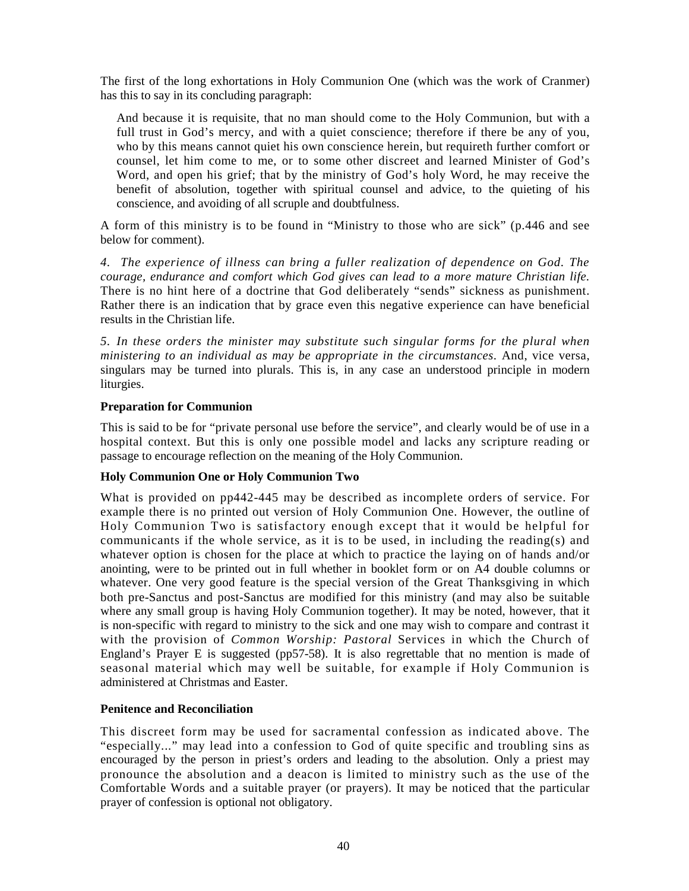The first of the long exhortations in Holy Communion One (which was the work of Cranmer) has this to say in its concluding paragraph:

> And because it is requisite, that no man should come to the Holy Communion, but with a full trust in God's mercy, and with a quiet conscience; therefore if there be any of you, who by this means cannot quiet his own conscience herein, but requireth further comfort or counsel, let him come to me, or to some other discreet and learned Minister of God's Word, and open his grief; that by the ministry of God's holy Word, he may receive the benefit of absolution, together with spiritual counsel and advice, to the quieting of his conscience, and avoiding of all scruple and doubtfulness.

A form of this ministry is to be found in "Ministry to those who are sick" (p.446 and see below for comment).

*4. The experience of illness can bring a fuller realization of dependence on God. The courage, endurance and comfort which God gives can lead to a more mature Christian life.* There is no hint here of a doctrine that God deliberately "sends" sickness as punishment. Rather there is an indication that by grace even this negative experience can have beneficial results in the Christian life.

*5. In these orders the minister may substitute such singular forms for the plural when ministering to an individual as may be appropriate in the circumstances.* And, vice versa, singulars may be turned into plurals. This is, in any case an understood principle in modern liturgies.

**Preparation for Communion**

This is said to be for "private personal use before the service", and clearly would be of use in a hospital context. But this is only one possible model and lacks any scripture reading or passage to encourage reflection on the meaning of the Holy Communion.

**Holy Communion One or Holy Communion Two**

What is provided on pp442-445 may be described as incomplete orders of service. For example there is no printed out version of Holy Communion One. However, the outline of Holy Communion Two is satisfactory enough except that it would be helpful for communicants if the whole service, as it is to be used, in including the reading(s) and whatever option is chosen for the place at which to practice the laying on of hands and/or anointing, were to be printed out in full whether in booklet form or on A4 double columns or whatever. One very good feature is the special version of the Great Thanksgiving in which both pre-Sanctus and post-Sanctus are modified for this ministry (and may also be suitable where any small group is having Holy Communion together). It may be noted, however, that it is non-specific with regard to ministry to the sick and one may wish to compare and contrast it with the provision of *Common Worship: Pastoral* Services in which the Church of England's Prayer E is suggested (pp57-58). It is also regrettable that no mention is made of seasonal material which may well be suitable, for example if Holy Communion is administered at Christmas and Easter.

**Penitence and Reconciliation**

This discreet form may be used for sacramental confession as indicated above. The "especially..." may lead into a confession to God of quite specific and troubling sins as encouraged by the person in priest's orders and leading to the absolution. Only a priest may pronounce the absolution and a deacon is limited to ministry such as the use of the Comfortable Words and a suitable prayer (or prayers). It may be noticed that the particular prayer of confession is optional not obligatory.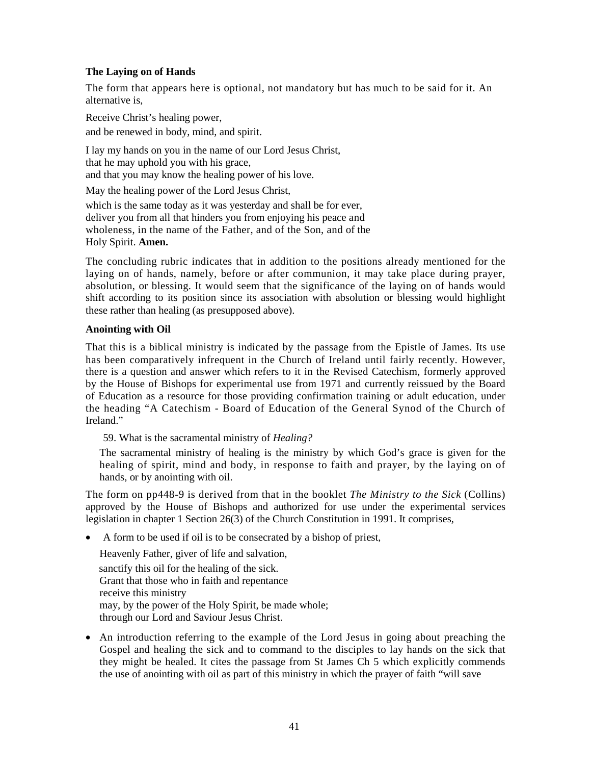**The Laying on of Hands**

The form that appears here is optional, not mandatory but has much to be said for it. An alternative is,

Receive Christ's healing power,
and be renewed in body, mind, and spirit.

I lay my hands on you in the name of our Lord Jesus Christ,
that he may uphold you with his grace,
and that you may know the healing power of his love.

May the healing power of the Lord Jesus Christ,
which is the same today as it was yesterday and shall be for ever,
deliver you from all that hinders you from enjoying his peace and
wholeness, in the name of the Father, and of the Son, and of the
Holy Spirit. **Amen.**

The concluding rubric indicates that in addition to the positions already mentioned for the laying on of hands, namely, before or after communion, it may take place during prayer, absolution, or blessing. It would seem that the significance of the laying on of hands would shift according to its position since its association with absolution or blessing would highlight these rather than healing (as presupposed above).

**Anointing with Oil**

That this is a biblical ministry is indicated by the passage from the Epistle of James. Its use has been comparatively infrequent in the Church of Ireland until fairly recently. However, there is a question and answer which refers to it in the Revised Catechism, formerly approved by the House of Bishops for experimental use from 1971 and currently reissued by the Board of Education as a resource for those providing confirmation training or adult education, under the heading "A Catechism - Board of Education of the General Synod of the Church of Ireland."

59. What is the sacramental ministry of *Healing?*

The sacramental ministry of healing is the ministry by which God's grace is given for the healing of spirit, mind and body, in response to faith and prayer, by the laying on of hands, or by anointing with oil.

The form on pp448-9 is derived from that in the booklet *The Ministry to the Sick* (Collins) approved by the House of Bishops and authorized for use under the experimental services legislation in chapter 1 Section 26(3) of the Church Constitution in 1991. It comprises,

- A form to be used if oil is to be consecrated by a bishop of priest,

  Heavenly Father, giver of life and salvation,
  sanctify this oil for the healing of the sick.
  Grant that those who in faith and repentance
  receive this ministry
  may, by the power of the Holy Spirit, be made whole;
  through our Lord and Saviour Jesus Christ.

- An introduction referring to the example of the Lord Jesus in going about preaching the Gospel and healing the sick and to command to the disciples to lay hands on the sick that they might be healed. It cites the passage from St James Ch 5 which explicitly commends the use of anointing with oil as part of this ministry in which the prayer of faith "will save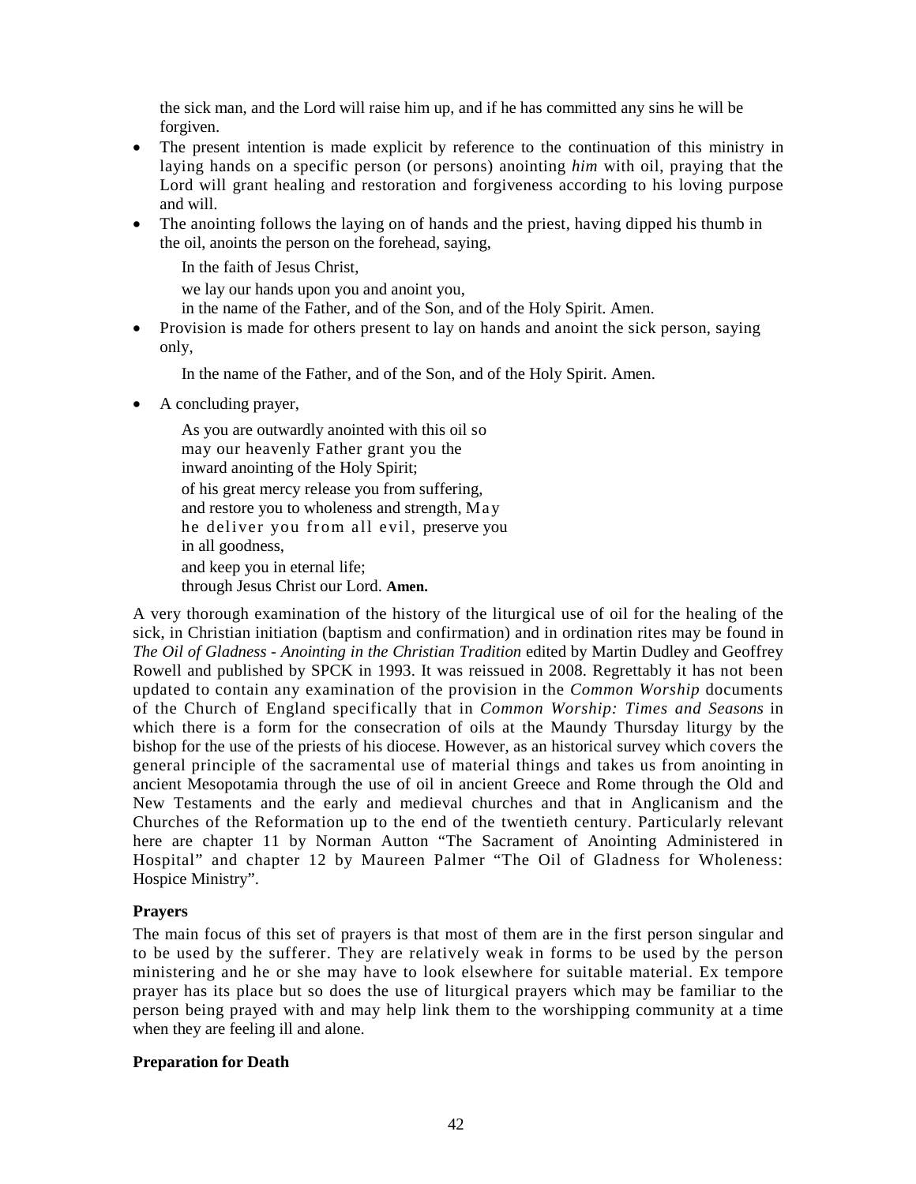the sick man, and the Lord will raise him up, and if he has committed any sins he will be forgiven.

- The present intention is made explicit by reference to the continuation of this ministry in laying hands on a specific person (or persons) anointing *him* with oil, praying that the Lord will grant healing and restoration and forgiveness according to his loving purpose and will.
- The anointing follows the laying on of hands and the priest, having dipped his thumb in the oil, anoints the person on the forehead, saying,

  In the faith of Jesus Christ,  
  we lay our hands upon you and anoint you,  
  in the name of the Father, and of the Son, and of the Holy Spirit. Amen.

- Provision is made for others present to lay on hands and anoint the sick person, saying only,

  In the name of the Father, and of the Son, and of the Holy Spirit. Amen.

- A concluding prayer,

  As you are outwardly anointed with this oil so  
  may our heavenly Father grant you the  
  inward anointing of the Holy Spirit;  
  of his great mercy release you from suffering,  
  and restore you to wholeness and strength, May  
  he deliver you from all evil, preserve you  
  in all goodness,  
  and keep you in eternal life;  
  through Jesus Christ our Lord. **Amen.**

A very thorough examination of the history of the liturgical use of oil for the healing of the sick, in Christian initiation (baptism and confirmation) and in ordination rites may be found in *The Oil of Gladness - Anointing in the Christian Tradition* edited by Martin Dudley and Geoffrey Rowell and published by SPCK in 1993. It was reissued in 2008. Regrettably it has not been updated to contain any examination of the provision in the *Common Worship* documents of the Church of England specifically that in *Common Worship: Times and Seasons* in which there is a form for the consecration of oils at the Maundy Thursday liturgy by the bishop for the use of the priests of his diocese. However, as an historical survey which covers the general principle of the sacramental use of material things and takes us from anointing in ancient Mesopotamia through the use of oil in ancient Greece and Rome through the Old and New Testaments and the early and medieval churches and that in Anglicanism and the Churches of the Reformation up to the end of the twentieth century. Particularly relevant here are chapter 11 by Norman Autton "The Sacrament of Anointing Administered in Hospital" and chapter 12 by Maureen Palmer "The Oil of Gladness for Wholeness: Hospice Ministry".

**Prayers**

The main focus of this set of prayers is that most of them are in the first person singular and to be used by the sufferer. They are relatively weak in forms to be used by the person ministering and he or she may have to look elsewhere for suitable material. Ex tempore prayer has its place but so does the use of liturgical prayers which may be familiar to the person being prayed with and may help link them to the worshipping community at a time when they are feeling ill and alone.

**Preparation for Death**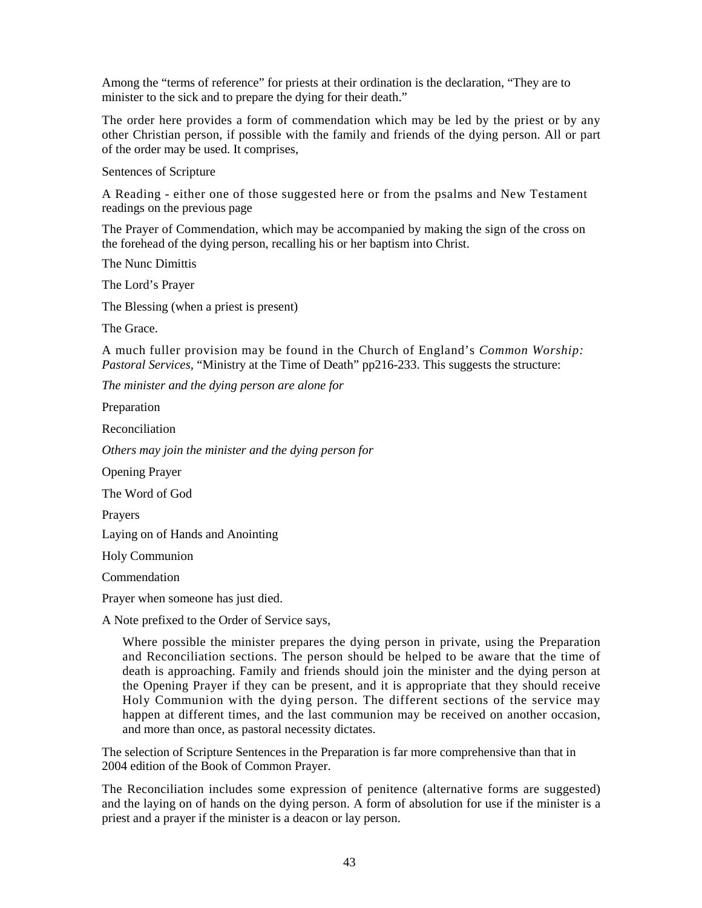Among the "terms of reference" for priests at their ordination is the declaration, "They are to minister to the sick and to prepare the dying for their death."

The order here provides a form of commendation which may be led by the priest or by any other Christian person, if possible with the family and friends of the dying person. All or part of the order may be used. It comprises,

Sentences of Scripture

A Reading - either one of those suggested here or from the psalms and New Testament readings on the previous page

The Prayer of Commendation, which may be accompanied by making the sign of the cross on the forehead of the dying person, recalling his or her baptism into Christ.

The Nunc Dimittis

The Lord's Prayer

The Blessing (when a priest is present)

The Grace.

A much fuller provision may be found in the Church of England's *Common Worship: Pastoral Services*, "Ministry at the Time of Death" pp216-233. This suggests the structure:

*The minister and the dying person are alone for*

Preparation

Reconciliation

*Others may join the minister and the dying person for*

Opening Prayer

The Word of God

Prayers

Laying on of Hands and Anointing

Holy Communion

Commendation

Prayer when someone has just died.

A Note prefixed to the Order of Service says,

> Where possible the minister prepares the dying person in private, using the Preparation and Reconciliation sections. The person should be helped to be aware that the time of death is approaching. Family and friends should join the minister and the dying person at the Opening Prayer if they can be present, and it is appropriate that they should receive Holy Communion with the dying person. The different sections of the service may happen at different times, and the last communion may be received on another occasion, and more than once, as pastoral necessity dictates.

The selection of Scripture Sentences in the Preparation is far more comprehensive than that in 2004 edition of the Book of Common Prayer.

The Reconciliation includes some expression of penitence (alternative forms are suggested) and the laying on of hands on the dying person. A form of absolution for use if the minister is a priest and a prayer if the minister is a deacon or lay person.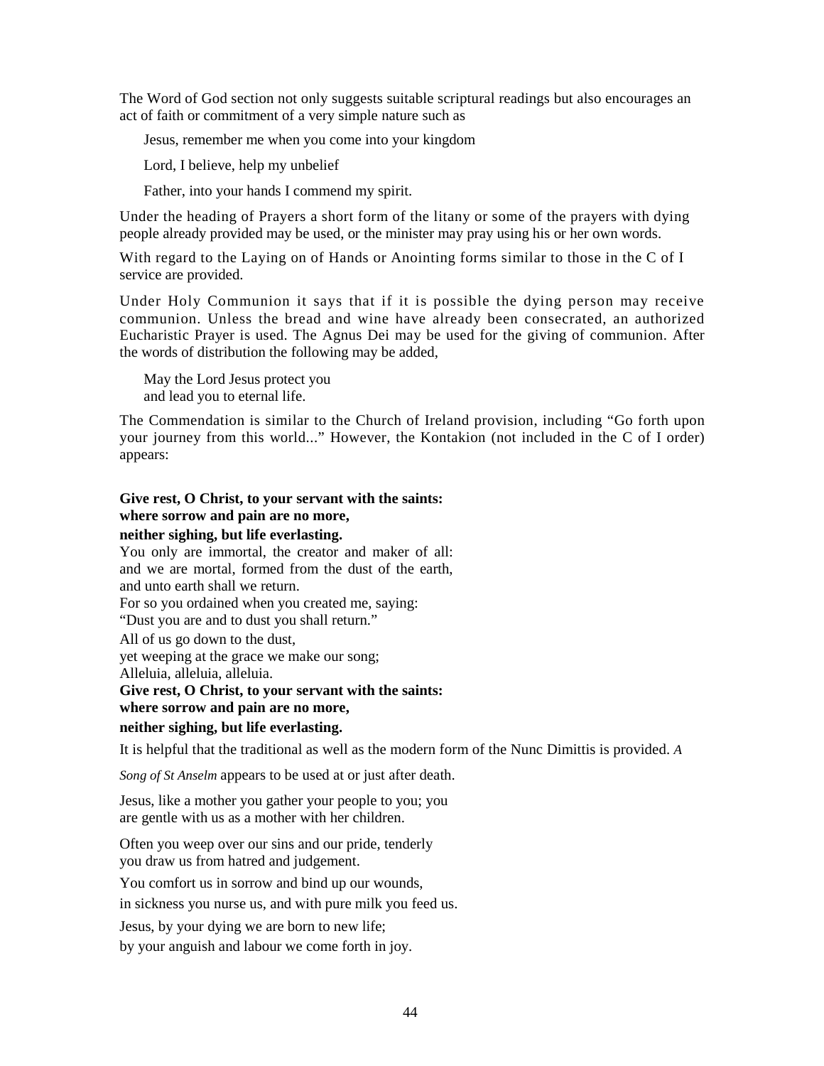The Word of God section not only suggests suitable scriptural readings but also encourages an act of faith or commitment of a very simple nature such as

Jesus, remember me when you come into your kingdom

Lord, I believe, help my unbelief

Father, into your hands I commend my spirit.

Under the heading of Prayers a short form of the litany or some of the prayers with dying people already provided may be used, or the minister may pray using his or her own words.

With regard to the Laying on of Hands or Anointing forms similar to those in the C of I service are provided.

Under Holy Communion it says that if it is possible the dying person may receive communion. Unless the bread and wine have already been consecrated, an authorized Eucharistic Prayer is used. The Agnus Dei may be used for the giving of communion. After the words of distribution the following may be added,

May the Lord Jesus protect you  
and lead you to eternal life.

The Commendation is similar to the Church of Ireland provision, including "Go forth upon your journey from this world..." However, the Kontakion (not included in the C of I order) appears:

**Give rest, O Christ, to your servant with the saints:**  
**where sorrow and pain are no more,**  
**neither sighing, but life everlasting.**  
You only are immortal, the creator and maker of all:  
and we are mortal, formed from the dust of the earth,  
and unto earth shall we return.  
For so you ordained when you created me, saying:  
"Dust you are and to dust you shall return."  
All of us go down to the dust,  
yet weeping at the grace we make our song;  
Alleluia, alleluia, alleluia.  
**Give rest, O Christ, to your servant with the saints:**  
**where sorrow and pain are no more,**  
**neither sighing, but life everlasting.**

It is helpful that the traditional as well as the modern form of the Nunc Dimittis is provided. *A Song of St Anselm* appears to be used at or just after death.

Jesus, like a mother you gather your people to you; you are gentle with us as a mother with her children.

Often you weep over our sins and our pride, tenderly you draw us from hatred and judgement.

You comfort us in sorrow and bind up our wounds,

in sickness you nurse us, and with pure milk you feed us.

Jesus, by your dying we are born to new life;

by your anguish and labour we come forth in joy.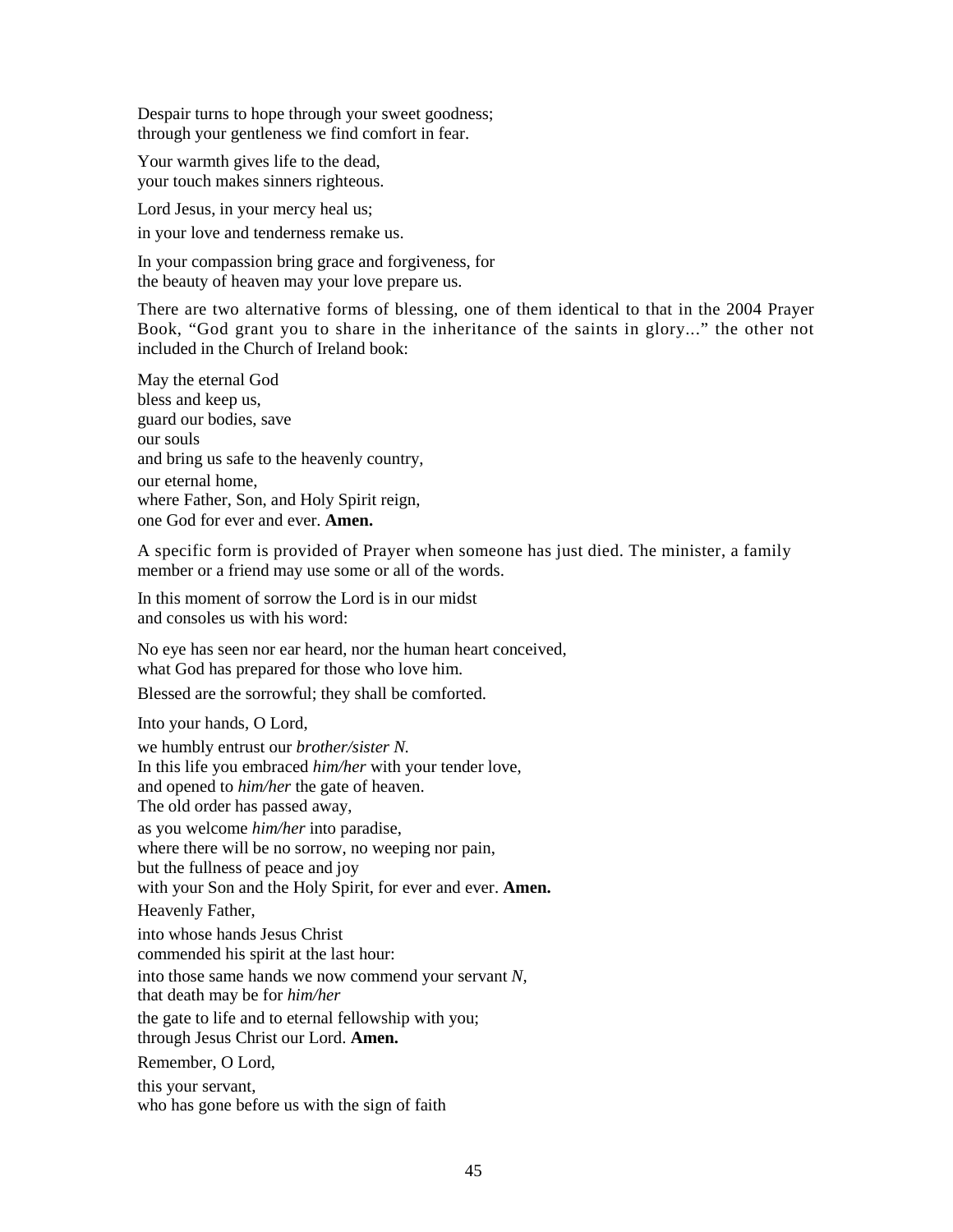Despair turns to hope through your sweet goodness;
through your gentleness we find comfort in fear.

Your warmth gives life to the dead,
your touch makes sinners righteous.

Lord Jesus, in your mercy heal us;
in your love and tenderness remake us.

In your compassion bring grace and forgiveness, for
the beauty of heaven may your love prepare us.

There are two alternative forms of blessing, one of them identical to that in the 2004 Prayer Book, "God grant you to share in the inheritance of the saints in glory..." the other not included in the Church of Ireland book:

May the eternal God
bless and keep us,
guard our bodies, save
our souls
and bring us safe to the heavenly country,
our eternal home,
where Father, Son, and Holy Spirit reign,
one God for ever and ever. **Amen.**

A specific form is provided of Prayer when someone has just died. The minister, a family member or a friend may use some or all of the words.

In this moment of sorrow the Lord is in our midst
and consoles us with his word:

No eye has seen nor ear heard, nor the human heart conceived,
what God has prepared for those who love him.

Blessed are the sorrowful; they shall be comforted.

Into your hands, O Lord,
we humbly entrust our *brother/sister N.*
In this life you embraced *him/her* with your tender love,
and opened to *him/her* the gate of heaven.
The old order has passed away,
as you welcome *him/her* into paradise,
where there will be no sorrow, no weeping nor pain,
but the fullness of peace and joy
with your Son and the Holy Spirit, for ever and ever. **Amen.**

Heavenly Father,
into whose hands Jesus Christ
commended his spirit at the last hour:
into those same hands we now commend your servant *N*,
that death may be for *him/her*
the gate to life and to eternal fellowship with you;
through Jesus Christ our Lord. **Amen.**

Remember, O Lord,
this your servant,
who has gone before us with the sign of faith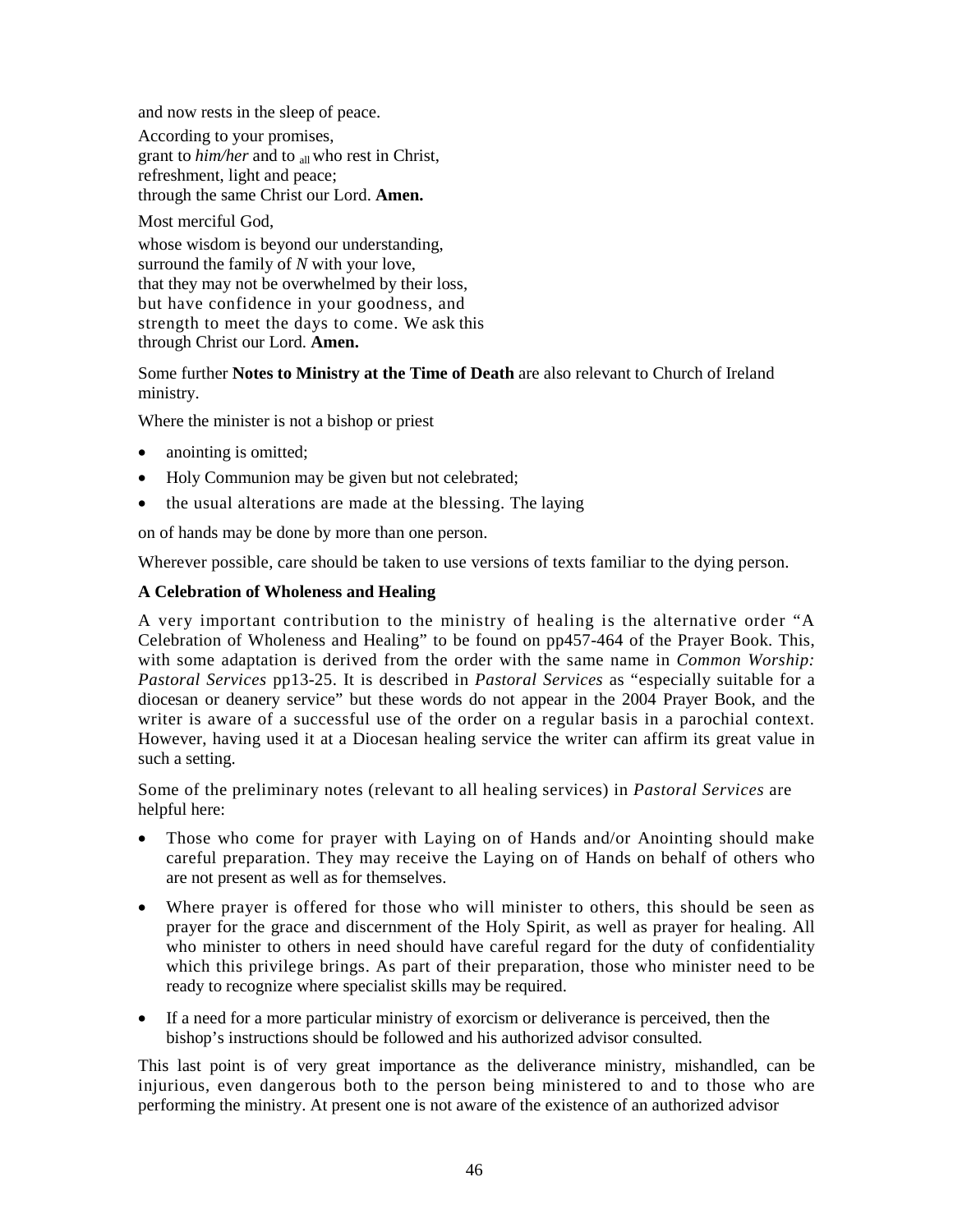and now rests in the sleep of peace.

According to your promises,
grant to *him/her* and to all who rest in Christ,
refreshment, light and peace;
through the same Christ our Lord. **Amen.**

Most merciful God,

whose wisdom is beyond our understanding,
surround the family of *N* with your love,
that they may not be overwhelmed by their loss,
but have confidence in your goodness, and
strength to meet the days to come. We ask this
through Christ our Lord. **Amen.**

Some further **Notes to Ministry at the Time of Death** are also relevant to Church of Ireland ministry.

Where the minister is not a bishop or priest

- anointing is omitted;
- Holy Communion may be given but not celebrated;
- the usual alterations are made at the blessing. The laying

on of hands may be done by more than one person.

Wherever possible, care should be taken to use versions of texts familiar to the dying person.

**A Celebration of Wholeness and Healing**

A very important contribution to the ministry of healing is the alternative order "A Celebration of Wholeness and Healing" to be found on pp457-464 of the Prayer Book. This, with some adaptation is derived from the order with the same name in *Common Worship: Pastoral Services* pp13-25. It is described in *Pastoral Services* as "especially suitable for a diocesan or deanery service" but these words do not appear in the 2004 Prayer Book, and the writer is aware of a successful use of the order on a regular basis in a parochial context. However, having used it at a Diocesan healing service the writer can affirm its great value in such a setting.

Some of the preliminary notes (relevant to all healing services) in *Pastoral Services* are helpful here:

- Those who come for prayer with Laying on of Hands and/or Anointing should make careful preparation. They may receive the Laying on of Hands on behalf of others who are not present as well as for themselves.
- Where prayer is offered for those who will minister to others, this should be seen as prayer for the grace and discernment of the Holy Spirit, as well as prayer for healing. All who minister to others in need should have careful regard for the duty of confidentiality which this privilege brings. As part of their preparation, those who minister need to be ready to recognize where specialist skills may be required.
- If a need for a more particular ministry of exorcism or deliverance is perceived, then the bishop's instructions should be followed and his authorized advisor consulted.

This last point is of very great importance as the deliverance ministry, mishandled, can be injurious, even dangerous both to the person being ministered to and to those who are performing the ministry. At present one is not aware of the existence of an authorized advisor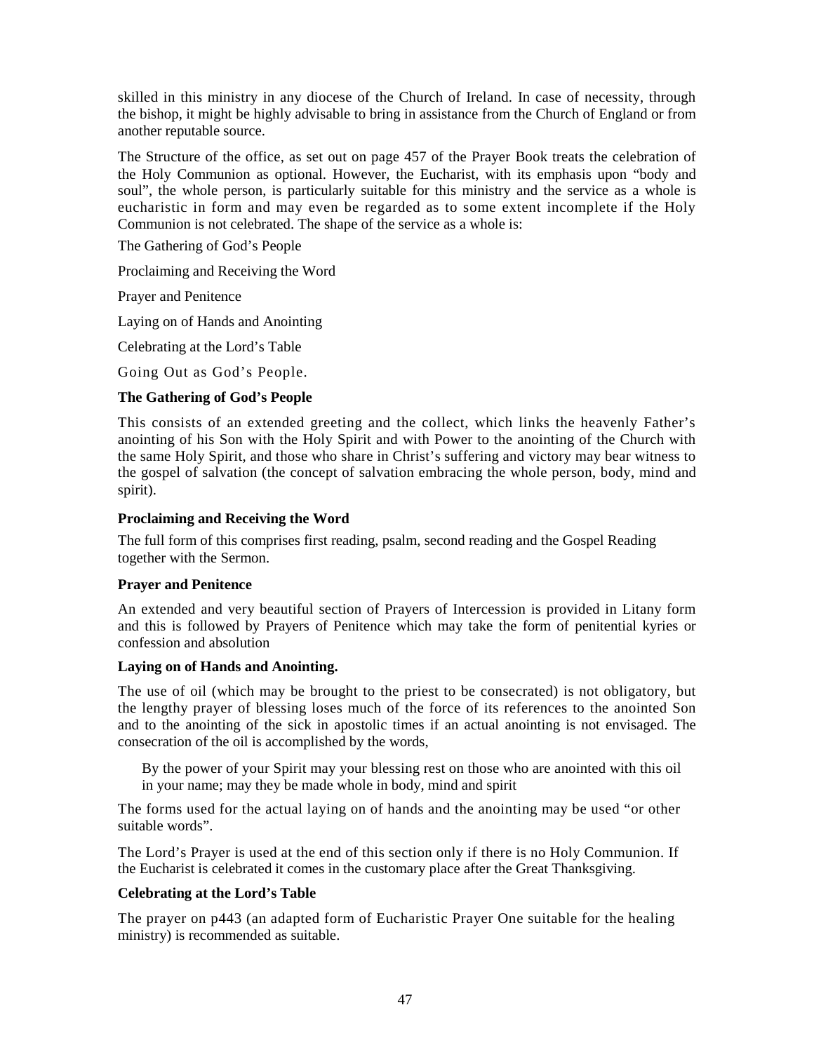skilled in this ministry in any diocese of the Church of Ireland. In case of necessity, through the bishop, it might be highly advisable to bring in assistance from the Church of England or from another reputable source.

The Structure of the office, as set out on page 457 of the Prayer Book treats the celebration of the Holy Communion as optional. However, the Eucharist, with its emphasis upon "body and soul", the whole person, is particularly suitable for this ministry and the service as a whole is eucharistic in form and may even be regarded as to some extent incomplete if the Holy Communion is not celebrated. The shape of the service as a whole is:

The Gathering of God's People

Proclaiming and Receiving the Word

Prayer and Penitence

Laying on of Hands and Anointing

Celebrating at the Lord's Table

Going Out as God's People.

**The Gathering of God's People**

This consists of an extended greeting and the collect, which links the heavenly Father's anointing of his Son with the Holy Spirit and with Power to the anointing of the Church with the same Holy Spirit, and those who share in Christ's suffering and victory may bear witness to the gospel of salvation (the concept of salvation embracing the whole person, body, mind and spirit).

**Proclaiming and Receiving the Word**

The full form of this comprises first reading, psalm, second reading and the Gospel Reading together with the Sermon.

**Prayer and Penitence**

An extended and very beautiful section of Prayers of Intercession is provided in Litany form and this is followed by Prayers of Penitence which may take the form of penitential kyries or confession and absolution

**Laying on of Hands and Anointing.**

The use of oil (which may be brought to the priest to be consecrated) is not obligatory, but the lengthy prayer of blessing loses much of the force of its references to the anointed Son and to the anointing of the sick in apostolic times if an actual anointing is not envisaged. The consecration of the oil is accomplished by the words,

> By the power of your Spirit may your blessing rest on those who are anointed with this oil in your name; may they be made whole in body, mind and spirit

The forms used for the actual laying on of hands and the anointing may be used "or other suitable words".

The Lord's Prayer is used at the end of this section only if there is no Holy Communion. If the Eucharist is celebrated it comes in the customary place after the Great Thanksgiving.

**Celebrating at the Lord's Table**

The prayer on p443 (an adapted form of Eucharistic Prayer One suitable for the healing ministry) is recommended as suitable.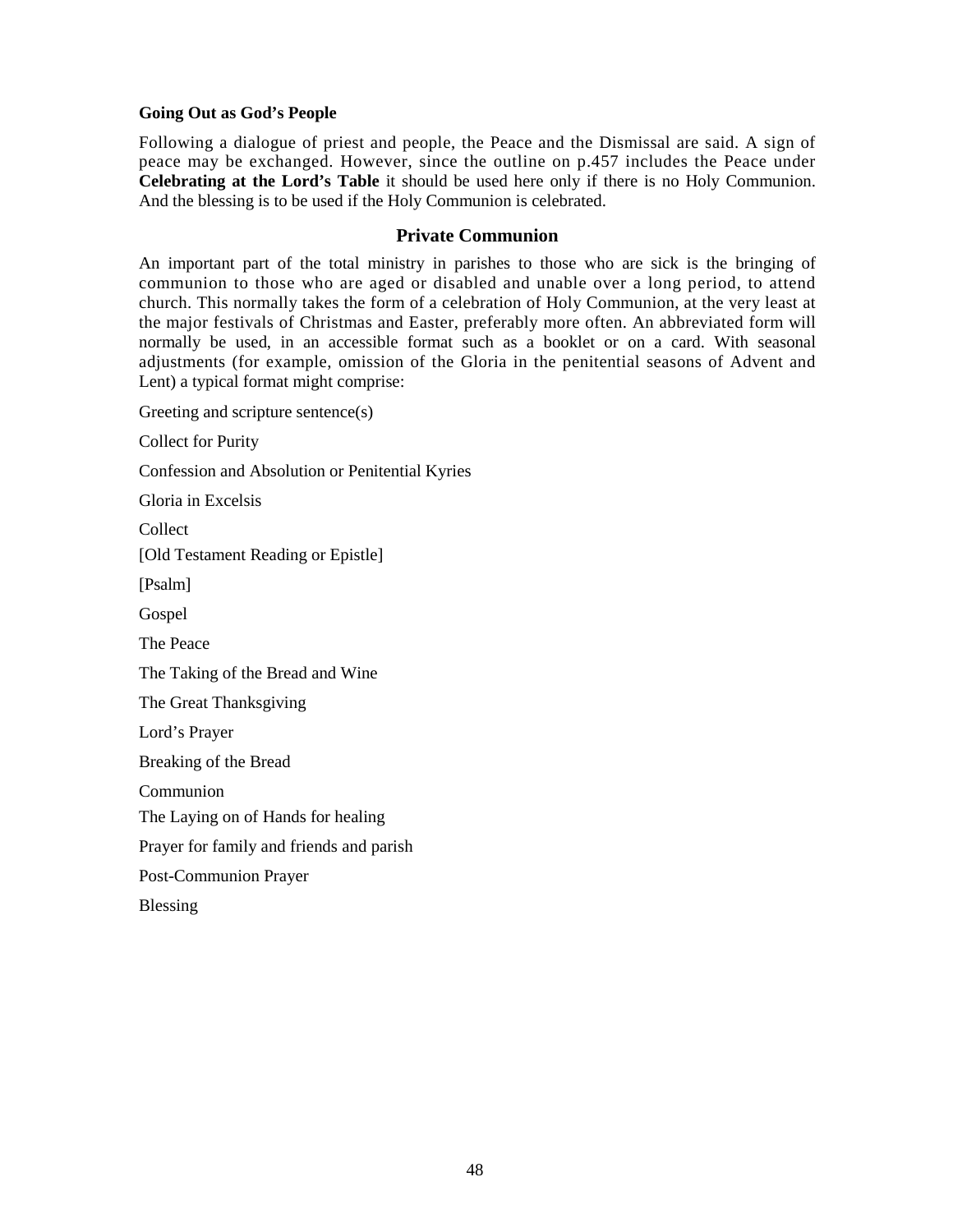**Going Out as God's People**

Following a dialogue of priest and people, the Peace and the Dismissal are said. A sign of peace may be exchanged. However, since the outline on p.457 includes the Peace under **Celebrating at the Lord's Table** it should be used here only if there is no Holy Communion. And the blessing is to be used if the Holy Communion is celebrated.

## Private Communion

An important part of the total ministry in parishes to those who are sick is the bringing of communion to those who are aged or disabled and unable over a long period, to attend church. This normally takes the form of a celebration of Holy Communion, at the very least at the major festivals of Christmas and Easter, preferably more often. An abbreviated form will normally be used, in an accessible format such as a booklet or on a card. With seasonal adjustments (for example, omission of the Gloria in the penitential seasons of Advent and Lent) a typical format might comprise:

Greeting and scripture sentence(s)

Collect for Purity

Confession and Absolution or Penitential Kyries

Gloria in Excelsis

Collect

[Old Testament Reading or Epistle]

[Psalm]

Gospel

The Peace

The Taking of the Bread and Wine

The Great Thanksgiving

Lord's Prayer

Breaking of the Bread

Communion

The Laying on of Hands for healing

Prayer for family and friends and parish

Post-Communion Prayer

Blessing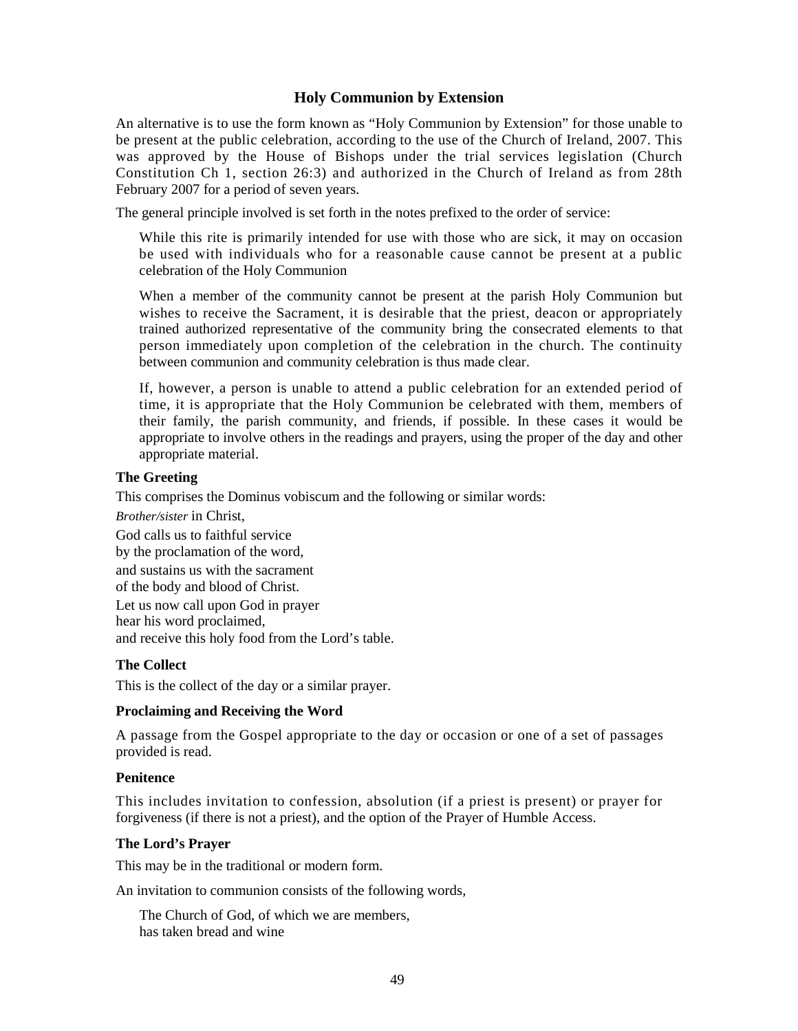## Holy Communion by Extension

An alternative is to use the form known as “Holy Communion by Extension” for those unable to be present at the public celebration, according to the use of the Church of Ireland, 2007. This was approved by the House of Bishops under the trial services legislation (Church Constitution Ch 1, section 26:3) and authorized in the Church of Ireland as from 28th February 2007 for a period of seven years.

The general principle involved is set forth in the notes prefixed to the order of service:

> While this rite is primarily intended for use with those who are sick, it may on occasion be used with individuals who for a reasonable cause cannot be present at a public celebration of the Holy Communion
>
> When a member of the community cannot be present at the parish Holy Communion but wishes to receive the Sacrament, it is desirable that the priest, deacon or appropriately trained authorized representative of the community bring the consecrated elements to that person immediately upon completion of the celebration in the church. The continuity between communion and community celebration is thus made clear.
>
> If, however, a person is unable to attend a public celebration for an extended period of time, it is appropriate that the Holy Communion be celebrated with them, members of their family, the parish community, and friends, if possible. In these cases it would be appropriate to involve others in the readings and prayers, using the proper of the day and other appropriate material.

**The Greeting**

This comprises the Dominus vobiscum and the following or similar words:

*Brother/sister* in Christ,
God calls us to faithful service
by the proclamation of the word,
and sustains us with the sacrament
of the body and blood of Christ.
Let us now call upon God in prayer
hear his word proclaimed,
and receive this holy food from the Lord’s table.

**The Collect**

This is the collect of the day or a similar prayer.

**Proclaiming and Receiving the Word**

A passage from the Gospel appropriate to the day or occasion or one of a set of passages provided is read.

**Penitence**

This includes invitation to confession, absolution (if a priest is present) or prayer for forgiveness (if there is not a priest), and the option of the Prayer of Humble Access.

**The Lord’s Prayer**

This may be in the traditional or modern form.

An invitation to communion consists of the following words,

> The Church of God, of which we are members,
> has taken bread and wine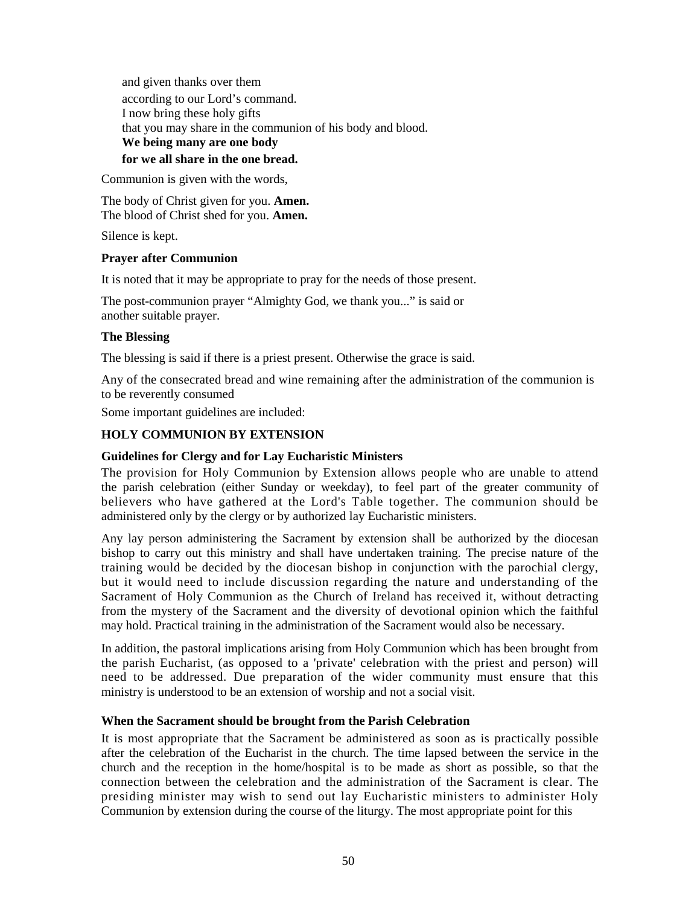and given thanks over them
according to our Lord's command.
I now bring these holy gifts
that you may share in the communion of his body and blood.
**We being many are one body**
**for we all share in the one bread.**

Communion is given with the words,

The body of Christ given for you. **Amen.**
The blood of Christ shed for you. **Amen.**

Silence is kept.

**Prayer after Communion**

It is noted that it may be appropriate to pray for the needs of those present.

The post-communion prayer "Almighty God, we thank you..." is said or another suitable prayer.

**The Blessing**

The blessing is said if there is a priest present. Otherwise the grace is said.

Any of the consecrated bread and wine remaining after the administration of the communion is to be reverently consumed

Some important guidelines are included:

## HOLY COMMUNION BY EXTENSION

### Guidelines for Clergy and for Lay Eucharistic Ministers

The provision for Holy Communion by Extension allows people who are unable to attend the parish celebration (either Sunday or weekday), to feel part of the greater community of believers who have gathered at the Lord's Table together. The communion should be administered only by the clergy or by authorized lay Eucharistic ministers.

Any lay person administering the Sacrament by extension shall be authorized by the diocesan bishop to carry out this ministry and shall have undertaken training. The precise nature of the training would be decided by the diocesan bishop in conjunction with the parochial clergy, but it would need to include discussion regarding the nature and understanding of the Sacrament of Holy Communion as the Church of Ireland has received it, without detracting from the mystery of the Sacrament and the diversity of devotional opinion which the faithful may hold. Practical training in the administration of the Sacrament would also be necessary.

In addition, the pastoral implications arising from Holy Communion which has been brought from the parish Eucharist, (as opposed to a 'private' celebration with the priest and person) will need to be addressed. Due preparation of the wider community must ensure that this ministry is understood to be an extension of worship and not a social visit.

### When the Sacrament should be brought from the Parish Celebration

It is most appropriate that the Sacrament be administered as soon as is practically possible after the celebration of the Eucharist in the church. The time lapsed between the service in the church and the reception in the home/hospital is to be made as short as possible, so that the connection between the celebration and the administration of the Sacrament is clear. The presiding minister may wish to send out lay Eucharistic ministers to administer Holy Communion by extension during the course of the liturgy. The most appropriate point for this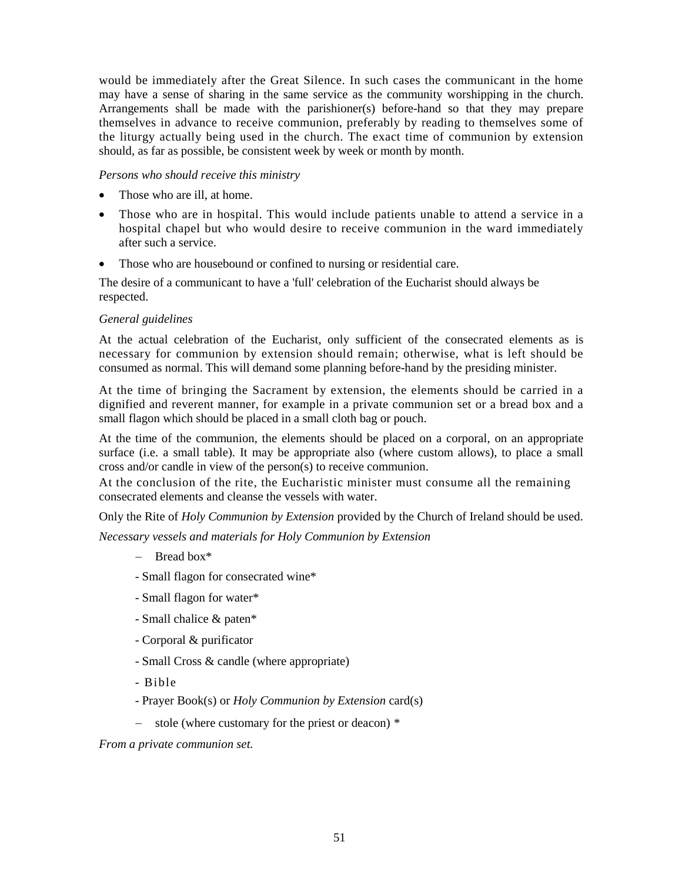would be immediately after the Great Silence. In such cases the communicant in the home may have a sense of sharing in the same service as the community worshipping in the church. Arrangements shall be made with the parishioner(s) before-hand so that they may prepare themselves in advance to receive communion, preferably by reading to themselves some of the liturgy actually being used in the church. The exact time of communion by extension should, as far as possible, be consistent week by week or month by month.

*Persons who should receive this ministry*

- Those who are ill, at home.
- Those who are in hospital. This would include patients unable to attend a service in a hospital chapel but who would desire to receive communion in the ward immediately after such a service.
- Those who are housebound or confined to nursing or residential care.

The desire of a communicant to have a 'full' celebration of the Eucharist should always be respected.

*General guidelines*

At the actual celebration of the Eucharist, only sufficient of the consecrated elements as is necessary for communion by extension should remain; otherwise, what is left should be consumed as normal. This will demand some planning before-hand by the presiding minister.

At the time of bringing the Sacrament by extension, the elements should be carried in a dignified and reverent manner, for example in a private communion set or a bread box and a small flagon which should be placed in a small cloth bag or pouch.

At the time of the communion, the elements should be placed on a corporal, on an appropriate surface (i.e. a small table). It may be appropriate also (where custom allows), to place a small cross and/or candle in view of the person(s) to receive communion.
At the conclusion of the rite, the Eucharistic minister must consume all the remaining consecrated elements and cleanse the vessels with water.

Only the Rite of *Holy Communion by Extension* provided by the Church of Ireland should be used.

*Necessary vessels and materials for Holy Communion by Extension*

- Bread box*
- Small flagon for consecrated wine*
- Small flagon for water*
- Small chalice & paten*
- Corporal & purificator
- Small Cross & candle (where appropriate)
- Bible
- Prayer Book(s) or *Holy Communion by Extension* card(s)
- stole (where customary for the priest or deacon) *

*From a private communion set.*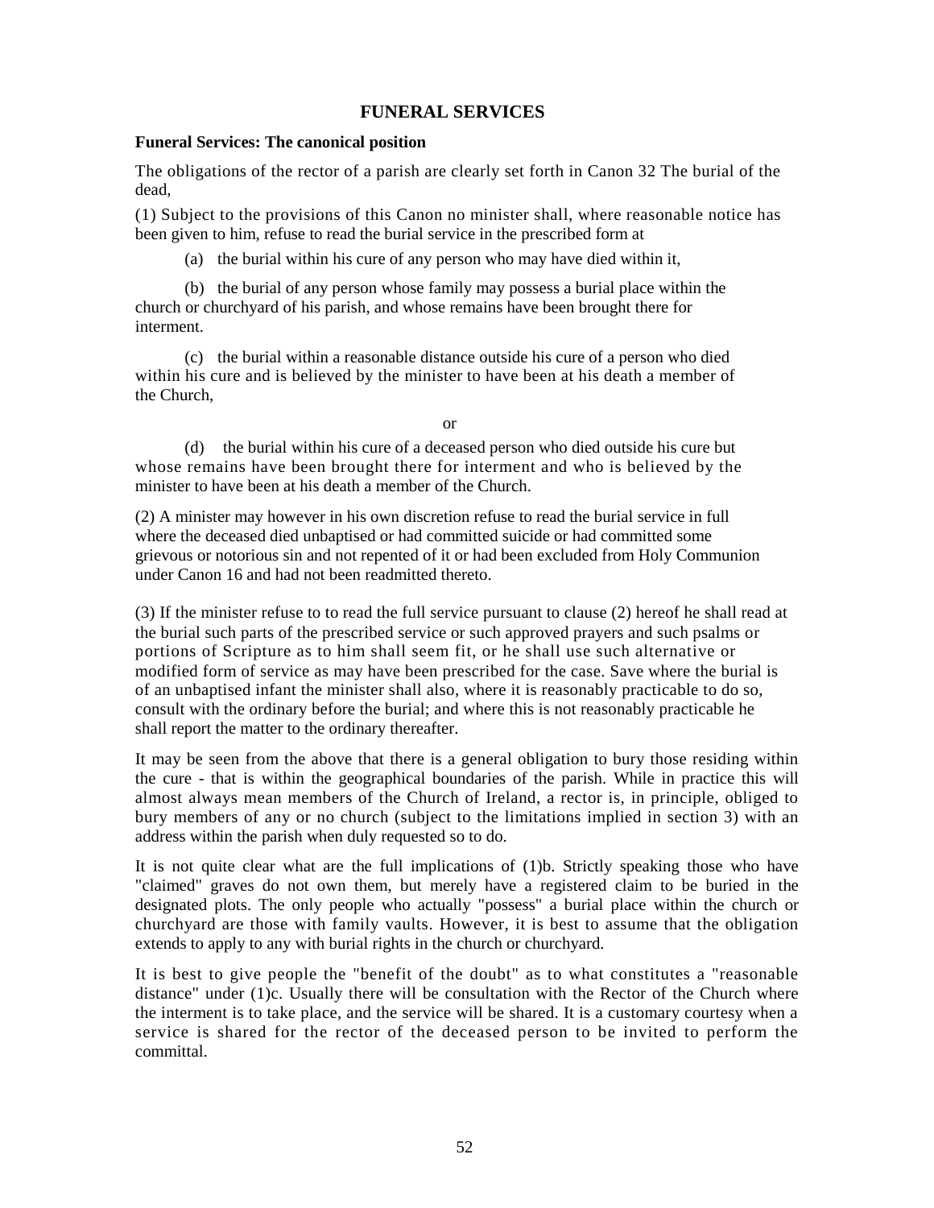# FUNERAL SERVICES

**Funeral Services: The canonical position**

The obligations of the rector of a parish are clearly set forth in Canon 32 The burial of the dead,

(1) Subject to the provisions of this Canon no minister shall, where reasonable notice has been given to him, refuse to read the burial service in the prescribed form at

(a) the burial within his cure of any person who may have died within it,

(b) the burial of any person whose family may possess a burial place within the church or churchyard of his parish, and whose remains have been brought there for interment.

(c) the burial within a reasonable distance outside his cure of a person who died within his cure and is believed by the minister to have been at his death a member of the Church,

or

(d) the burial within his cure of a deceased person who died outside his cure but whose remains have been brought there for interment and who is believed by the minister to have been at his death a member of the Church.

(2) A minister may however in his own discretion refuse to read the burial service in full where the deceased died unbaptised or had committed suicide or had committed some grievous or notorious sin and not repented of it or had been excluded from Holy Communion under Canon 16 and had not been readmitted thereto.

(3) If the minister refuse to to read the full service pursuant to clause (2) hereof he shall read at the burial such parts of the prescribed service or such approved prayers and such psalms or portions of Scripture as to him shall seem fit, or he shall use such alternative or modified form of service as may have been prescribed for the case. Save where the burial is of an unbaptised infant the minister shall also, where it is reasonably practicable to do so, consult with the ordinary before the burial; and where this is not reasonably practicable he shall report the matter to the ordinary thereafter.

It may be seen from the above that there is a general obligation to bury those residing within the cure - that is within the geographical boundaries of the parish. While in practice this will almost always mean members of the Church of Ireland, a rector is, in principle, obliged to bury members of any or no church (subject to the limitations implied in section 3) with an address within the parish when duly requested so to do.

It is not quite clear what are the full implications of (1)b. Strictly speaking those who have "claimed" graves do not own them, but merely have a registered claim to be buried in the designated plots. The only people who actually "possess" a burial place within the church or churchyard are those with family vaults. However, it is best to assume that the obligation extends to apply to any with burial rights in the church or churchyard.

It is best to give people the "benefit of the doubt" as to what constitutes a "reasonable distance" under (1)c. Usually there will be consultation with the Rector of the Church where the interment is to take place, and the service will be shared. It is a customary courtesy when a service is shared for the rector of the deceased person to be invited to perform the committal.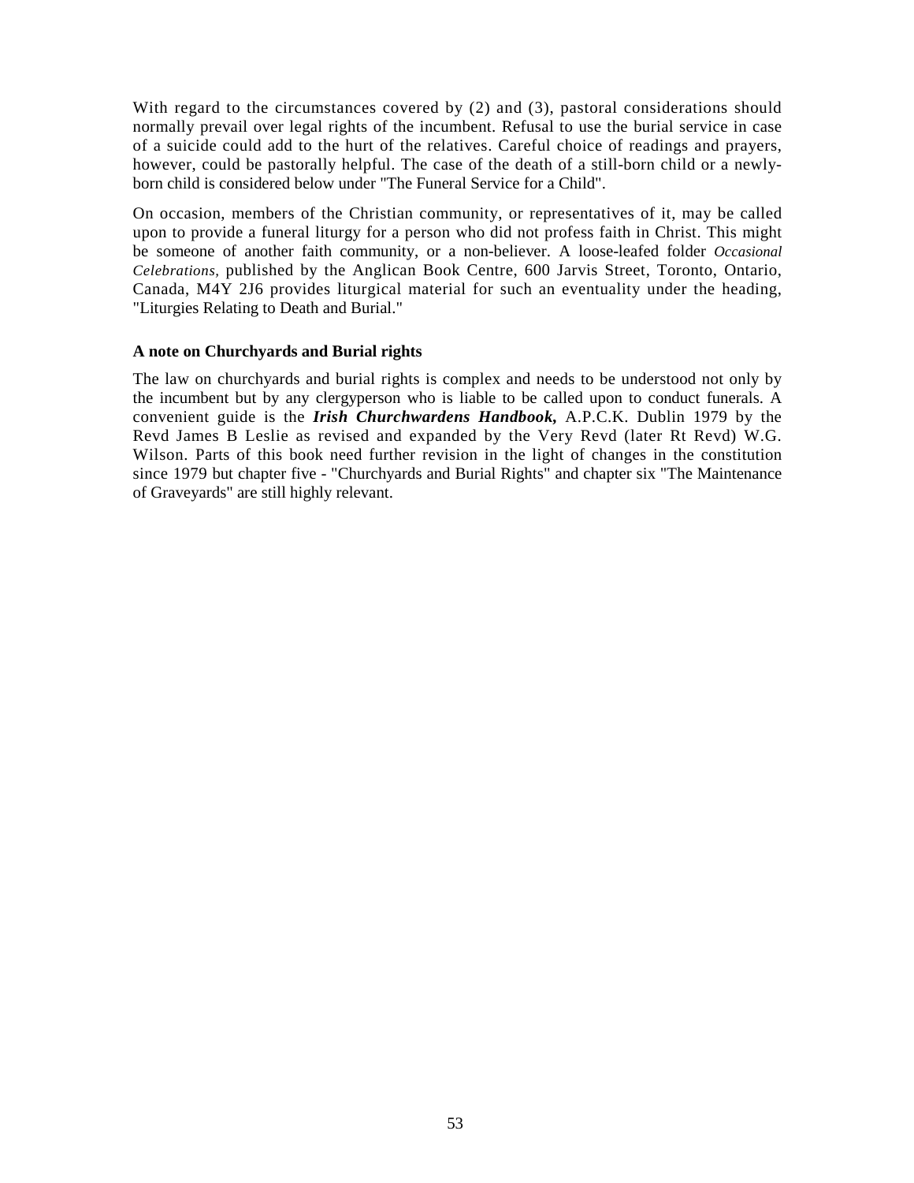With regard to the circumstances covered by (2) and (3), pastoral considerations should normally prevail over legal rights of the incumbent. Refusal to use the burial service in case of a suicide could add to the hurt of the relatives. Careful choice of readings and prayers, however, could be pastorally helpful. The case of the death of a still-born child or a newly-born child is considered below under "The Funeral Service for a Child".

On occasion, members of the Christian community, or representatives of it, may be called upon to provide a funeral liturgy for a person who did not profess faith in Christ. This might be someone of another faith community, or a non-believer. A loose-leafed folder *Occasional Celebrations,* published by the Anglican Book Centre, 600 Jarvis Street, Toronto, Ontario, Canada, M4Y 2J6 provides liturgical material for such an eventuality under the heading, "Liturgies Relating to Death and Burial."

**A note on Churchyards and Burial rights**

The law on churchyards and burial rights is complex and needs to be understood not only by the incumbent but by any clergyperson who is liable to be called upon to conduct funerals. A convenient guide is the ***Irish Churchwardens Handbook,*** A.P.C.K. Dublin 1979 by the Revd James B Leslie as revised and expanded by the Very Revd (later Rt Revd) W.G. Wilson. Parts of this book need further revision in the light of changes in the constitution since 1979 but chapter five - "Churchyards and Burial Rights" and chapter six "The Maintenance of Graveyards" are still highly relevant.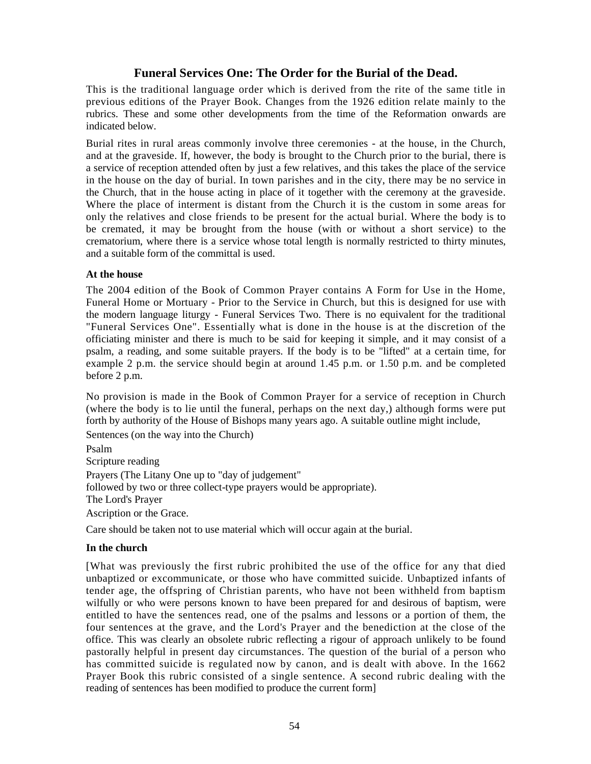## Funeral Services One: The Order for the Burial of the Dead.

This is the traditional language order which is derived from the rite of the same title in previous editions of the Prayer Book. Changes from the 1926 edition relate mainly to the rubrics. These and some other developments from the time of the Reformation onwards are indicated below.

Burial rites in rural areas commonly involve three ceremonies - at the house, in the Church, and at the graveside. If, however, the body is brought to the Church prior to the burial, there is a service of reception attended often by just a few relatives, and this takes the place of the service in the house on the day of burial. In town parishes and in the city, there may be no service in the Church, that in the house acting in place of it together with the ceremony at the graveside. Where the place of interment is distant from the Church it is the custom in some areas for only the relatives and close friends to be present for the actual burial. Where the body is to be cremated, it may be brought from the house (with or without a short service) to the crematorium, where there is a service whose total length is normally restricted to thirty minutes, and a suitable form of the committal is used.

**At the house**

The 2004 edition of the Book of Common Prayer contains A Form for Use in the Home, Funeral Home or Mortuary - Prior to the Service in Church, but this is designed for use with the modern language liturgy - Funeral Services Two. There is no equivalent for the traditional "Funeral Services One". Essentially what is done in the house is at the discretion of the officiating minister and there is much to be said for keeping it simple, and it may consist of a psalm, a reading, and some suitable prayers. If the body is to be "lifted" at a certain time, for example 2 p.m. the service should begin at around 1.45 p.m. or 1.50 p.m. and be completed before 2 p.m.

No provision is made in the Book of Common Prayer for a service of reception in Church (where the body is to lie until the funeral, perhaps on the next day,) although forms were put forth by authority of the House of Bishops many years ago. A suitable outline might include,

Sentences (on the way into the Church)  
Psalm  
Scripture reading  
Prayers (The Litany One up to "day of judgement"  
followed by two or three collect-type prayers would be appropriate).  
The Lord's Prayer  
Ascription or the Grace.

Care should be taken not to use material which will occur again at the burial.

**In the church**

[What was previously the first rubric prohibited the use of the office for any that died unbaptized or excommunicate, or those who have committed suicide. Unbaptized infants of tender age, the offspring of Christian parents, who have not been withheld from baptism wilfully or who were persons known to have been prepared for and desirous of baptism, were entitled to have the sentences read, one of the psalms and lessons or a portion of them, the four sentences at the grave, and the Lord's Prayer and the benediction at the close of the office. This was clearly an obsolete rubric reflecting a rigour of approach unlikely to be found pastorally helpful in present day circumstances. The question of the burial of a person who has committed suicide is regulated now by canon, and is dealt with above. In the 1662 Prayer Book this rubric consisted of a single sentence. A second rubric dealing with the reading of sentences has been modified to produce the current form]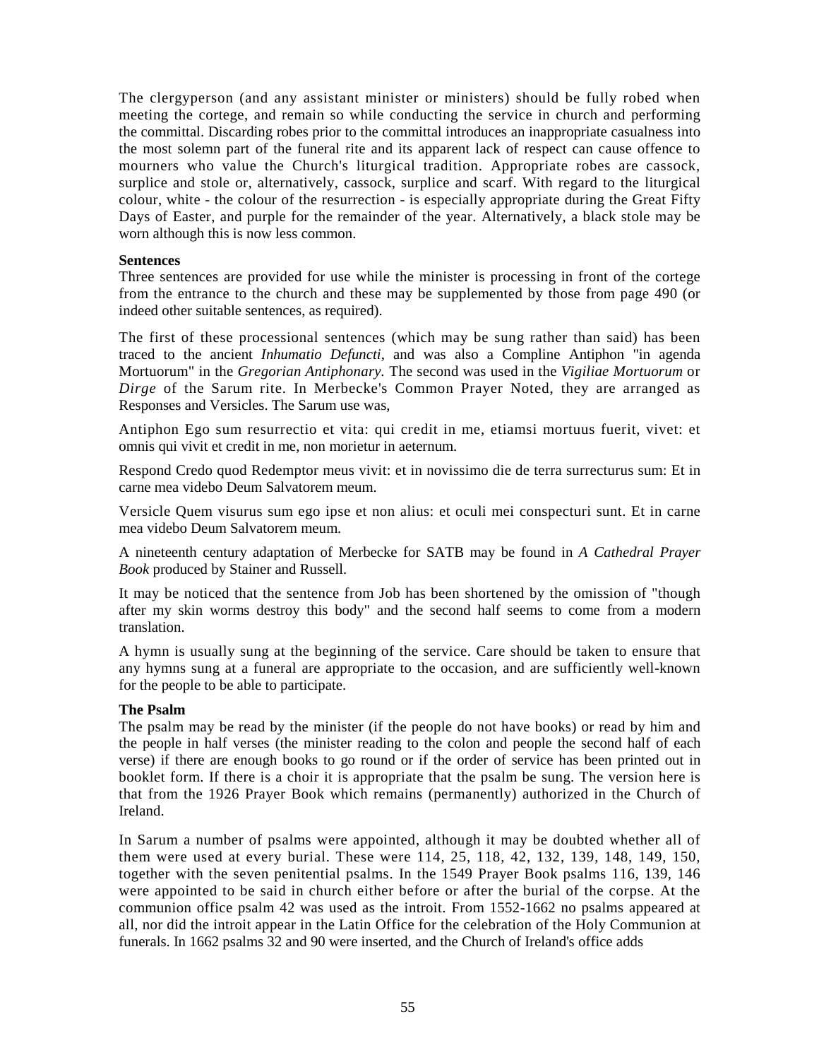The clergyperson (and any assistant minister or ministers) should be fully robed when meeting the cortege, and remain so while conducting the service in church and performing the committal. Discarding robes prior to the committal introduces an inappropriate casualness into the most solemn part of the funeral rite and its apparent lack of respect can cause offence to mourners who value the Church's liturgical tradition. Appropriate robes are cassock, surplice and stole or, alternatively, cassock, surplice and scarf. With regard to the liturgical colour, white - the colour of the resurrection - is especially appropriate during the Great Fifty Days of Easter, and purple for the remainder of the year. Alternatively, a black stole may be worn although this is now less common.

**Sentences**

Three sentences are provided for use while the minister is processing in front of the cortege from the entrance to the church and these may be supplemented by those from page 490 (or indeed other suitable sentences, as required).

The first of these processional sentences (which may be sung rather than said) has been traced to the ancient *Inhumatio Defuncti,* and was also a Compline Antiphon "in agenda Mortuorum" in the *Gregorian Antiphonary.* The second was used in the *Vigiliae Mortuorum* or *Dirge* of the Sarum rite. In Merbecke's Common Prayer Noted, they are arranged as Responses and Versicles. The Sarum use was,

Antiphon Ego sum resurrectio et vita: qui credit in me, etiamsi mortuus fuerit, vivet: et omnis qui vivit et credit in me, non morietur in aeternum.

Respond Credo quod Redemptor meus vivit: et in novissimo die de terra surrecturus sum: Et in carne mea videbo Deum Salvatorem meum.

Versicle Quem visurus sum ego ipse et non alius: et oculi mei conspecturi sunt. Et in carne mea videbo Deum Salvatorem meum.

A nineteenth century adaptation of Merbecke for SATB may be found in *A Cathedral Prayer Book* produced by Stainer and Russell.

It may be noticed that the sentence from Job has been shortened by the omission of "though after my skin worms destroy this body" and the second half seems to come from a modern translation.

A hymn is usually sung at the beginning of the service. Care should be taken to ensure that any hymns sung at a funeral are appropriate to the occasion, and are sufficiently well-known for the people to be able to participate.

**The Psalm**

The psalm may be read by the minister (if the people do not have books) or read by him and the people in half verses (the minister reading to the colon and people the second half of each verse) if there are enough books to go round or if the order of service has been printed out in booklet form. If there is a choir it is appropriate that the psalm be sung. The version here is that from the 1926 Prayer Book which remains (permanently) authorized in the Church of Ireland.

In Sarum a number of psalms were appointed, although it may be doubted whether all of them were used at every burial. These were 114, 25, 118, 42, 132, 139, 148, 149, 150, together with the seven penitential psalms. In the 1549 Prayer Book psalms 116, 139, 146 were appointed to be said in church either before or after the burial of the corpse. At the communion office psalm 42 was used as the introit. From 1552-1662 no psalms appeared at all, nor did the introit appear in the Latin Office for the celebration of the Holy Communion at funerals. In 1662 psalms 32 and 90 were inserted, and the Church of Ireland's office adds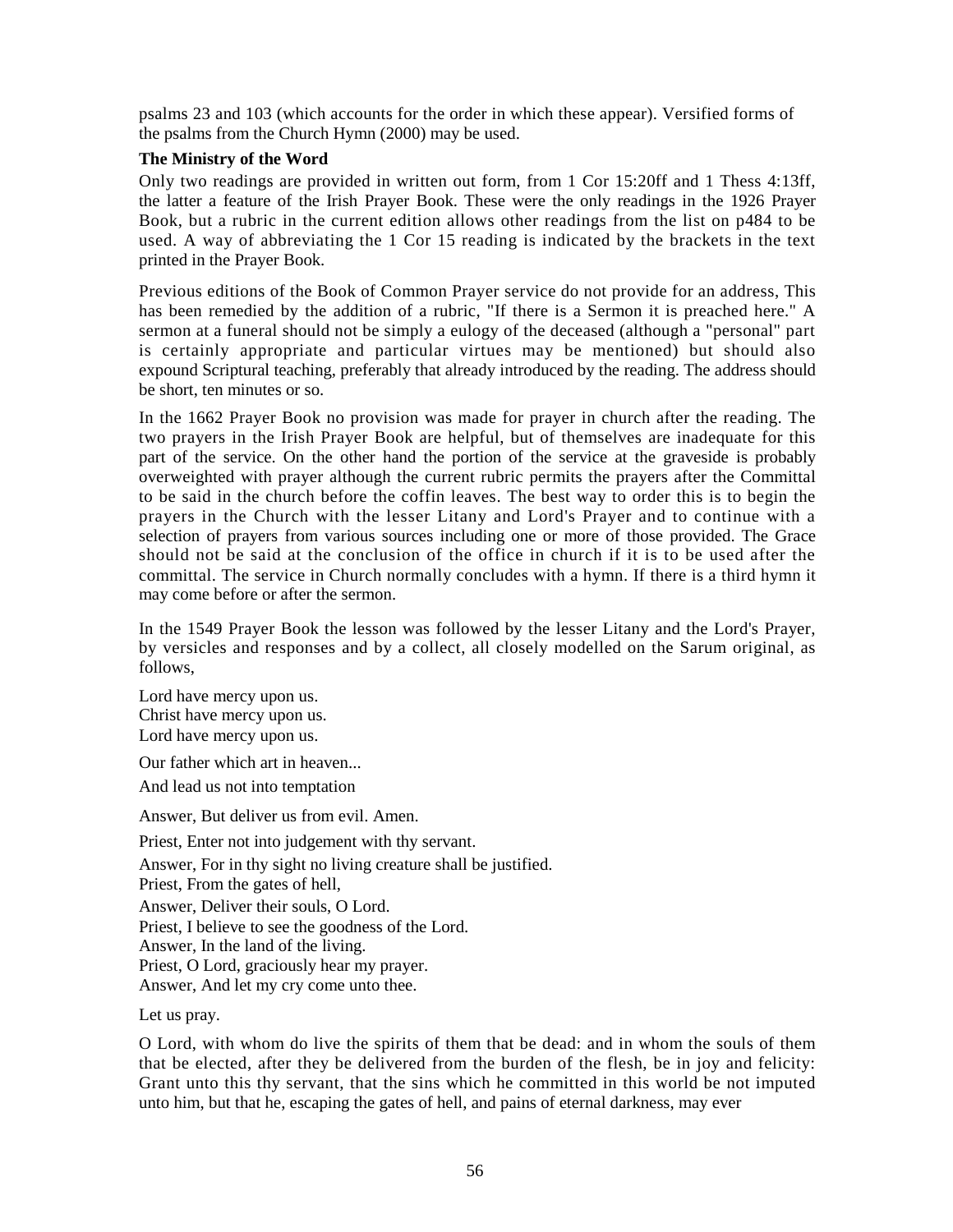psalms 23 and 103 (which accounts for the order in which these appear). Versified forms of the psalms from the Church Hymn (2000) may be used.

**The Ministry of the Word**

Only two readings are provided in written out form, from 1 Cor 15:20ff and 1 Thess 4:13ff, the latter a feature of the Irish Prayer Book. These were the only readings in the 1926 Prayer Book, but a rubric in the current edition allows other readings from the list on p484 to be used. A way of abbreviating the 1 Cor 15 reading is indicated by the brackets in the text printed in the Prayer Book.

Previous editions of the Book of Common Prayer service do not provide for an address, This has been remedied by the addition of a rubric, "If there is a Sermon it is preached here." A sermon at a funeral should not be simply a eulogy of the deceased (although a "personal" part is certainly appropriate and particular virtues may be mentioned) but should also expound Scriptural teaching, preferably that already introduced by the reading. The address should be short, ten minutes or so.

In the 1662 Prayer Book no provision was made for prayer in church after the reading. The two prayers in the Irish Prayer Book are helpful, but of themselves are inadequate for this part of the service. On the other hand the portion of the service at the graveside is probably overweighted with prayer although the current rubric permits the prayers after the Committal to be said in the church before the coffin leaves. The best way to order this is to begin the prayers in the Church with the lesser Litany and Lord's Prayer and to continue with a selection of prayers from various sources including one or more of those provided. The Grace should not be said at the conclusion of the office in church if it is to be used after the committal. The service in Church normally concludes with a hymn. If there is a third hymn it may come before or after the sermon.

In the 1549 Prayer Book the lesson was followed by the lesser Litany and the Lord's Prayer, by versicles and responses and by a collect, all closely modelled on the Sarum original, as follows,

Lord have mercy upon us.
Christ have mercy upon us.
Lord have mercy upon us.

Our father which art in heaven...

And lead us not into temptation

Answer, But deliver us from evil. Amen.

Priest, Enter not into judgement with thy servant.
Answer, For in thy sight no living creature shall be justified.
Priest, From the gates of hell,
Answer, Deliver their souls, O Lord.
Priest, I believe to see the goodness of the Lord.
Answer, In the land of the living.
Priest, O Lord, graciously hear my prayer.
Answer, And let my cry come unto thee.

Let us pray.

O Lord, with whom do live the spirits of them that be dead: and in whom the souls of them that be elected, after they be delivered from the burden of the flesh, be in joy and felicity: Grant unto this thy servant, that the sins which he committed in this world be not imputed unto him, but that he, escaping the gates of hell, and pains of eternal darkness, may ever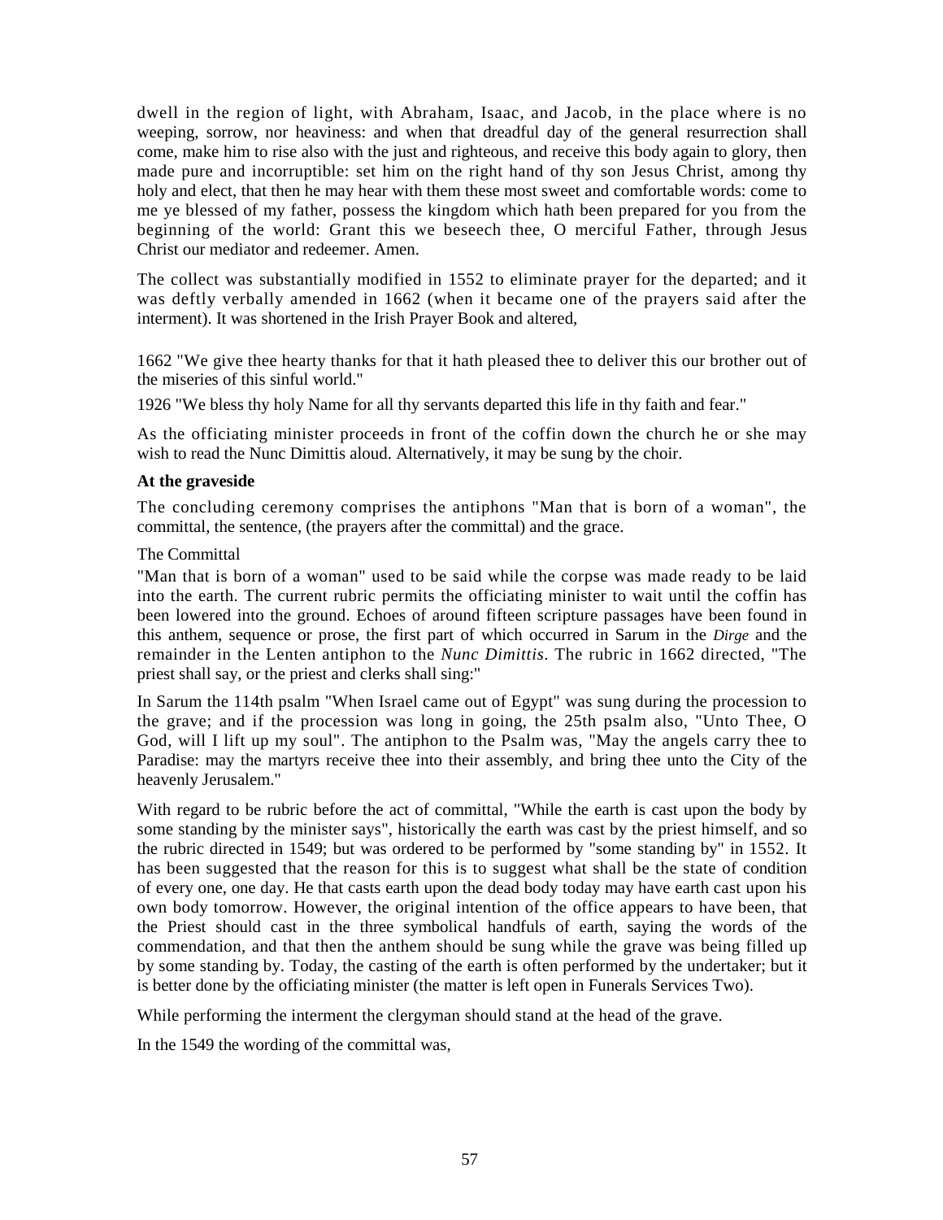dwell in the region of light, with Abraham, Isaac, and Jacob, in the place where is no weeping, sorrow, nor heaviness: and when that dreadful day of the general resurrection shall come, make him to rise also with the just and righteous, and receive this body again to glory, then made pure and incorruptible: set him on the right hand of thy son Jesus Christ, among thy holy and elect, that then he may hear with them these most sweet and comfortable words: come to me ye blessed of my father, possess the kingdom which hath been prepared for you from the beginning of the world: Grant this we beseech thee, O merciful Father, through Jesus Christ our mediator and redeemer. Amen.

The collect was substantially modified in 1552 to eliminate prayer for the departed; and it was deftly verbally amended in 1662 (when it became one of the prayers said after the interment). It was shortened in the Irish Prayer Book and altered,

1662 "We give thee hearty thanks for that it hath pleased thee to deliver this our brother out of the miseries of this sinful world."

1926 "We bless thy holy Name for all thy servants departed this life in thy faith and fear."

As the officiating minister proceeds in front of the coffin down the church he or she may wish to read the Nunc Dimittis aloud. Alternatively, it may be sung by the choir.

**At the graveside**

The concluding ceremony comprises the antiphons "Man that is born of a woman", the committal, the sentence, (the prayers after the committal) and the grace.

The Committal

"Man that is born of a woman" used to be said while the corpse was made ready to be laid into the earth. The current rubric permits the officiating minister to wait until the coffin has been lowered into the ground. Echoes of around fifteen scripture passages have been found in this anthem, sequence or prose, the first part of which occurred in Sarum in the *Dirge* and the remainder in the Lenten antiphon to the *Nunc Dimittis*. The rubric in 1662 directed, "The priest shall say, or the priest and clerks shall sing:"

In Sarum the 114th psalm "When Israel came out of Egypt" was sung during the procession to the grave; and if the procession was long in going, the 25th psalm also, "Unto Thee, O God, will I lift up my soul". The antiphon to the Psalm was, "May the angels carry thee to Paradise: may the martyrs receive thee into their assembly, and bring thee unto the City of the heavenly Jerusalem."

With regard to be rubric before the act of committal, "While the earth is cast upon the body by some standing by the minister says", historically the earth was cast by the priest himself, and so the rubric directed in 1549; but was ordered to be performed by "some standing by" in 1552. It has been suggested that the reason for this is to suggest what shall be the state of condition of every one, one day. He that casts earth upon the dead body today may have earth cast upon his own body tomorrow. However, the original intention of the office appears to have been, that the Priest should cast in the three symbolical handfuls of earth, saying the words of the commendation, and that then the anthem should be sung while the grave was being filled up by some standing by. Today, the casting of the earth is often performed by the undertaker; but it is better done by the officiating minister (the matter is left open in Funerals Services Two).

While performing the interment the clergyman should stand at the head of the grave.

In the 1549 the wording of the committal was,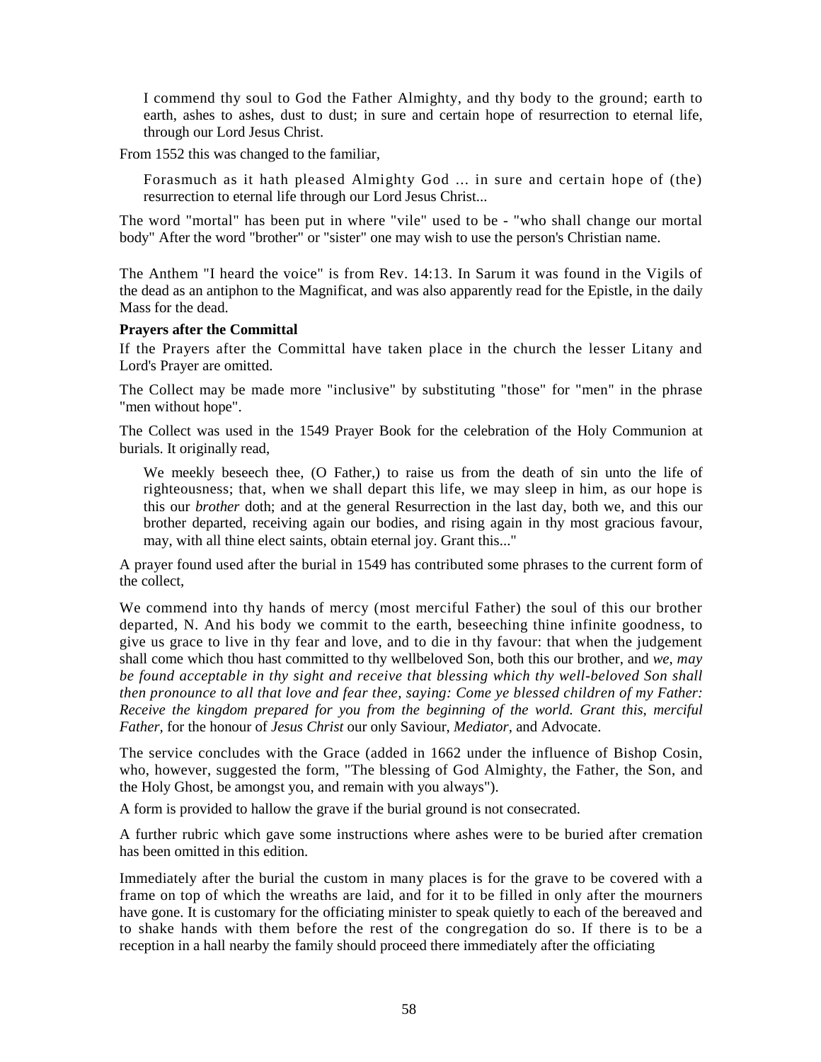> I commend thy soul to God the Father Almighty, and thy body to the ground; earth to earth, ashes to ashes, dust to dust; in sure and certain hope of resurrection to eternal life, through our Lord Jesus Christ.

From 1552 this was changed to the familiar,

> Forasmuch as it hath pleased Almighty God ... in sure and certain hope of (the) resurrection to eternal life through our Lord Jesus Christ...

The word "mortal" has been put in where "vile" used to be - "who shall change our mortal body" After the word "brother" or "sister" one may wish to use the person's Christian name.

The Anthem "I heard the voice" is from Rev. 14:13. In Sarum it was found in the Vigils of the dead as an antiphon to the Magnificat, and was also apparently read for the Epistle, in the daily Mass for the dead.

**Prayers after the Committal**

If the Prayers after the Committal have taken place in the church the lesser Litany and Lord's Prayer are omitted.

The Collect may be made more "inclusive" by substituting "those" for "men" in the phrase "men without hope".

The Collect was used in the 1549 Prayer Book for the celebration of the Holy Communion at burials. It originally read,

> We meekly beseech thee, (O Father,) to raise us from the death of sin unto the life of righteousness; that, when we shall depart this life, we may sleep in him, as our hope is this our *brother* doth; and at the general Resurrection in the last day, both we, and this our brother departed, receiving again our bodies, and rising again in thy most gracious favour, may, with all thine elect saints, obtain eternal joy. Grant this..."

A prayer found used after the burial in 1549 has contributed some phrases to the current form of the collect,

We commend into thy hands of mercy (most merciful Father) the soul of this our brother departed, N. And his body we commit to the earth, beseeching thine infinite goodness, to give us grace to live in thy fear and love, and to die in thy favour: that when the judgement shall come which thou hast committed to thy wellbeloved Son, both this our brother, and *we, may be found acceptable in thy sight and receive that blessing which thy well-beloved Son shall then pronounce to all that love and fear thee, saying: Come ye blessed children of my Father: Receive the kingdom prepared for you from the beginning of the world. Grant this, merciful Father,* for the honour of *Jesus Christ* our only Saviour, *Mediator*, and Advocate.

The service concludes with the Grace (added in 1662 under the influence of Bishop Cosin, who, however, suggested the form, "The blessing of God Almighty, the Father, the Son, and the Holy Ghost, be amongst you, and remain with you always").

A form is provided to hallow the grave if the burial ground is not consecrated.

A further rubric which gave some instructions where ashes were to be buried after cremation has been omitted in this edition.

Immediately after the burial the custom in many places is for the grave to be covered with a frame on top of which the wreaths are laid, and for it to be filled in only after the mourners have gone. It is customary for the officiating minister to speak quietly to each of the bereaved and to shake hands with them before the rest of the congregation do so. If there is to be a reception in a hall nearby the family should proceed there immediately after the officiating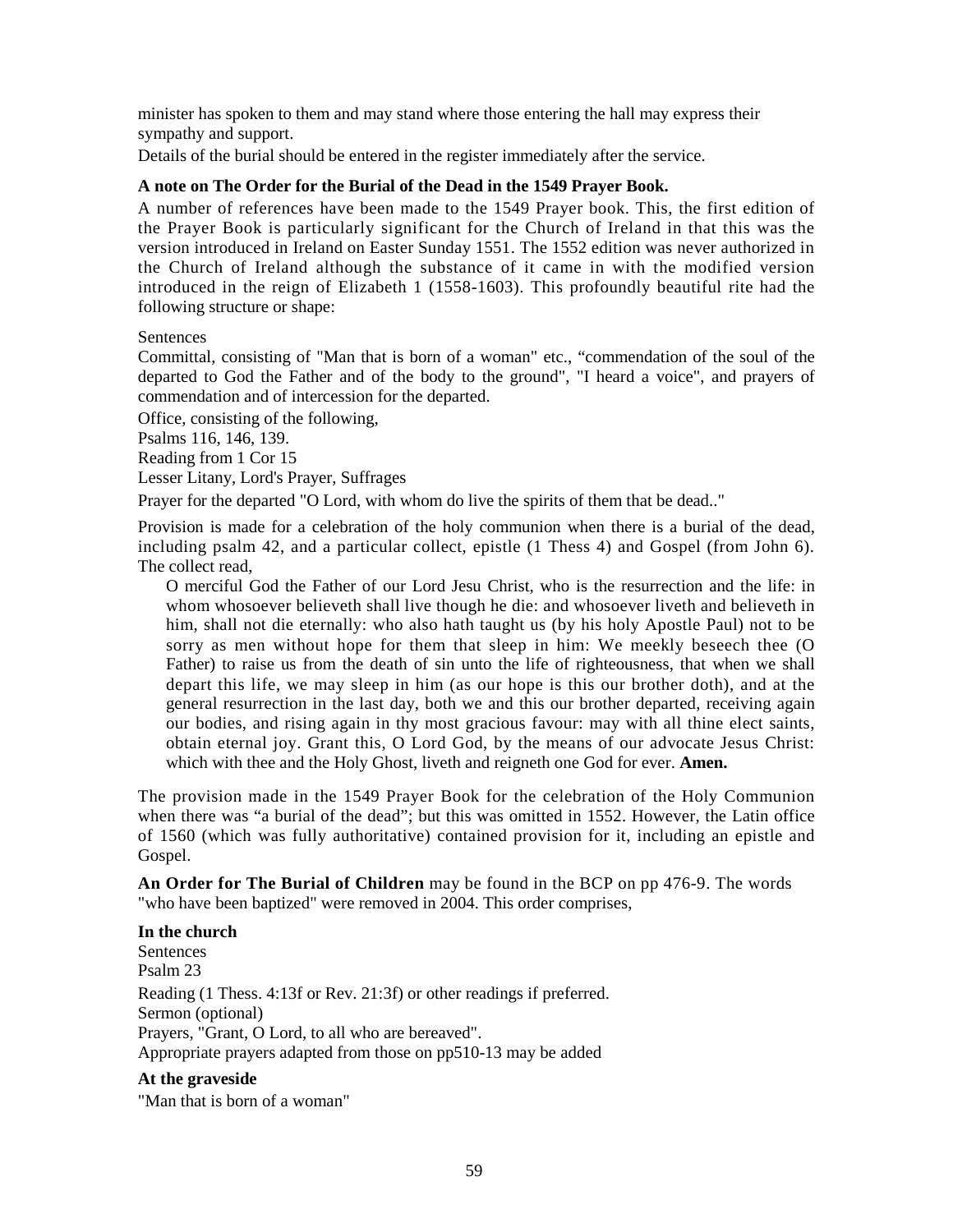minister has spoken to them and may stand where those entering the hall may express their sympathy and support.

Details of the burial should be entered in the register immediately after the service.

**A note on The Order for the Burial of the Dead in the 1549 Prayer Book.**

A number of references have been made to the 1549 Prayer book. This, the first edition of the Prayer Book is particularly significant for the Church of Ireland in that this was the version introduced in Ireland on Easter Sunday 1551. The 1552 edition was never authorized in the Church of Ireland although the substance of it came in with the modified version introduced in the reign of Elizabeth 1 (1558-1603). This profoundly beautiful rite had the following structure or shape:

Sentences

Committal, consisting of "Man that is born of a woman" etc., "commendation of the soul of the departed to God the Father and of the body to the ground", "I heard a voice", and prayers of commendation and of intercession for the departed.

Office, consisting of the following,

Psalms 116, 146, 139.

Reading from 1 Cor 15

Lesser Litany, Lord's Prayer, Suffrages

Prayer for the departed "O Lord, with whom do live the spirits of them that be dead.."

Provision is made for a celebration of the holy communion when there is a burial of the dead, including psalm 42, and a particular collect, epistle (1 Thess 4) and Gospel (from John 6). The collect read,

> O merciful God the Father of our Lord Jesu Christ, who is the resurrection and the life: in whom whosoever believeth shall live though he die: and whosoever liveth and believeth in him, shall not die eternally: who also hath taught us (by his holy Apostle Paul) not to be sorry as men without hope for them that sleep in him: We meekly beseech thee (O Father) to raise us from the death of sin unto the life of righteousness, that when we shall depart this life, we may sleep in him (as our hope is this our brother doth), and at the general resurrection in the last day, both we and this our brother departed, receiving again our bodies, and rising again in thy most gracious favour: may with all thine elect saints, obtain eternal joy. Grant this, O Lord God, by the means of our advocate Jesus Christ: which with thee and the Holy Ghost, liveth and reigneth one God for ever. **Amen.**

The provision made in the 1549 Prayer Book for the celebration of the Holy Communion when there was "a burial of the dead"; but this was omitted in 1552. However, the Latin office of 1560 (which was fully authoritative) contained provision for it, including an epistle and Gospel.

**An Order for The Burial of Children** may be found in the BCP on pp 476-9. The words "who have been baptized" were removed in 2004. This order comprises,

**In the church**

Sentences

Psalm 23

Reading (1 Thess. 4:13f or Rev. 21:3f) or other readings if preferred.

Sermon (optional)

Prayers, "Grant, O Lord, to all who are bereaved".

Appropriate prayers adapted from those on pp510-13 may be added

**At the graveside**

"Man that is born of a woman"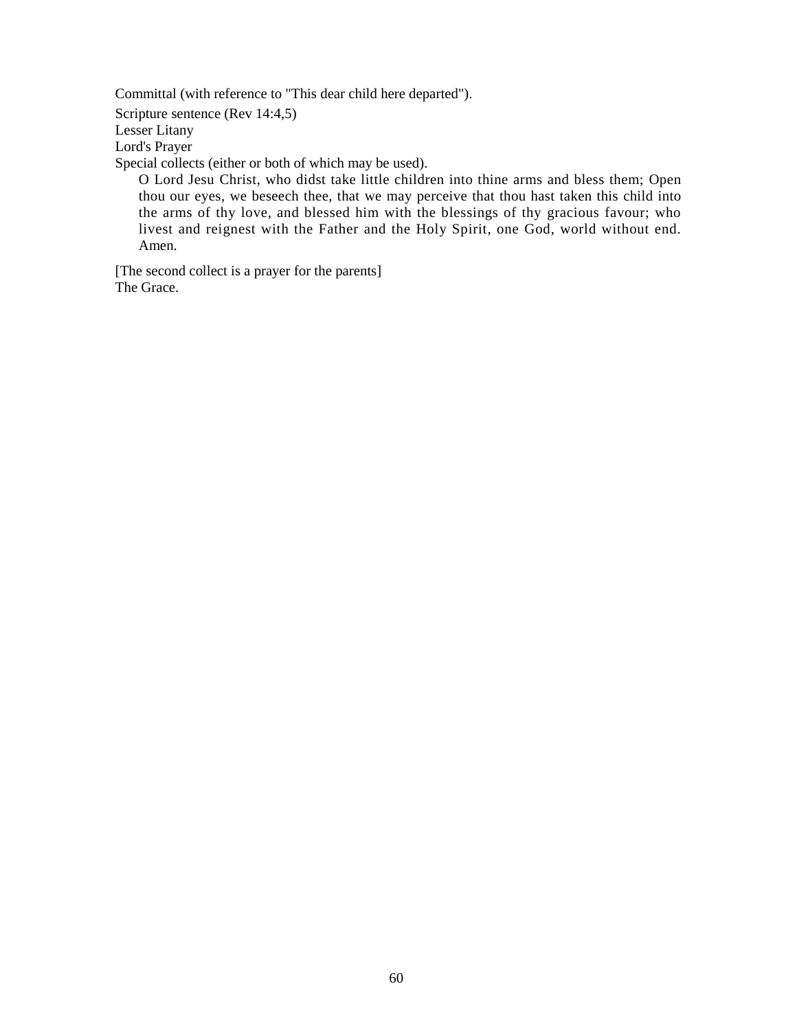Committal (with reference to "This dear child here departed").

Scripture sentence (Rev 14:4,5)
Lesser Litany
Lord's Prayer
Special collects (either or both of which may be used).

> O Lord Jesu Christ, who didst take little children into thine arms and bless them; Open thou our eyes, we beseech thee, that we may perceive that thou hast taken this child into the arms of thy love, and blessed him with the blessings of thy gracious favour; who livest and reignest with the Father and the Holy Spirit, one God, world without end. Amen.

[The second collect is a prayer for the parents]
The Grace.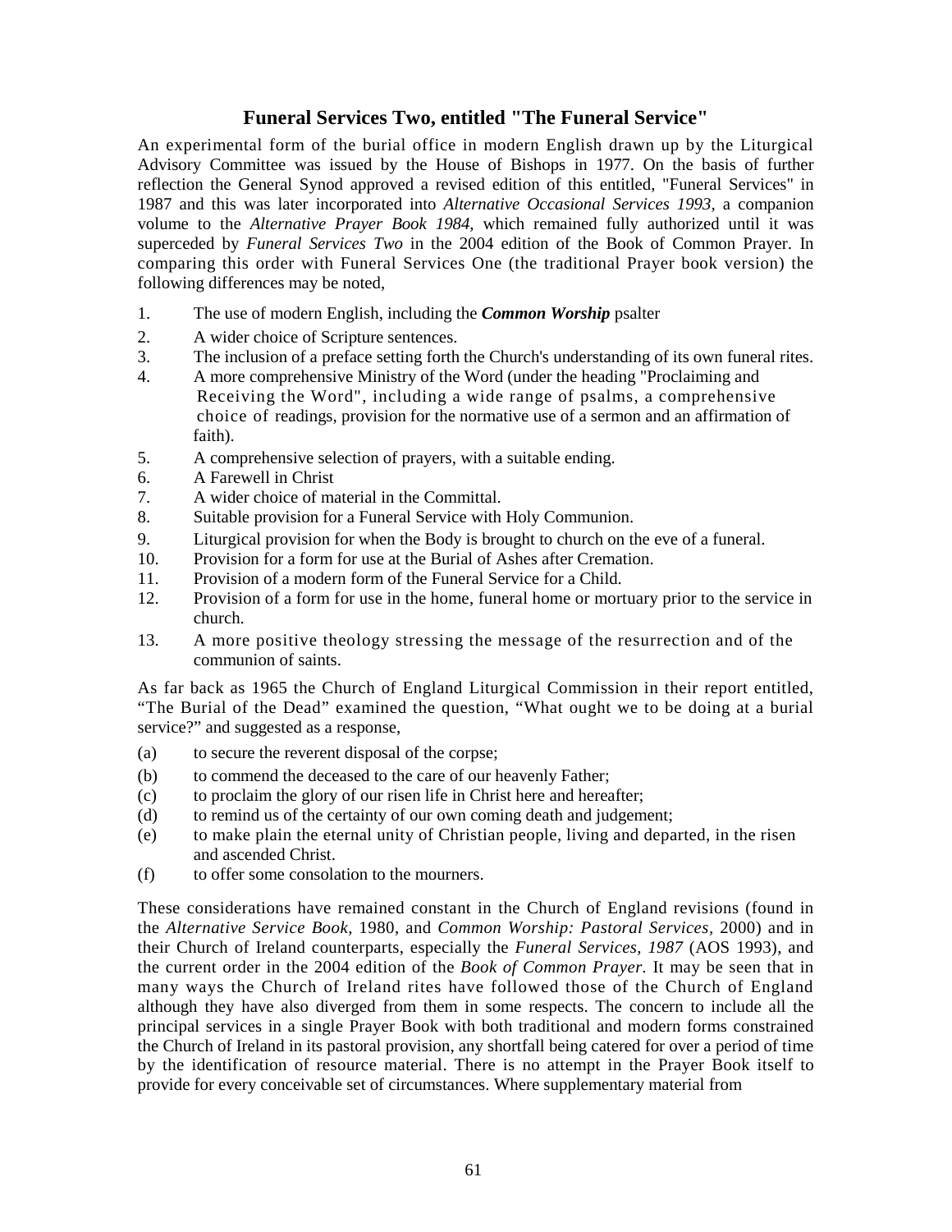## Funeral Services Two, entitled "The Funeral Service"

An experimental form of the burial office in modern English drawn up by the Liturgical Advisory Committee was issued by the House of Bishops in 1977. On the basis of further reflection the General Synod approved a revised edition of this entitled, "Funeral Services" in 1987 and this was later incorporated into *Alternative Occasional Services 1993,* a companion volume to the *Alternative Prayer Book 1984,* which remained fully authorized until it was superceded by *Funeral Services Two* in the 2004 edition of the Book of Common Prayer. In comparing this order with Funeral Services One (the traditional Prayer book version) the following differences may be noted,

1. The use of modern English, including the ***Common Worship*** psalter
2. A wider choice of Scripture sentences.
3. The inclusion of a preface setting forth the Church's understanding of its own funeral rites.
4. A more comprehensive Ministry of the Word (under the heading "Proclaiming and Receiving the Word", including a wide range of psalms, a comprehensive choice of readings, provision for the normative use of a sermon and an affirmation of faith).
5. A comprehensive selection of prayers, with a suitable ending.
6. A Farewell in Christ
7. A wider choice of material in the Committal.
8. Suitable provision for a Funeral Service with Holy Communion.
9. Liturgical provision for when the Body is brought to church on the eve of a funeral.
10. Provision for a form for use at the Burial of Ashes after Cremation.
11. Provision of a modern form of the Funeral Service for a Child.
12. Provision of a form for use in the home, funeral home or mortuary prior to the service in church.
13. A more positive theology stressing the message of the resurrection and of the communion of saints.

As far back as 1965 the Church of England Liturgical Commission in their report entitled, "The Burial of the Dead" examined the question, "What ought we to be doing at a burial service?" and suggested as a response,

(a) to secure the reverent disposal of the corpse;
(b) to commend the deceased to the care of our heavenly Father;
(c) to proclaim the glory of our risen life in Christ here and hereafter;
(d) to remind us of the certainty of our own coming death and judgement;
(e) to make plain the eternal unity of Christian people, living and departed, in the risen and ascended Christ.
(f) to offer some consolation to the mourners.

These considerations have remained constant in the Church of England revisions (found in the *Alternative Service Book,* 1980, and *Common Worship: Pastoral Services*, 2000) and in their Church of Ireland counterparts, especially the *Funeral Services, 1987* (AOS 1993), and the current order in the 2004 edition of the *Book of Common Prayer.* It may be seen that in many ways the Church of Ireland rites have followed those of the Church of England although they have also diverged from them in some respects. The concern to include all the principal services in a single Prayer Book with both traditional and modern forms constrained the Church of Ireland in its pastoral provision, any shortfall being catered for over a period of time by the identification of resource material. There is no attempt in the Prayer Book itself to provide for every conceivable set of circumstances. Where supplementary material from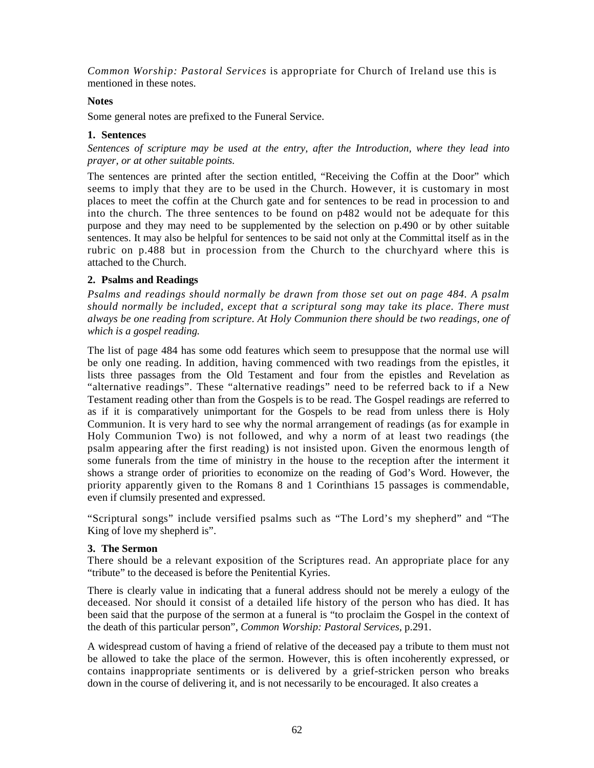*Common Worship: Pastoral Services* is appropriate for Church of Ireland use this is mentioned in these notes.

**Notes**

Some general notes are prefixed to the Funeral Service.

**1. Sentences**

*Sentences of scripture may be used at the entry, after the Introduction, where they lead into prayer, or at other suitable points.*

The sentences are printed after the section entitled, "Receiving the Coffin at the Door" which seems to imply that they are to be used in the Church. However, it is customary in most places to meet the coffin at the Church gate and for sentences to be read in procession to and into the church. The three sentences to be found on p482 would not be adequate for this purpose and they may need to be supplemented by the selection on p.490 or by other suitable sentences. It may also be helpful for sentences to be said not only at the Committal itself as in the rubric on p.488 but in procession from the Church to the churchyard where this is attached to the Church.

**2. Psalms and Readings**

*Psalms and readings should normally be drawn from those set out on page 484. A psalm should normally be included, except that a scriptural song may take its place. There must always be one reading from scripture. At Holy Communion there should be two readings, one of which is a gospel reading.*

The list of page 484 has some odd features which seem to presuppose that the normal use will be only one reading. In addition, having commenced with two readings from the epistles, it lists three passages from the Old Testament and four from the epistles and Revelation as "alternative readings". These "alternative readings" need to be referred back to if a New Testament reading other than from the Gospels is to be read. The Gospel readings are referred to as if it is comparatively unimportant for the Gospels to be read from unless there is Holy Communion. It is very hard to see why the normal arrangement of readings (as for example in Holy Communion Two) is not followed, and why a norm of at least two readings (the psalm appearing after the first reading) is not insisted upon. Given the enormous length of some funerals from the time of ministry in the house to the reception after the interment it shows a strange order of priorities to economize on the reading of God's Word. However, the priority apparently given to the Romans 8 and 1 Corinthians 15 passages is commendable, even if clumsily presented and expressed.

"Scriptural songs" include versified psalms such as "The Lord's my shepherd" and "The King of love my shepherd is".

**3. The Sermon**

There should be a relevant exposition of the Scriptures read. An appropriate place for any "tribute" to the deceased is before the Penitential Kyries.

There is clearly value in indicating that a funeral address should not be merely a eulogy of the deceased. Nor should it consist of a detailed life history of the person who has died. It has been said that the purpose of the sermon at a funeral is "to proclaim the Gospel in the context of the death of this particular person", *Common Worship: Pastoral Services*, p.291.

A widespread custom of having a friend of relative of the deceased pay a tribute to them must not be allowed to take the place of the sermon. However, this is often incoherently expressed, or contains inappropriate sentiments or is delivered by a grief-stricken person who breaks down in the course of delivering it, and is not necessarily to be encouraged. It also creates a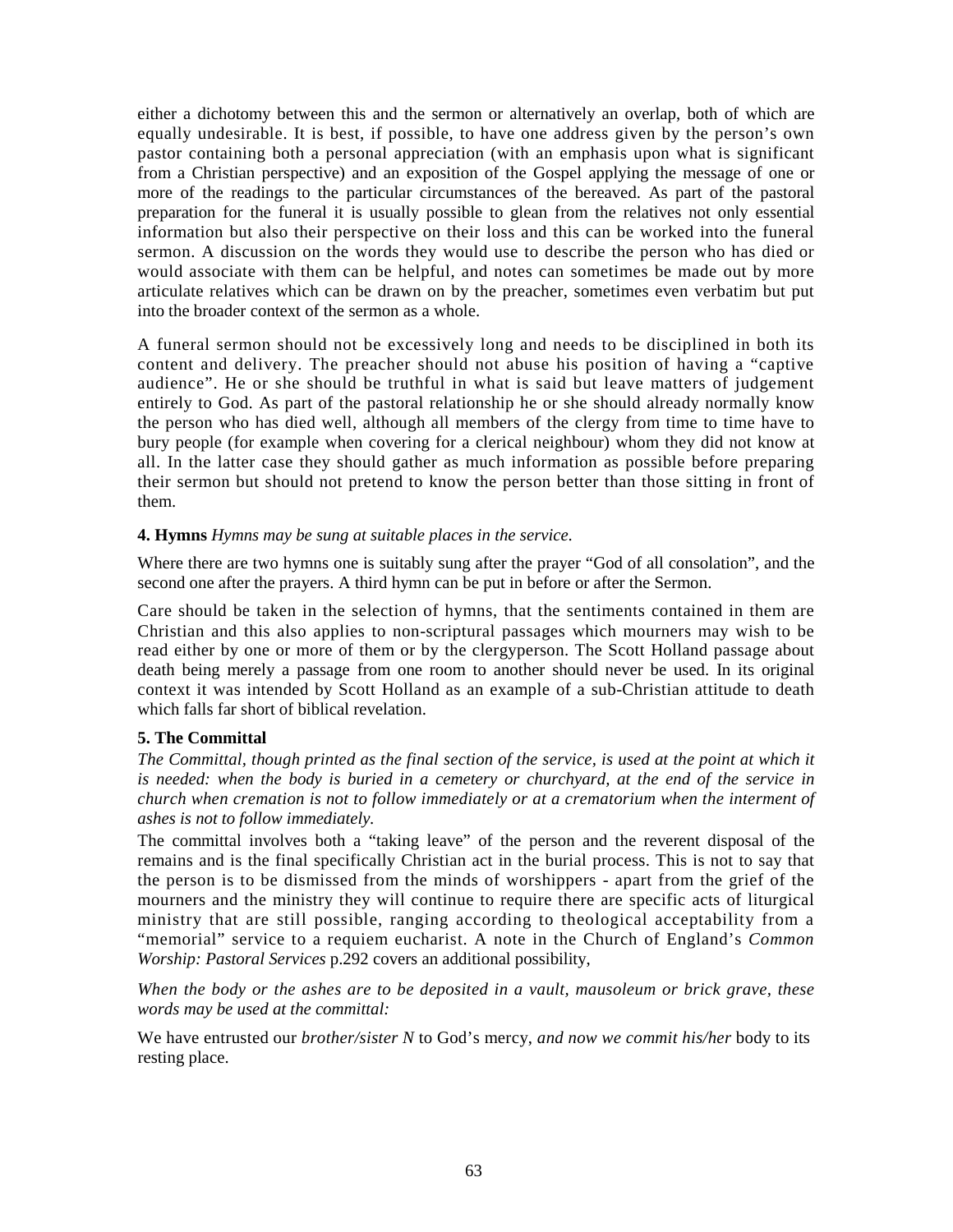either a dichotomy between this and the sermon or alternatively an overlap, both of which are equally undesirable. It is best, if possible, to have one address given by the person's own pastor containing both a personal appreciation (with an emphasis upon what is significant from a Christian perspective) and an exposition of the Gospel applying the message of one or more of the readings to the particular circumstances of the bereaved. As part of the pastoral preparation for the funeral it is usually possible to glean from the relatives not only essential information but also their perspective on their loss and this can be worked into the funeral sermon. A discussion on the words they would use to describe the person who has died or would associate with them can be helpful, and notes can sometimes be made out by more articulate relatives which can be drawn on by the preacher, sometimes even verbatim but put into the broader context of the sermon as a whole.

A funeral sermon should not be excessively long and needs to be disciplined in both its content and delivery. The preacher should not abuse his position of having a "captive audience". He or she should be truthful in what is said but leave matters of judgement entirely to God. As part of the pastoral relationship he or she should already normally know the person who has died well, although all members of the clergy from time to time have to bury people (for example when covering for a clerical neighbour) whom they did not know at all. In the latter case they should gather as much information as possible before preparing their sermon but should not pretend to know the person better than those sitting in front of them.

**4. Hymns** *Hymns may be sung at suitable places in the service.*

Where there are two hymns one is suitably sung after the prayer "God of all consolation", and the second one after the prayers. A third hymn can be put in before or after the Sermon.

Care should be taken in the selection of hymns, that the sentiments contained in them are Christian and this also applies to non-scriptural passages which mourners may wish to be read either by one or more of them or by the clergyperson. The Scott Holland passage about death being merely a passage from one room to another should never be used. In its original context it was intended by Scott Holland as an example of a sub-Christian attitude to death which falls far short of biblical revelation.

**5. The Committal**

*The Committal, though printed as the final section of the service, is used at the point at which it is needed: when the body is buried in a cemetery or churchyard, at the end of the service in church when cremation is not to follow immediately or at a crematorium when the interment of ashes is not to follow immediately.*

The committal involves both a "taking leave" of the person and the reverent disposal of the remains and is the final specifically Christian act in the burial process. This is not to say that the person is to be dismissed from the minds of worshippers - apart from the grief of the mourners and the ministry they will continue to require there are specific acts of liturgical ministry that are still possible, ranging according to theological acceptability from a "memorial" service to a requiem eucharist. A note in the Church of England's *Common Worship: Pastoral Services* p.292 covers an additional possibility,

*When the body or the ashes are to be deposited in a vault, mausoleum or brick grave, these words may be used at the committal:*

We have entrusted our *brother/sister N* to God's mercy, *and now we commit his/her* body to its resting place.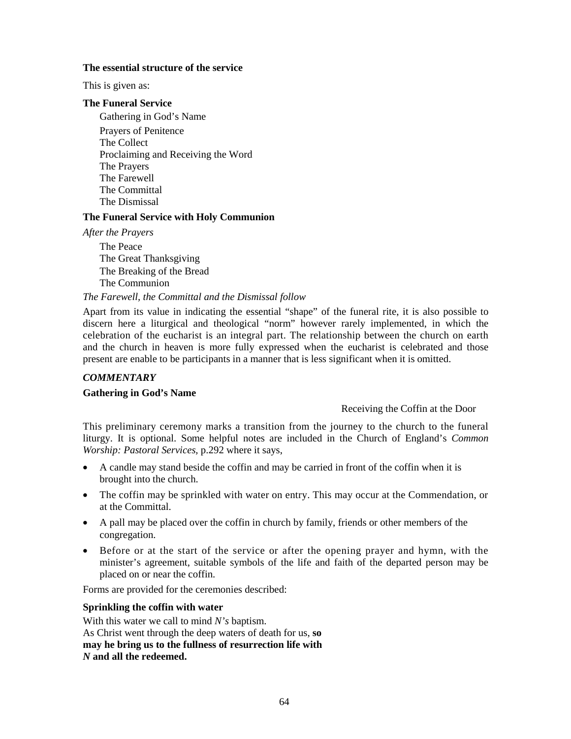**The essential structure of the service**

This is given as:

**The Funeral Service**

Gathering in God's Name

Prayers of Penitence
The Collect
Proclaiming and Receiving the Word
The Prayers
The Farewell
The Committal
The Dismissal

**The Funeral Service with Holy Communion**

*After the Prayers*

The Peace
The Great Thanksgiving
The Breaking of the Bread
The Communion

*The Farewell, the Committal and the Dismissal follow*

Apart from its value in indicating the essential "shape" of the funeral rite, it is also possible to discern here a liturgical and theological "norm" however rarely implemented, in which the celebration of the eucharist is an integral part. The relationship between the church on earth and the church in heaven is more fully expressed when the eucharist is celebrated and those present are enable to be participants in a manner that is less significant when it is omitted.

***COMMENTARY***

**Gathering in God's Name**

Receiving the Coffin at the Door

This preliminary ceremony marks a transition from the journey to the church to the funeral liturgy. It is optional. Some helpful notes are included in the Church of England's *Common Worship: Pastoral Services,* p.292 where it says,

- A candle may stand beside the coffin and may be carried in front of the coffin when it is brought into the church.
- The coffin may be sprinkled with water on entry. This may occur at the Commendation, or at the Committal.
- A pall may be placed over the coffin in church by family, friends or other members of the congregation.
- Before or at the start of the service or after the opening prayer and hymn, with the minister's agreement, suitable symbols of the life and faith of the departed person may be placed on or near the coffin.

Forms are provided for the ceremonies described:

**Sprinkling the coffin with water**

With this water we call to mind *N's* baptism.
As Christ went through the deep waters of death for us, **so may he bring us to the fullness of resurrection life with *N* and all the redeemed.**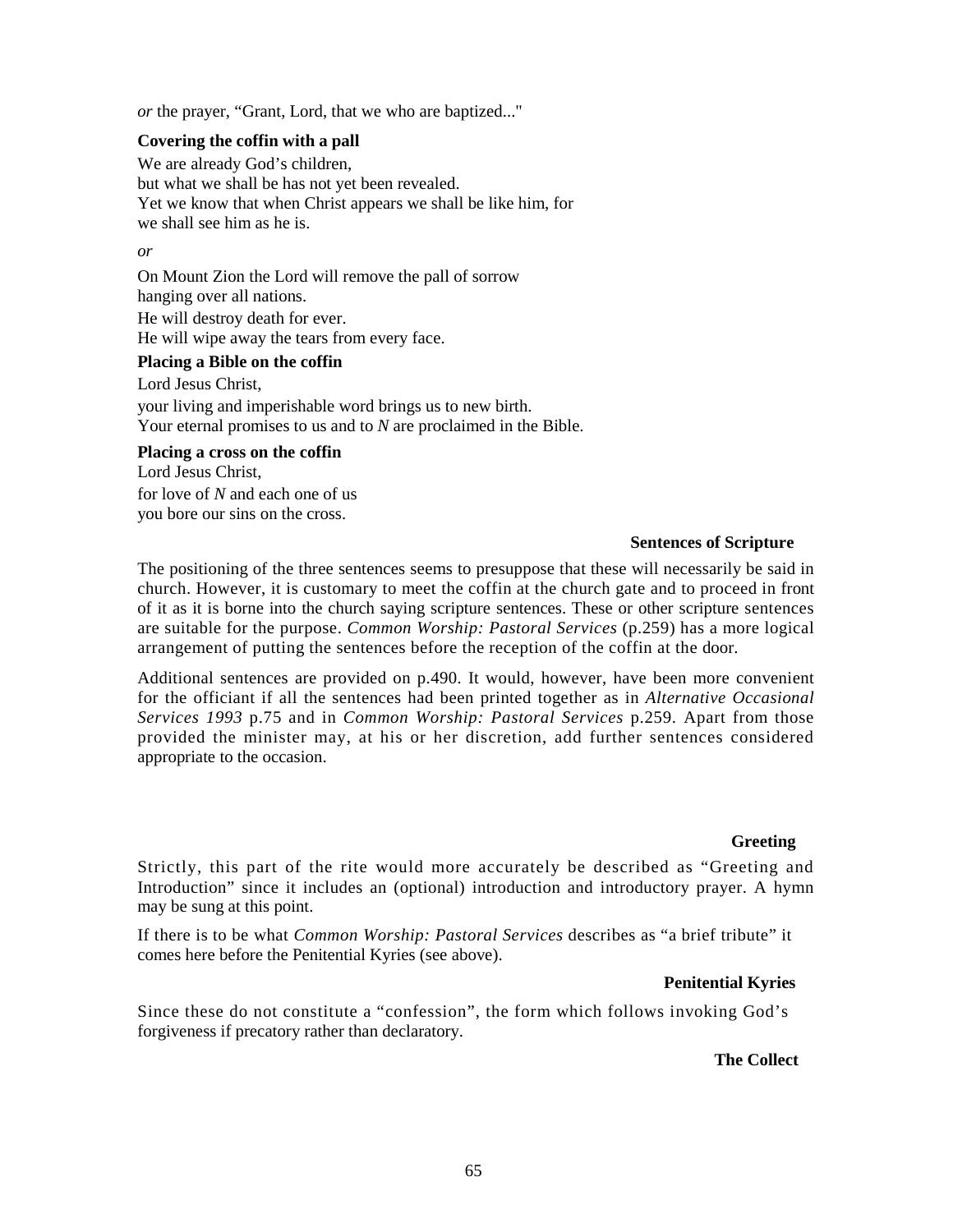*or* the prayer, "Grant, Lord, that we who are baptized..."

**Covering the coffin with a pall**

We are already God's children,
but what we shall be has not yet been revealed.
Yet we know that when Christ appears we shall be like him, for
we shall see him as he is.

*or*

On Mount Zion the Lord will remove the pall of sorrow
hanging over all nations.
He will destroy death for ever.
He will wipe away the tears from every face.

**Placing a Bible on the coffin**

Lord Jesus Christ,
your living and imperishable word brings us to new birth.
Your eternal promises to us and to *N* are proclaimed in the Bible.

**Placing a cross on the coffin**

Lord Jesus Christ,
for love of *N* and each one of us
you bore our sins on the cross.

**Sentences of Scripture**

The positioning of the three sentences seems to presuppose that these will necessarily be said in church. However, it is customary to meet the coffin at the church gate and to proceed in front of it as it is borne into the church saying scripture sentences. These or other scripture sentences are suitable for the purpose. *Common Worship: Pastoral Services* (p.259) has a more logical arrangement of putting the sentences before the reception of the coffin at the door.

Additional sentences are provided on p.490. It would, however, have been more convenient for the officiant if all the sentences had been printed together as in *Alternative Occasional Services 1993* p.75 and in *Common Worship: Pastoral Services* p.259. Apart from those provided the minister may, at his or her discretion, add further sentences considered appropriate to the occasion.

**Greeting**

Strictly, this part of the rite would more accurately be described as "Greeting and Introduction" since it includes an (optional) introduction and introductory prayer. A hymn may be sung at this point.

If there is to be what *Common Worship: Pastoral Services* describes as "a brief tribute" it comes here before the Penitential Kyries (see above).

**Penitential Kyries**

Since these do not constitute a "confession", the form which follows invoking God's forgiveness if precatory rather than declaratory.

**The Collect**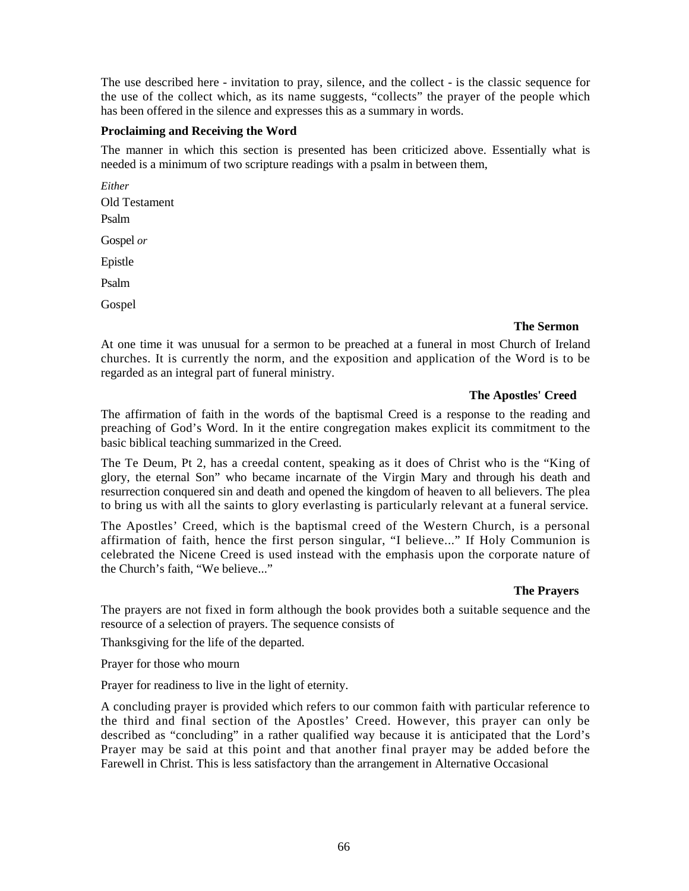The use described here - invitation to pray, silence, and the collect - is the classic sequence for the use of the collect which, as its name suggests, "collects" the prayer of the people which has been offered in the silence and expresses this as a summary in words.

**Proclaiming and Receiving the Word**

The manner in which this section is presented has been criticized above. Essentially what is needed is a minimum of two scripture readings with a psalm in between them,

*Either*

Old Testament

Psalm

Gospel *or*

Epistle

Psalm

Gospel

**The Sermon**

At one time it was unusual for a sermon to be preached at a funeral in most Church of Ireland churches. It is currently the norm, and the exposition and application of the Word is to be regarded as an integral part of funeral ministry.

**The Apostles' Creed**

The affirmation of faith in the words of the baptismal Creed is a response to the reading and preaching of God's Word. In it the entire congregation makes explicit its commitment to the basic biblical teaching summarized in the Creed.

The Te Deum, Pt 2, has a creedal content, speaking as it does of Christ who is the "King of glory, the eternal Son" who became incarnate of the Virgin Mary and through his death and resurrection conquered sin and death and opened the kingdom of heaven to all believers. The plea to bring us with all the saints to glory everlasting is particularly relevant at a funeral service.

The Apostles' Creed, which is the baptismal creed of the Western Church, is a personal affirmation of faith, hence the first person singular, "I believe..." If Holy Communion is celebrated the Nicene Creed is used instead with the emphasis upon the corporate nature of the Church's faith, "We believe..."

**The Prayers**

The prayers are not fixed in form although the book provides both a suitable sequence and the resource of a selection of prayers. The sequence consists of

Thanksgiving for the life of the departed.

Prayer for those who mourn

Prayer for readiness to live in the light of eternity.

A concluding prayer is provided which refers to our common faith with particular reference to the third and final section of the Apostles' Creed. However, this prayer can only be described as "concluding" in a rather qualified way because it is anticipated that the Lord's Prayer may be said at this point and that another final prayer may be added before the Farewell in Christ. This is less satisfactory than the arrangement in Alternative Occasional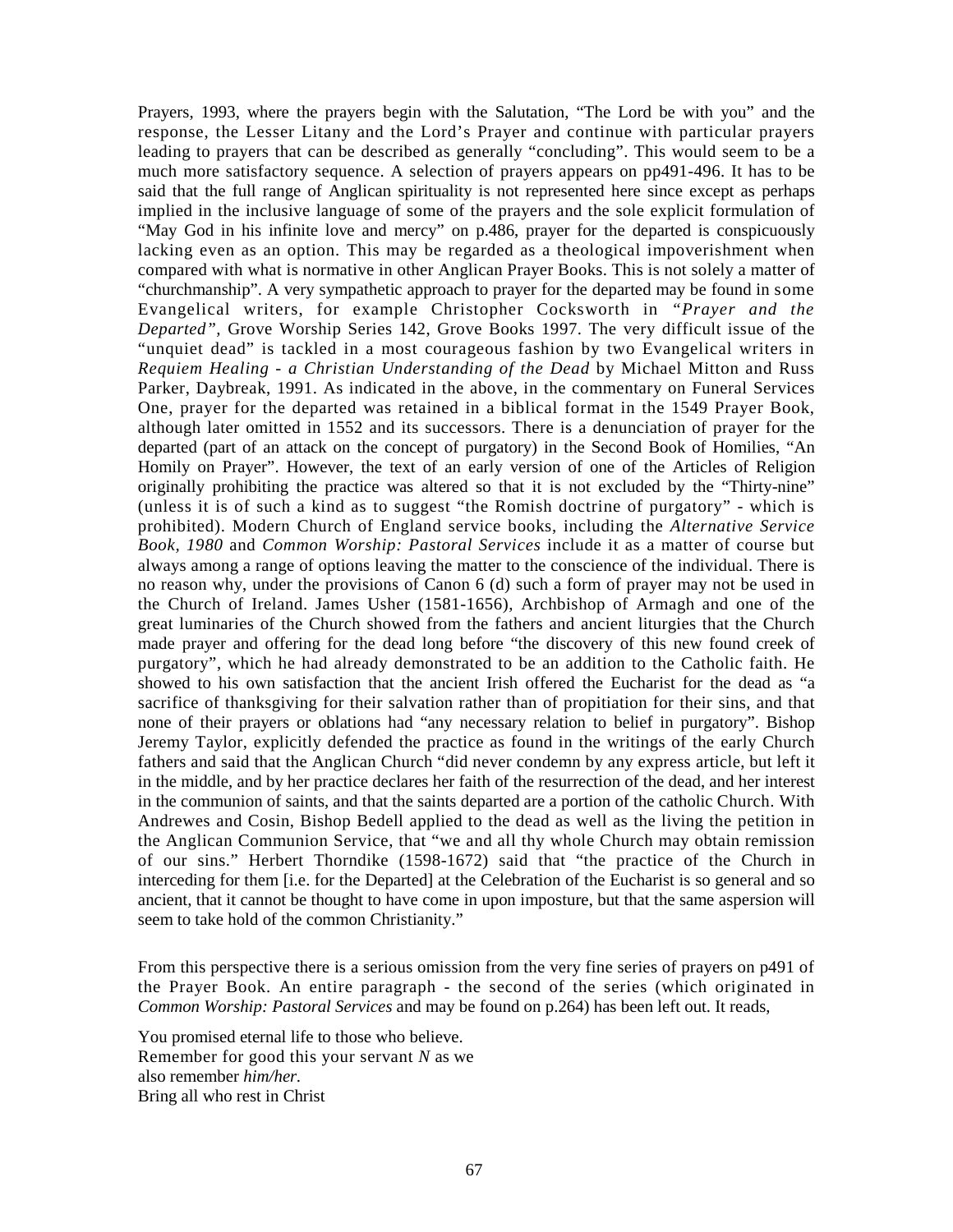Prayers, 1993, where the prayers begin with the Salutation, "The Lord be with you" and the response, the Lesser Litany and the Lord's Prayer and continue with particular prayers leading to prayers that can be described as generally "concluding". This would seem to be a much more satisfactory sequence. A selection of prayers appears on pp491-496. It has to be said that the full range of Anglican spirituality is not represented here since except as perhaps implied in the inclusive language of some of the prayers and the sole explicit formulation of "May God in his infinite love and mercy" on p.486, prayer for the departed is conspicuously lacking even as an option. This may be regarded as a theological impoverishment when compared with what is normative in other Anglican Prayer Books. This is not solely a matter of "churchmanship". A very sympathetic approach to prayer for the departed may be found in some Evangelical writers, for example Christopher Cocksworth in *"Prayer and the Departed"*, Grove Worship Series 142, Grove Books 1997. The very difficult issue of the "unquiet dead" is tackled in a most courageous fashion by two Evangelical writers in *Requiem Healing - a Christian Understanding of the Dead* by Michael Mitton and Russ Parker, Daybreak, 1991. As indicated in the above, in the commentary on Funeral Services One, prayer for the departed was retained in a biblical format in the 1549 Prayer Book, although later omitted in 1552 and its successors. There is a denunciation of prayer for the departed (part of an attack on the concept of purgatory) in the Second Book of Homilies, "An Homily on Prayer". However, the text of an early version of one of the Articles of Religion originally prohibiting the practice was altered so that it is not excluded by the "Thirty-nine" (unless it is of such a kind as to suggest "the Romish doctrine of purgatory" - which is prohibited). Modern Church of England service books, including the *Alternative Service Book, 1980* and *Common Worship: Pastoral Services* include it as a matter of course but always among a range of options leaving the matter to the conscience of the individual. There is no reason why, under the provisions of Canon 6 (d) such a form of prayer may not be used in the Church of Ireland. James Usher (1581-1656), Archbishop of Armagh and one of the great luminaries of the Church showed from the fathers and ancient liturgies that the Church made prayer and offering for the dead long before "the discovery of this new found creek of purgatory", which he had already demonstrated to be an addition to the Catholic faith. He showed to his own satisfaction that the ancient Irish offered the Eucharist for the dead as "a sacrifice of thanksgiving for their salvation rather than of propitiation for their sins, and that none of their prayers or oblations had "any necessary relation to belief in purgatory". Bishop Jeremy Taylor, explicitly defended the practice as found in the writings of the early Church fathers and said that the Anglican Church "did never condemn by any express article, but left it in the middle, and by her practice declares her faith of the resurrection of the dead, and her interest in the communion of saints, and that the saints departed are a portion of the catholic Church. With Andrewes and Cosin, Bishop Bedell applied to the dead as well as the living the petition in the Anglican Communion Service, that "we and all thy whole Church may obtain remission of our sins." Herbert Thorndike (1598-1672) said that "the practice of the Church in interceding for them [i.e. for the Departed] at the Celebration of the Eucharist is so general and so ancient, that it cannot be thought to have come in upon imposture, but that the same aspersion will seem to take hold of the common Christianity."

From this perspective there is a serious omission from the very fine series of prayers on p491 of the Prayer Book. An entire paragraph - the second of the series (which originated in *Common Worship: Pastoral Services* and may be found on p.264) has been left out. It reads,

You promised eternal life to those who believe.
Remember for good this your servant *N* as we
also remember *him/her.*
Bring all who rest in Christ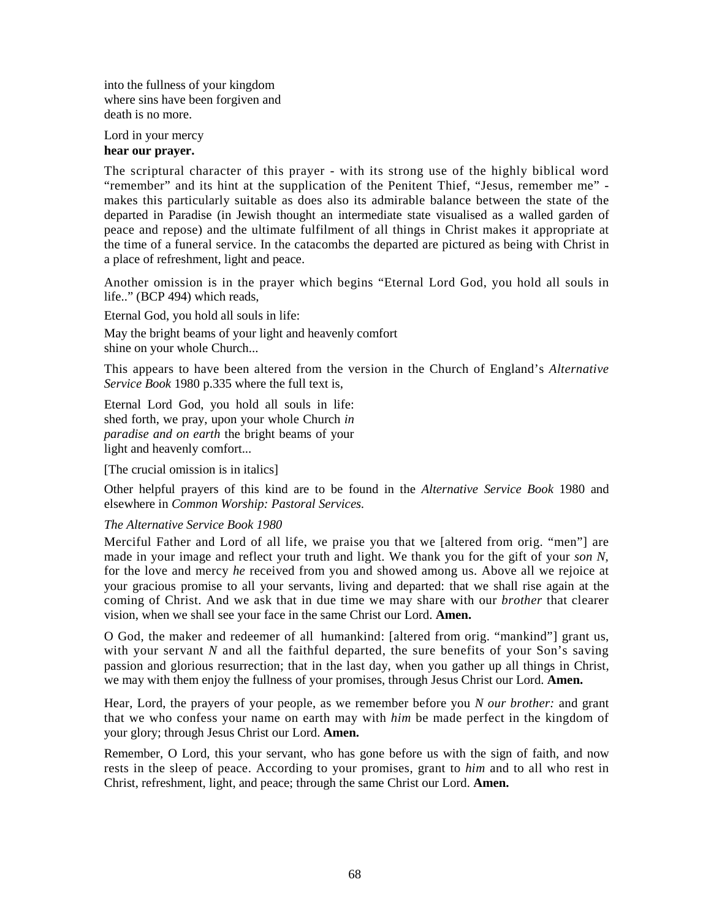into the fullness of your kingdom
where sins have been forgiven and
death is no more.

Lord in your mercy
**hear our prayer.**

The scriptural character of this prayer - with its strong use of the highly biblical word "remember" and its hint at the supplication of the Penitent Thief, "Jesus, remember me" - makes this particularly suitable as does also its admirable balance between the state of the departed in Paradise (in Jewish thought an intermediate state visualised as a walled garden of peace and repose) and the ultimate fulfilment of all things in Christ makes it appropriate at the time of a funeral service. In the catacombs the departed are pictured as being with Christ in a place of refreshment, light and peace.

Another omission is in the prayer which begins "Eternal Lord God, you hold all souls in life.." (BCP 494) which reads,

Eternal God, you hold all souls in life:

May the bright beams of your light and heavenly comfort
shine on your whole Church...

This appears to have been altered from the version in the Church of England's *Alternative Service Book* 1980 p.335 where the full text is,

Eternal Lord God, you hold all souls in life:
shed forth, we pray, upon your whole Church *in paradise and on earth* the bright beams of your light and heavenly comfort...

[The crucial omission is in italics]

Other helpful prayers of this kind are to be found in the *Alternative Service Book* 1980 and elsewhere in *Common Worship: Pastoral Services.*

*The Alternative Service Book 1980*

Merciful Father and Lord of all life, we praise you that we [altered from orig. "men"] are made in your image and reflect your truth and light. We thank you for the gift of your *son N*, for the love and mercy *he* received from you and showed among us. Above all we rejoice at your gracious promise to all your servants, living and departed: that we shall rise again at the coming of Christ. And we ask that in due time we may share with our *brother* that clearer vision, when we shall see your face in the same Christ our Lord. **Amen.**

O God, the maker and redeemer of all humankind: [altered from orig. "mankind"] grant us, with your servant *N* and all the faithful departed, the sure benefits of your Son's saving passion and glorious resurrection; that in the last day, when you gather up all things in Christ, we may with them enjoy the fullness of your promises, through Jesus Christ our Lord. **Amen.**

Hear, Lord, the prayers of your people, as we remember before you *N our brother:* and grant that we who confess your name on earth may with *him* be made perfect in the kingdom of your glory; through Jesus Christ our Lord. **Amen.**

Remember, O Lord, this your servant, who has gone before us with the sign of faith, and now rests in the sleep of peace. According to your promises, grant to *him* and to all who rest in Christ, refreshment, light, and peace; through the same Christ our Lord. **Amen.**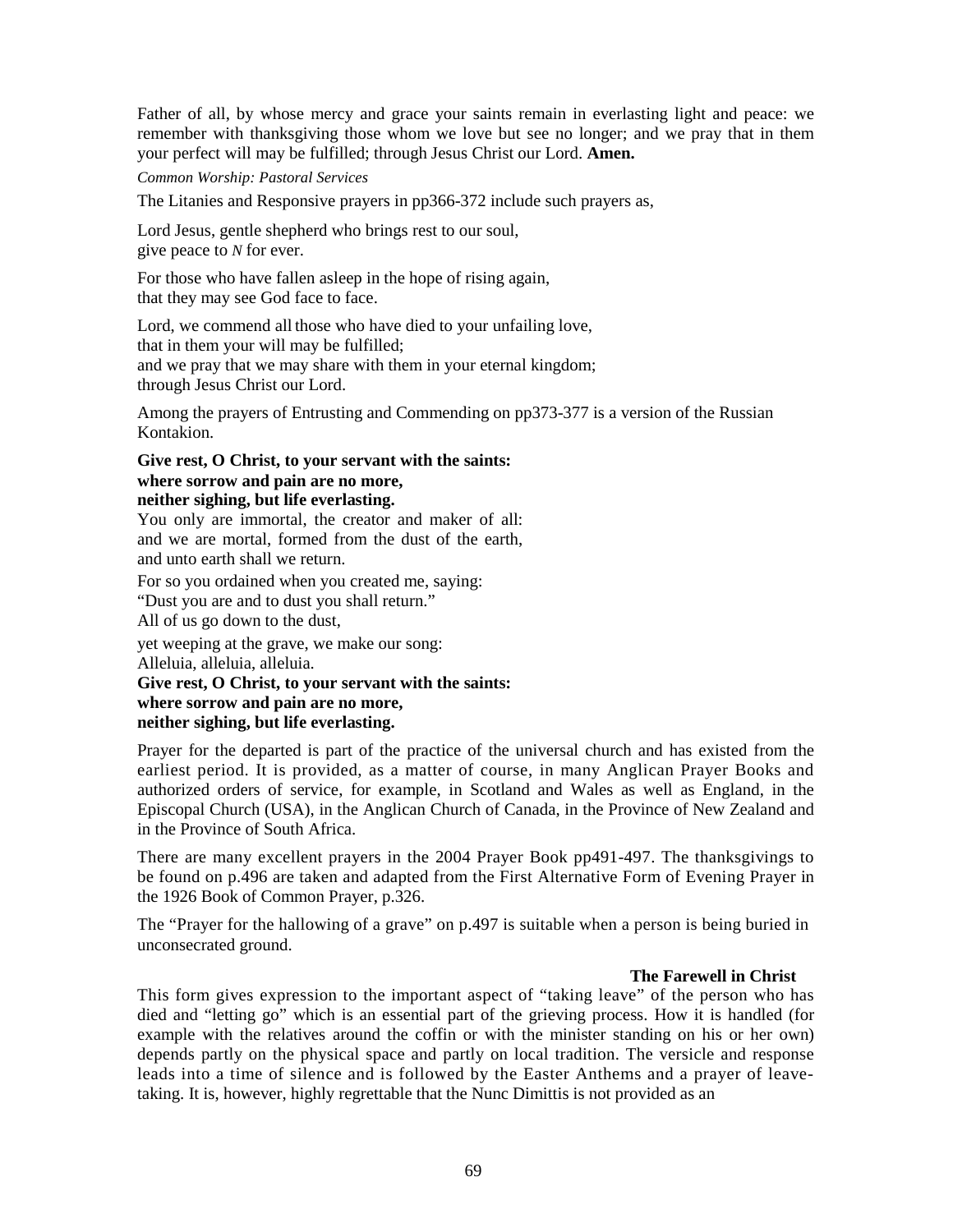Father of all, by whose mercy and grace your saints remain in everlasting light and peace: we remember with thanksgiving those whom we love but see no longer; and we pray that in them your perfect will may be fulfilled; through Jesus Christ our Lord. **Amen.**

*Common Worship: Pastoral Services*

The Litanies and Responsive prayers in pp366-372 include such prayers as,

Lord Jesus, gentle shepherd who brings rest to our soul,
give peace to *N* for ever.

For those who have fallen asleep in the hope of rising again,
that they may see God face to face.

Lord, we commend all those who have died to your unfailing love,
that in them your will may be fulfilled;
and we pray that we may share with them in your eternal kingdom;
through Jesus Christ our Lord.

Among the prayers of Entrusting and Commending on pp373-377 is a version of the Russian Kontakion.

**Give rest, O Christ, to your servant with the saints:**
**where sorrow and pain are no more,**
**neither sighing, but life everlasting.**
You only are immortal, the creator and maker of all:
and we are mortal, formed from the dust of the earth,
and unto earth shall we return.
For so you ordained when you created me, saying:
"Dust you are and to dust you shall return."
All of us go down to the dust,
yet weeping at the grave, we make our song:
Alleluia, alleluia, alleluia.
**Give rest, O Christ, to your servant with the saints:**
**where sorrow and pain are no more,**
**neither sighing, but life everlasting.**

Prayer for the departed is part of the practice of the universal church and has existed from the earliest period. It is provided, as a matter of course, in many Anglican Prayer Books and authorized orders of service, for example, in Scotland and Wales as well as England, in the Episcopal Church (USA), in the Anglican Church of Canada, in the Province of New Zealand and in the Province of South Africa.

There are many excellent prayers in the 2004 Prayer Book pp491-497. The thanksgivings to be found on p.496 are taken and adapted from the First Alternative Form of Evening Prayer in the 1926 Book of Common Prayer, p.326.

The "Prayer for the hallowing of a grave" on p.497 is suitable when a person is being buried in unconsecrated ground.

### The Farewell in Christ

This form gives expression to the important aspect of "taking leave" of the person who has died and "letting go" which is an essential part of the grieving process. How it is handled (for example with the relatives around the coffin or with the minister standing on his or her own) depends partly on the physical space and partly on local tradition. The versicle and response leads into a time of silence and is followed by the Easter Anthems and a prayer of leave-taking. It is, however, highly regrettable that the Nunc Dimittis is not provided as an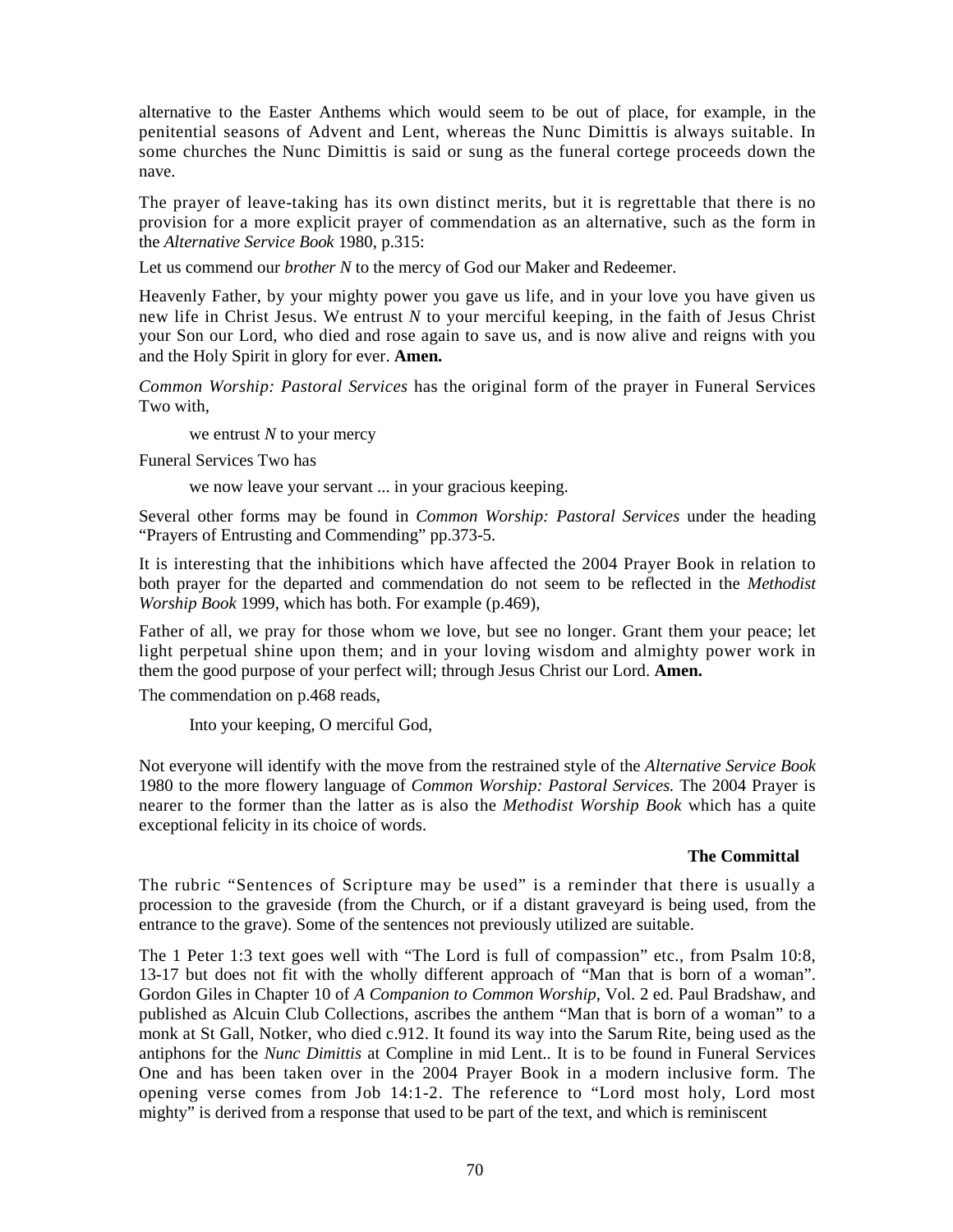alternative to the Easter Anthems which would seem to be out of place, for example, in the penitential seasons of Advent and Lent, whereas the Nunc Dimittis is always suitable. In some churches the Nunc Dimittis is said or sung as the funeral cortege proceeds down the nave.

The prayer of leave-taking has its own distinct merits, but it is regrettable that there is no provision for a more explicit prayer of commendation as an alternative, such as the form in the *Alternative Service Book* 1980, p.315:

Let us commend our *brother N* to the mercy of God our Maker and Redeemer.

Heavenly Father, by your mighty power you gave us life, and in your love you have given us new life in Christ Jesus. We entrust *N* to your merciful keeping, in the faith of Jesus Christ your Son our Lord, who died and rose again to save us, and is now alive and reigns with you and the Holy Spirit in glory for ever. **Amen.**

*Common Worship: Pastoral Services* has the original form of the prayer in Funeral Services Two with,

> we entrust *N* to your mercy

Funeral Services Two has

> we now leave your servant ... in your gracious keeping.

Several other forms may be found in *Common Worship: Pastoral Services* under the heading "Prayers of Entrusting and Commending" pp.373-5.

It is interesting that the inhibitions which have affected the 2004 Prayer Book in relation to both prayer for the departed and commendation do not seem to be reflected in the *Methodist Worship Book* 1999, which has both. For example (p.469),

Father of all, we pray for those whom we love, but see no longer. Grant them your peace; let light perpetual shine upon them; and in your loving wisdom and almighty power work in them the good purpose of your perfect will; through Jesus Christ our Lord. **Amen.**

The commendation on p.468 reads,

> Into your keeping, O merciful God,

Not everyone will identify with the move from the restrained style of the *Alternative Service Book* 1980 to the more flowery language of *Common Worship: Pastoral Services.* The 2004 Prayer is nearer to the former than the latter as is also the *Methodist Worship Book* which has a quite exceptional felicity in its choice of words.

### The Committal

The rubric "Sentences of Scripture may be used" is a reminder that there is usually a procession to the graveside (from the Church, or if a distant graveyard is being used, from the entrance to the grave). Some of the sentences not previously utilized are suitable.

The 1 Peter 1:3 text goes well with "The Lord is full of compassion" etc., from Psalm 10:8, 13-17 but does not fit with the wholly different approach of "Man that is born of a woman". Gordon Giles in Chapter 10 of *A Companion to Common Worship,* Vol. 2 ed. Paul Bradshaw, and published as Alcuin Club Collections, ascribes the anthem "Man that is born of a woman" to a monk at St Gall, Notker, who died c.912. It found its way into the Sarum Rite, being used as the antiphons for the *Nunc Dimittis* at Compline in mid Lent.. It is to be found in Funeral Services One and has been taken over in the 2004 Prayer Book in a modern inclusive form. The opening verse comes from Job 14:1-2. The reference to "Lord most holy, Lord most mighty" is derived from a response that used to be part of the text, and which is reminiscent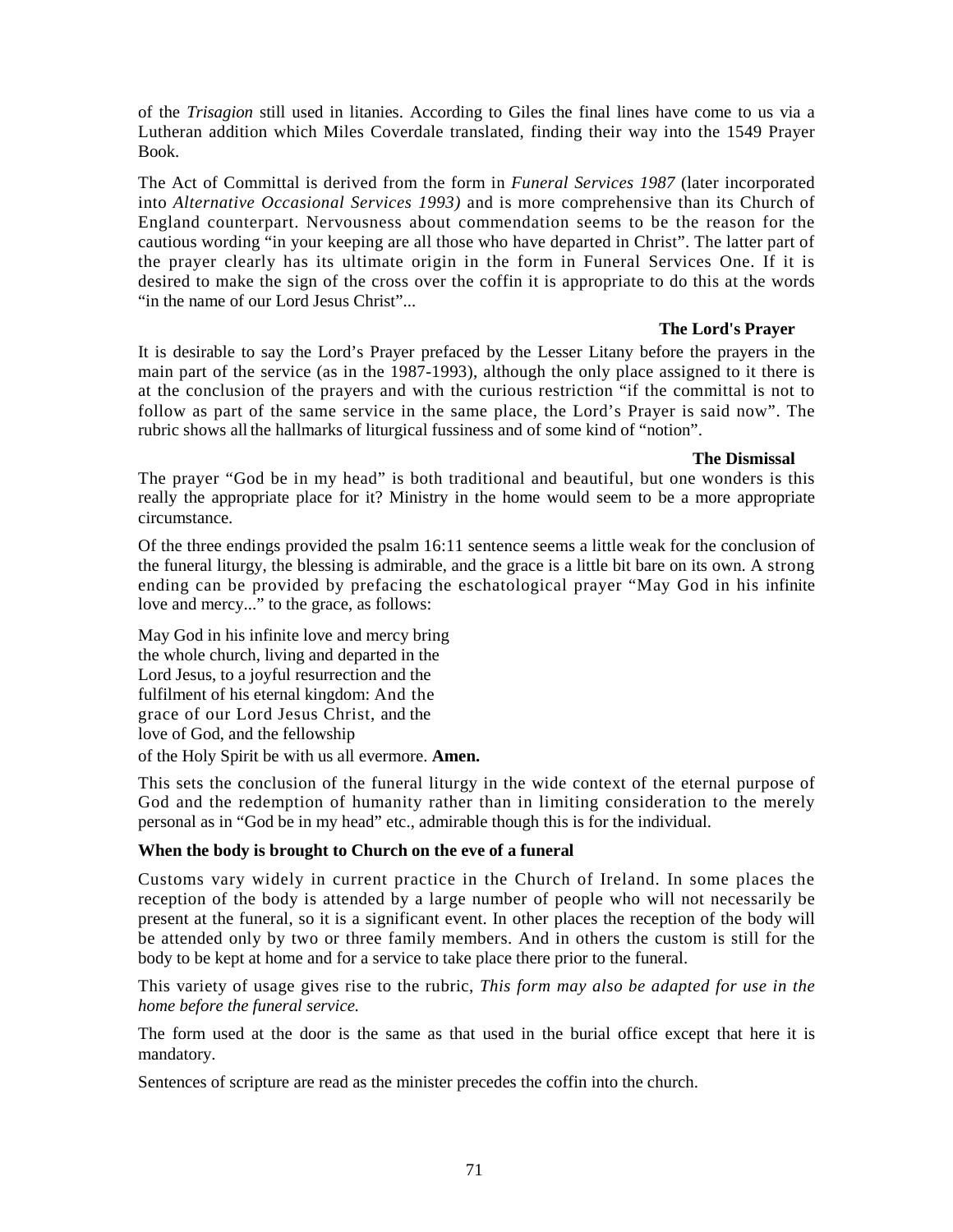of the *Trisagion* still used in litanies. According to Giles the final lines have come to us via a Lutheran addition which Miles Coverdale translated, finding their way into the 1549 Prayer Book.

The Act of Committal is derived from the form in *Funeral Services 1987* (later incorporated into *Alternative Occasional Services 1993)* and is more comprehensive than its Church of England counterpart. Nervousness about commendation seems to be the reason for the cautious wording "in your keeping are all those who have departed in Christ". The latter part of the prayer clearly has its ultimate origin in the form in Funeral Services One. If it is desired to make the sign of the cross over the coffin it is appropriate to do this at the words "in the name of our Lord Jesus Christ"...

**The Lord's Prayer**

It is desirable to say the Lord's Prayer prefaced by the Lesser Litany before the prayers in the main part of the service (as in the 1987-1993), although the only place assigned to it there is at the conclusion of the prayers and with the curious restriction "if the committal is not to follow as part of the same service in the same place, the Lord's Prayer is said now". The rubric shows all the hallmarks of liturgical fussiness and of some kind of "notion".

**The Dismissal**

The prayer "God be in my head" is both traditional and beautiful, but one wonders is this really the appropriate place for it? Ministry in the home would seem to be a more appropriate circumstance.

Of the three endings provided the psalm 16:11 sentence seems a little weak for the conclusion of the funeral liturgy, the blessing is admirable, and the grace is a little bit bare on its own. A strong ending can be provided by prefacing the eschatological prayer "May God in his infinite love and mercy..." to the grace, as follows:

May God in his infinite love and mercy bring
the whole church, living and departed in the
Lord Jesus, to a joyful resurrection and the
fulfilment of his eternal kingdom: And the
grace of our Lord Jesus Christ, and the
love of God, and the fellowship
of the Holy Spirit be with us all evermore. **Amen.**

This sets the conclusion of the funeral liturgy in the wide context of the eternal purpose of God and the redemption of humanity rather than in limiting consideration to the merely personal as in "God be in my head" etc., admirable though this is for the individual.

**When the body is brought to Church on the eve of a funeral**

Customs vary widely in current practice in the Church of Ireland. In some places the reception of the body is attended by a large number of people who will not necessarily be present at the funeral, so it is a significant event. In other places the reception of the body will be attended only by two or three family members. And in others the custom is still for the body to be kept at home and for a service to take place there prior to the funeral.

This variety of usage gives rise to the rubric, *This form may also be adapted for use in the home before the funeral service.*

The form used at the door is the same as that used in the burial office except that here it is mandatory.

Sentences of scripture are read as the minister precedes the coffin into the church.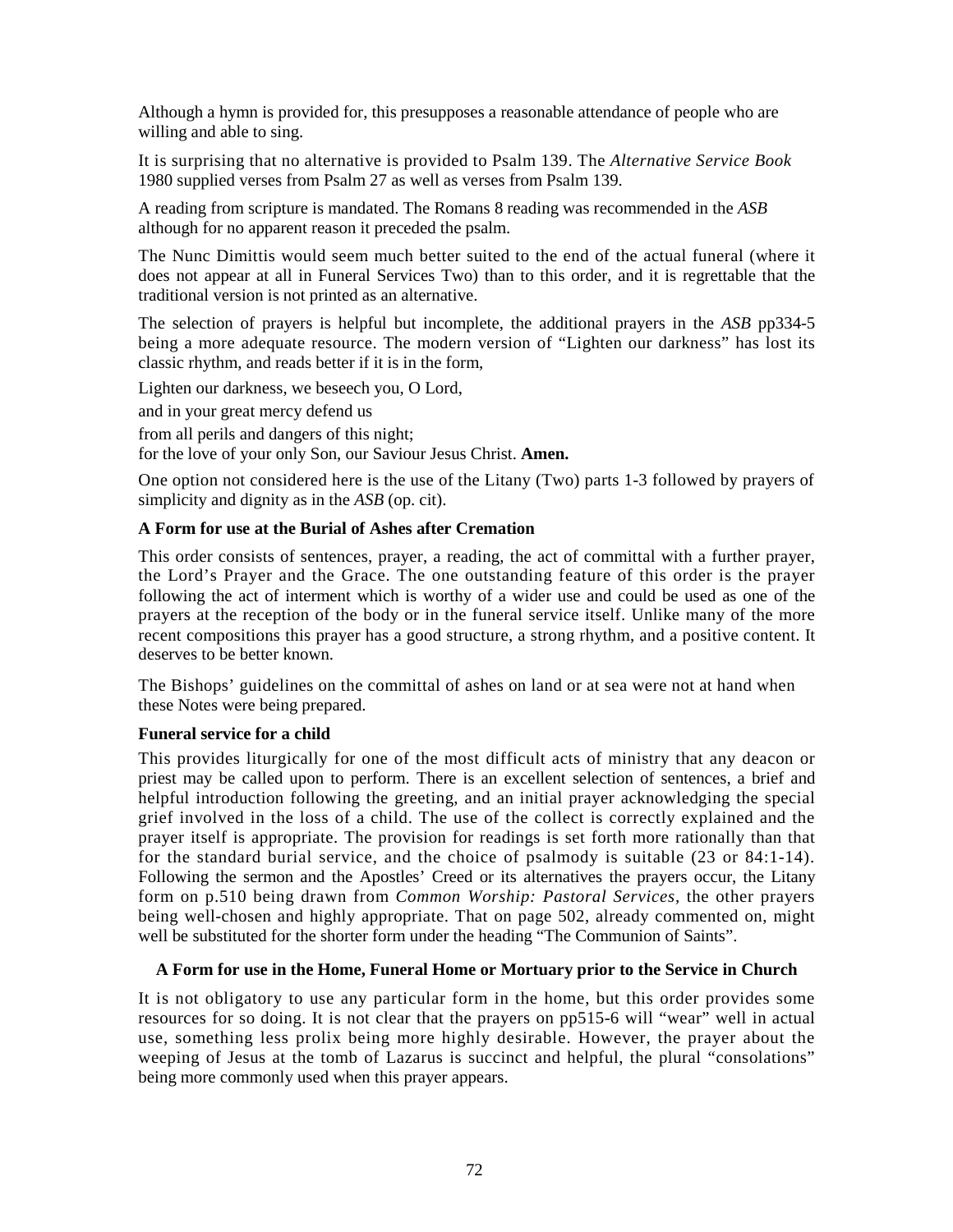Although a hymn is provided for, this presupposes a reasonable attendance of people who are willing and able to sing.

It is surprising that no alternative is provided to Psalm 139. The *Alternative Service Book* 1980 supplied verses from Psalm 27 as well as verses from Psalm 139.

A reading from scripture is mandated. The Romans 8 reading was recommended in the *ASB* although for no apparent reason it preceded the psalm.

The Nunc Dimittis would seem much better suited to the end of the actual funeral (where it does not appear at all in Funeral Services Two) than to this order, and it is regrettable that the traditional version is not printed as an alternative.

The selection of prayers is helpful but incomplete, the additional prayers in the *ASB* pp334-5 being a more adequate resource. The modern version of "Lighten our darkness" has lost its classic rhythm, and reads better if it is in the form,

Lighten our darkness, we beseech you, O Lord,

and in your great mercy defend us

from all perils and dangers of this night;

for the love of your only Son, our Saviour Jesus Christ. **Amen.**

One option not considered here is the use of the Litany (Two) parts 1-3 followed by prayers of simplicity and dignity as in the *ASB* (op. cit).

**A Form for use at the Burial of Ashes after Cremation**

This order consists of sentences, prayer, a reading, the act of committal with a further prayer, the Lord's Prayer and the Grace. The one outstanding feature of this order is the prayer following the act of interment which is worthy of a wider use and could be used as one of the prayers at the reception of the body or in the funeral service itself. Unlike many of the more recent compositions this prayer has a good structure, a strong rhythm, and a positive content. It deserves to be better known.

The Bishops' guidelines on the committal of ashes on land or at sea were not at hand when these Notes were being prepared.

**Funeral service for a child**

This provides liturgically for one of the most difficult acts of ministry that any deacon or priest may be called upon to perform. There is an excellent selection of sentences, a brief and helpful introduction following the greeting, and an initial prayer acknowledging the special grief involved in the loss of a child. The use of the collect is correctly explained and the prayer itself is appropriate. The provision for readings is set forth more rationally than that for the standard burial service, and the choice of psalmody is suitable (23 or 84:1-14). Following the sermon and the Apostles' Creed or its alternatives the prayers occur, the Litany form on p.510 being drawn from *Common Worship: Pastoral Services*, the other prayers being well-chosen and highly appropriate. That on page 502, already commented on, might well be substituted for the shorter form under the heading "The Communion of Saints".

**A Form for use in the Home, Funeral Home or Mortuary prior to the Service in Church**

It is not obligatory to use any particular form in the home, but this order provides some resources for so doing. It is not clear that the prayers on pp515-6 will "wear" well in actual use, something less prolix being more highly desirable. However, the prayer about the weeping of Jesus at the tomb of Lazarus is succinct and helpful, the plural "consolations" being more commonly used when this prayer appears.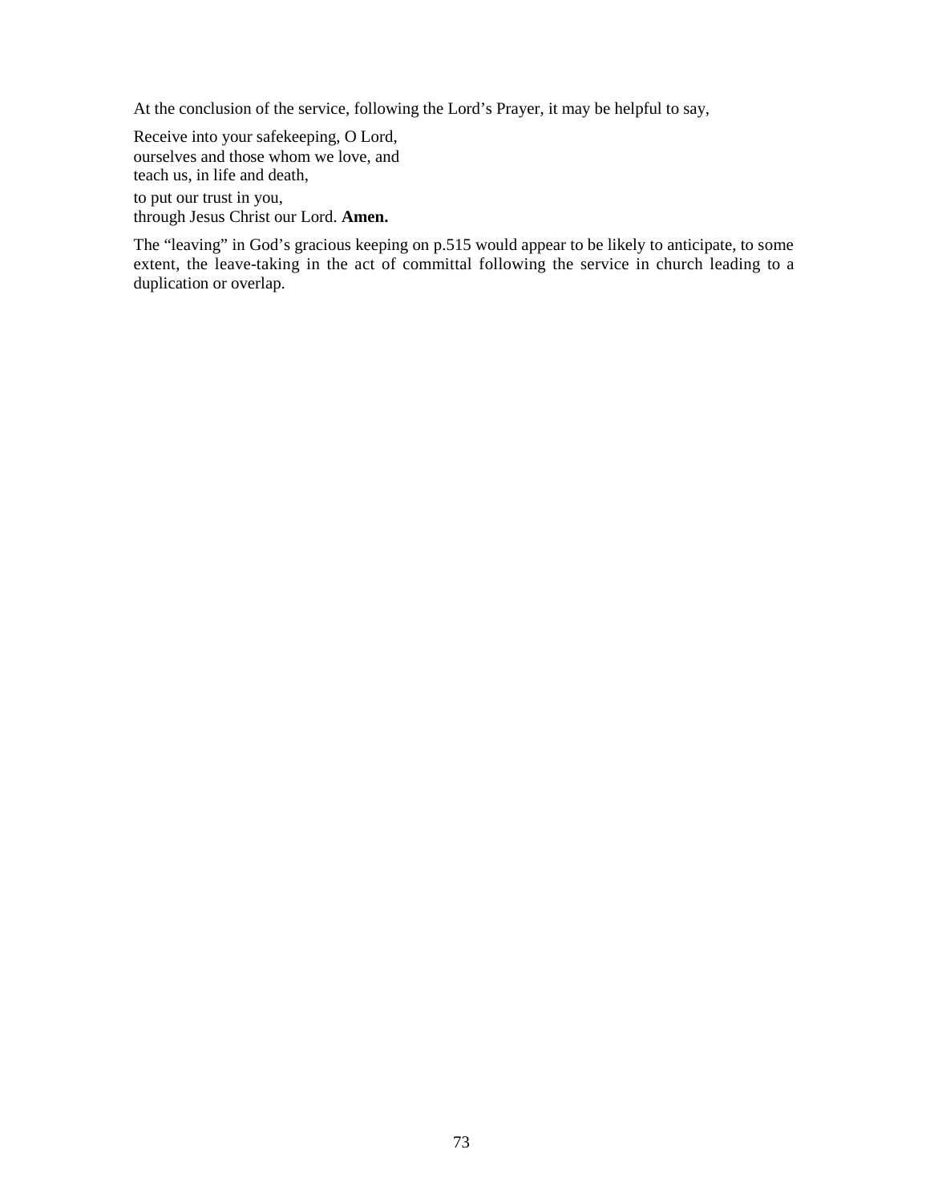At the conclusion of the service, following the Lord's Prayer, it may be helpful to say,

Receive into your safekeeping, O Lord,  
ourselves and those whom we love, and  
teach us, in life and death,  
to put our trust in you,  
through Jesus Christ our Lord. **Amen.**

The "leaving" in God's gracious keeping on p.515 would appear to be likely to anticipate, to some extent, the leave-taking in the act of committal following the service in church leading to a duplication or overlap.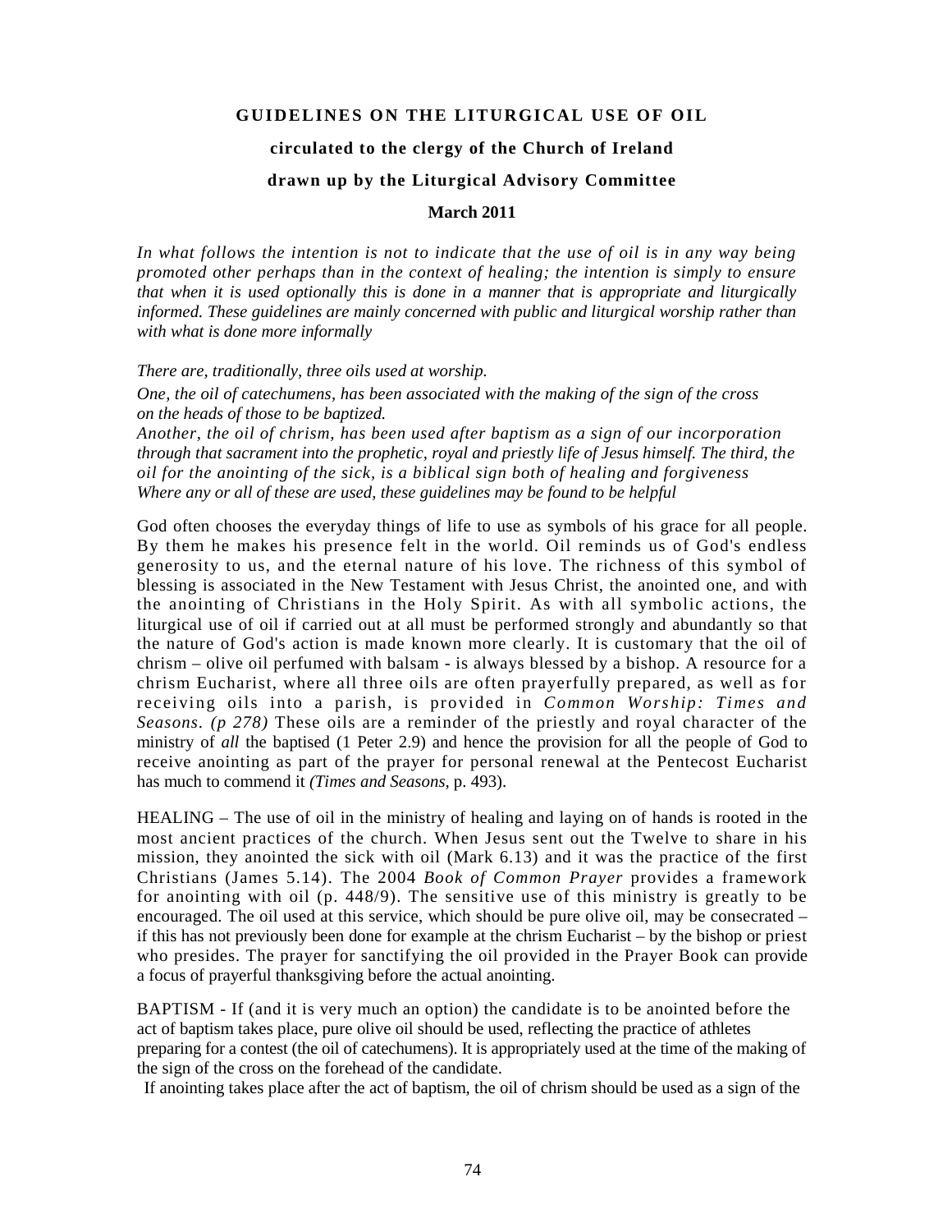**GUIDELINES ON THE LITURGICAL USE OF OIL**

**circulated to the clergy of the Church of Ireland**

**drawn up by the Liturgical Advisory Committee**

**March 2011**

*In what follows the intention is not to indicate that the use of oil is in any way being promoted other perhaps than in the context of healing; the intention is simply to ensure that when it is used optionally this is done in a manner that is appropriate and liturgically informed. These guidelines are mainly concerned with public and liturgical worship rather than with what is done more informally*

*There are, traditionally, three oils used at worship.*

*One, the oil of catechumens, has been associated with the making of the sign of the cross on the heads of those to be baptized.*

*Another, the oil of chrism, has been used after baptism as a sign of our incorporation through that sacrament into the prophetic, royal and priestly life of Jesus himself. The third, the oil for the anointing of the sick, is a biblical sign both of healing and forgiveness Where any or all of these are used, these guidelines may be found to be helpful*

God often chooses the everyday things of life to use as symbols of his grace for all people. By them he makes his presence felt in the world. Oil reminds us of God's endless generosity to us, and the eternal nature of his love. The richness of this symbol of blessing is associated in the New Testament with Jesus Christ, the anointed one, and with the anointing of Christians in the Holy Spirit. As with all symbolic actions, the liturgical use of oil if carried out at all must be performed strongly and abundantly so that the nature of God's action is made known more clearly. It is customary that the oil of chrism – olive oil perfumed with balsam - is always blessed by a bishop. A resource for a chrism Eucharist, where all three oils are often prayerfully prepared, as well as for receiving oils into a parish, is provided in *Common Worship: Times and Seasons. (p 278)* These oils are a reminder of the priestly and royal character of the ministry of *all* the baptised (1 Peter 2.9) and hence the provision for all the people of God to receive anointing as part of the prayer for personal renewal at the Pentecost Eucharist has much to commend it *(Times and Seasons,* p. 493).

HEALING – The use of oil in the ministry of healing and laying on of hands is rooted in the most ancient practices of the church. When Jesus sent out the Twelve to share in his mission, they anointed the sick with oil (Mark 6.13) and it was the practice of the first Christians (James 5.14). The 2004 *Book of Common Prayer* provides a framework for anointing with oil (p. 448/9). The sensitive use of this ministry is greatly to be encouraged. The oil used at this service, which should be pure olive oil, may be consecrated – if this has not previously been done for example at the chrism Eucharist – by the bishop or priest who presides. The prayer for sanctifying the oil provided in the Prayer Book can provide a focus of prayerful thanksgiving before the actual anointing.

BAPTISM - If (and it is very much an option) the candidate is to be anointed before the act of baptism takes place, pure olive oil should be used, reflecting the practice of athletes preparing for a contest (the oil of catechumens). It is appropriately used at the time of the making of the sign of the cross on the forehead of the candidate.

If anointing takes place after the act of baptism, the oil of chrism should be used as a sign of the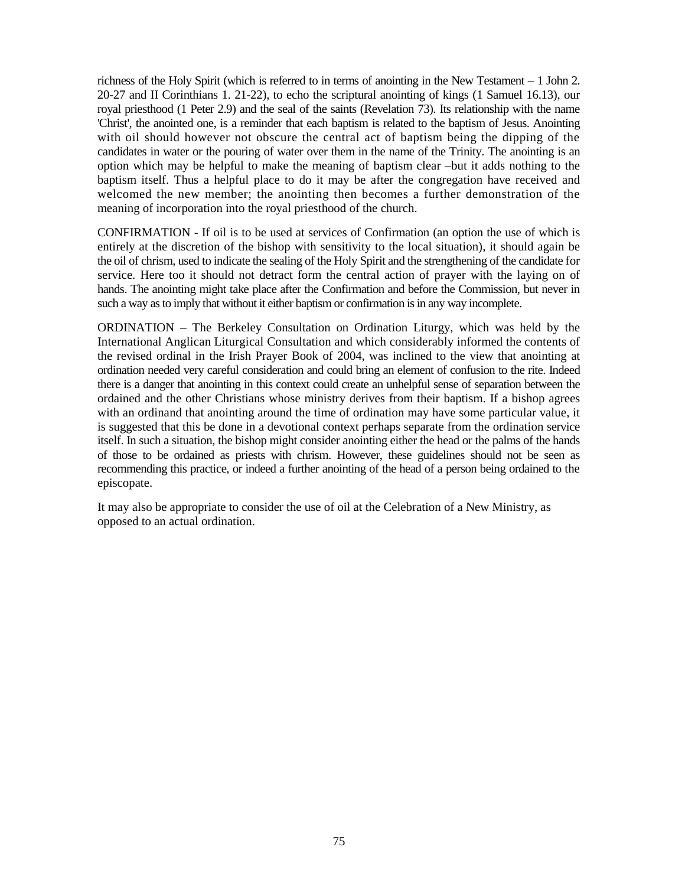richness of the Holy Spirit (which is referred to in terms of anointing in the New Testament – 1 John 2. 20-27 and II Corinthians 1. 21-22), to echo the scriptural anointing of kings (1 Samuel 16.13), our royal priesthood (1 Peter 2.9) and the seal of the saints (Revelation 73). Its relationship with the name 'Christ', the anointed one, is a reminder that each baptism is related to the baptism of Jesus. Anointing with oil should however not obscure the central act of baptism being the dipping of the candidates in water or the pouring of water over them in the name of the Trinity. The anointing is an option which may be helpful to make the meaning of baptism clear –but it adds nothing to the baptism itself. Thus a helpful place to do it may be after the congregation have received and welcomed the new member; the anointing then becomes a further demonstration of the meaning of incorporation into the royal priesthood of the church.

CONFIRMATION - If oil is to be used at services of Confirmation (an option the use of which is entirely at the discretion of the bishop with sensitivity to the local situation), it should again be the oil of chrism, used to indicate the sealing of the Holy Spirit and the strengthening of the candidate for service. Here too it should not detract form the central action of prayer with the laying on of hands. The anointing might take place after the Confirmation and before the Commission, but never in such a way as to imply that without it either baptism or confirmation is in any way incomplete.

ORDINATION – The Berkeley Consultation on Ordination Liturgy, which was held by the International Anglican Liturgical Consultation and which considerably informed the contents of the revised ordinal in the Irish Prayer Book of 2004, was inclined to the view that anointing at ordination needed very careful consideration and could bring an element of confusion to the rite. Indeed there is a danger that anointing in this context could create an unhelpful sense of separation between the ordained and the other Christians whose ministry derives from their baptism. If a bishop agrees with an ordinand that anointing around the time of ordination may have some particular value, it is suggested that this be done in a devotional context perhaps separate from the ordination service itself. In such a situation, the bishop might consider anointing either the head or the palms of the hands of those to be ordained as priests with chrism. However, these guidelines should not be seen as recommending this practice, or indeed a further anointing of the head of a person being ordained to the episcopate.

It may also be appropriate to consider the use of oil at the Celebration of a New Ministry, as opposed to an actual ordination.